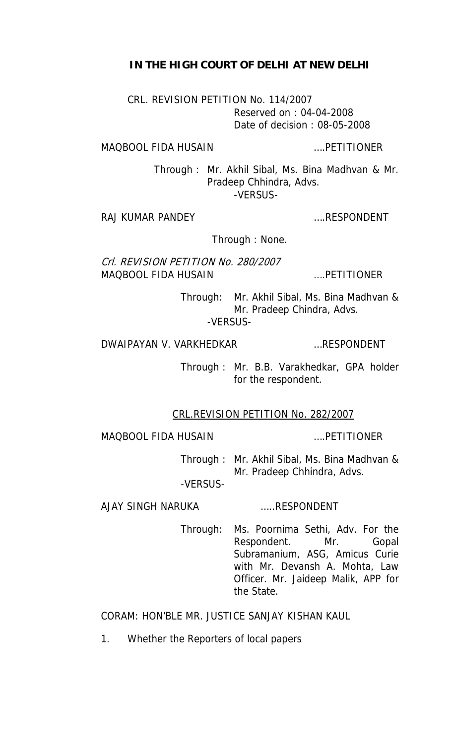**IN THE HIGH COURT OF DELHI AT NEW DELHI**

CRL. REVISION PETITION No. 114/2007
Reserved on : 04-04-2008
Date of decision : 08-05-2008

MAQBOOL FIDA HUSAIN ....PETITIONER

Through : Mr. Akhil Sibal, Ms. Bina Madhvan & Mr. Pradeep Chhindra, Advs.

-VERSUS-

RAJ KUMAR PANDEY ....RESPONDENT

Through : None.

*Crl. REVISION PETITION No. 280/2007*

MAQBOOL FIDA HUSAIN ....PETITIONER

Through: Mr. Akhil Sibal, Ms. Bina Madhvan & Mr. Pradeep Chindra, Advs.

-VERSUS-

DWAIPAYAN V. VARKHEDKAR ...RESPONDENT

Through : Mr. B.B. Varakhedkar, GPA holder for the respondent.

CRL.REVISION PETITION No. 282/2007

MAQBOOL FIDA HUSAIN ....PETITIONER

Through : Mr. Akhil Sibal, Ms. Bina Madhvan & Mr. Pradeep Chhindra, Advs.

-VERSUS-

AJAY SINGH NARUKA .....RESPONDENT

Through: Ms. Poornima Sethi, Adv. For the Respondent. Mr. Gopal Subramanium, ASG, Amicus Curie with Mr. Devansh A. Mohta, Law Officer. Mr. Jaideep Malik, APP for the State.

CORAM: HON'BLE MR. JUSTICE SANJAY KISHAN KAUL

1. Whether the Reporters of local papers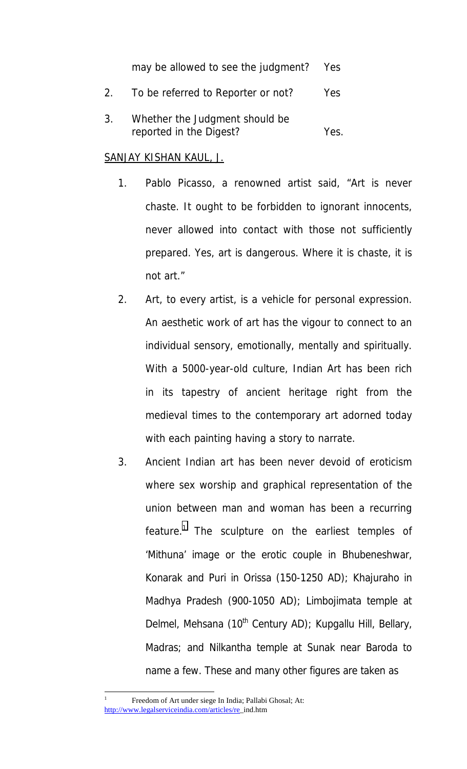may be allowed to see the judgment? Yes

2. To be referred to Reporter or not? Yes

3. Whether the Judgment should be reported in the Digest? Yes.

SANJAY KISHAN KAUL, J.

1. Pablo Picasso, a renowned artist said, "Art is never chaste. It ought to be forbidden to ignorant innocents, never allowed into contact with those not sufficiently prepared. Yes, art is dangerous. Where it is chaste, it is not art."

2. Art, to every artist, is a vehicle for personal expression. An aesthetic work of art has the vigour to connect to an individual sensory, emotionally, mentally and spiritually. With a 5000-year-old culture, Indian Art has been rich in its tapestry of ancient heritage right from the medieval times to the contemporary art adorned today with each painting having a story to narrate.

3. Ancient Indian art has been never devoid of eroticism where sex worship and graphical representation of the union between man and woman has been a recurring feature.[1] The sculpture on the earliest temples of 'Mithuna' image or the erotic couple in Bhubeneshwar, Konarak and Puri in Orissa (150-1250 AD); Khajuraho in Madhya Pradesh (900-1050 AD); Limbojimata temple at Delmel, Mehsana (10th Century AD); Kupgallu Hill, Bellary, Madras; and Nilkantha temple at Sunak near Baroda to name a few. These and many other figures are taken as

[1] Freedom of Art under siege In India; Pallabi Ghosal; At: http://www.legalserviceindia.com/articles/re_ind.htm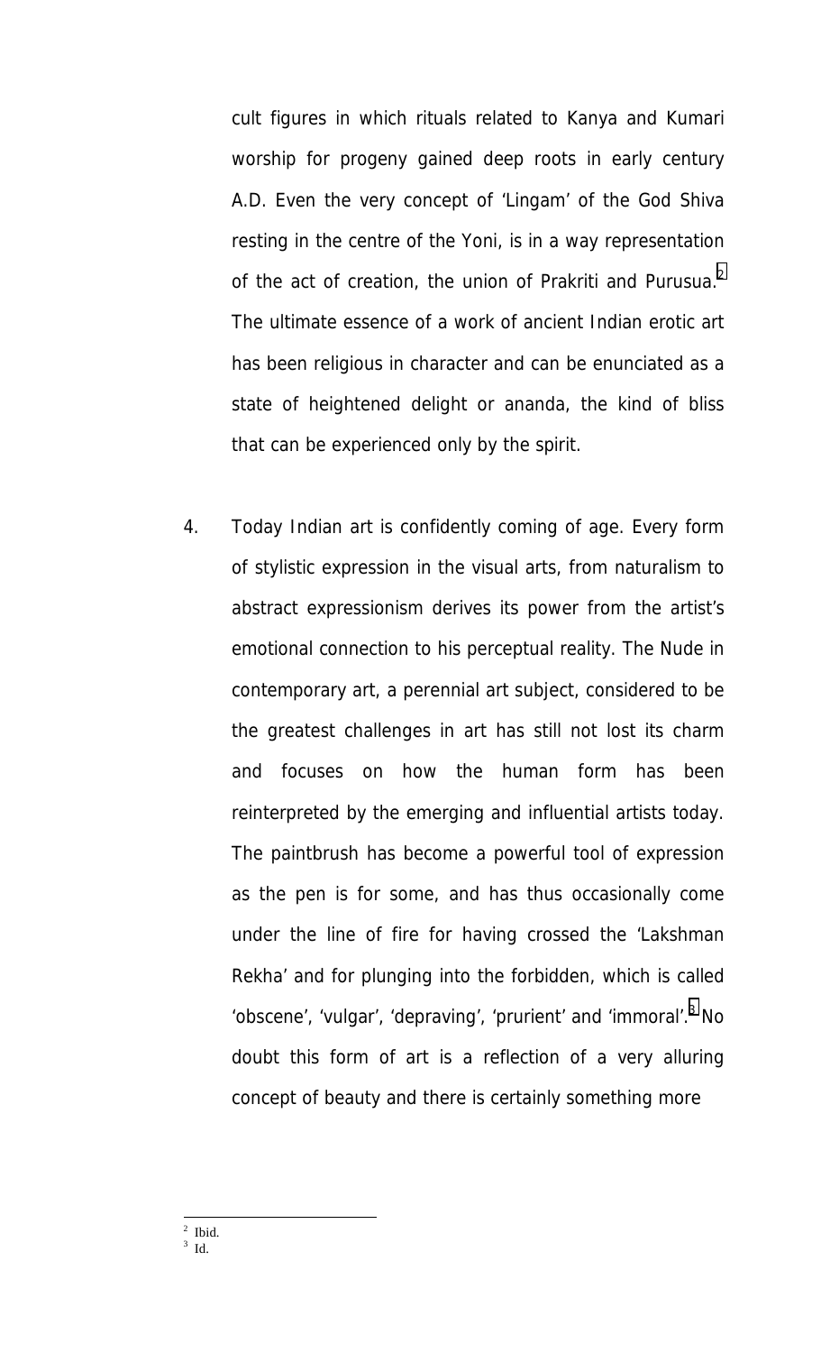cult figures in which rituals related to Kanya and Kumari worship for progeny gained deep roots in early century A.D. Even the very concept of 'Lingam' of the God Shiva resting in the centre of the Yoni, is in a way representation of the act of creation, the union of Prakriti and Purusua.[2] The ultimate essence of a work of ancient Indian erotic art has been religious in character and can be enunciated as a state of heightened delight or ananda, the kind of bliss that can be experienced only by the spirit.

4. Today Indian art is confidently coming of age. Every form of stylistic expression in the visual arts, from naturalism to abstract expressionism derives its power from the artist's emotional connection to his perceptual reality. The Nude in contemporary art, a perennial art subject, considered to be the greatest challenges in art has still not lost its charm and focuses on how the human form has been reinterpreted by the emerging and influential artists today. The paintbrush has become a powerful tool of expression as the pen is for some, and has thus occasionally come under the line of fire for having crossed the 'Lakshman Rekha' and for plunging into the forbidden, which is called 'obscene', 'vulgar', 'depraving', 'prurient' and 'immoral'.[3] No doubt this form of art is a reflection of a very alluring concept of beauty and there is certainly something more

---

[2] Ibid.
[3] Id.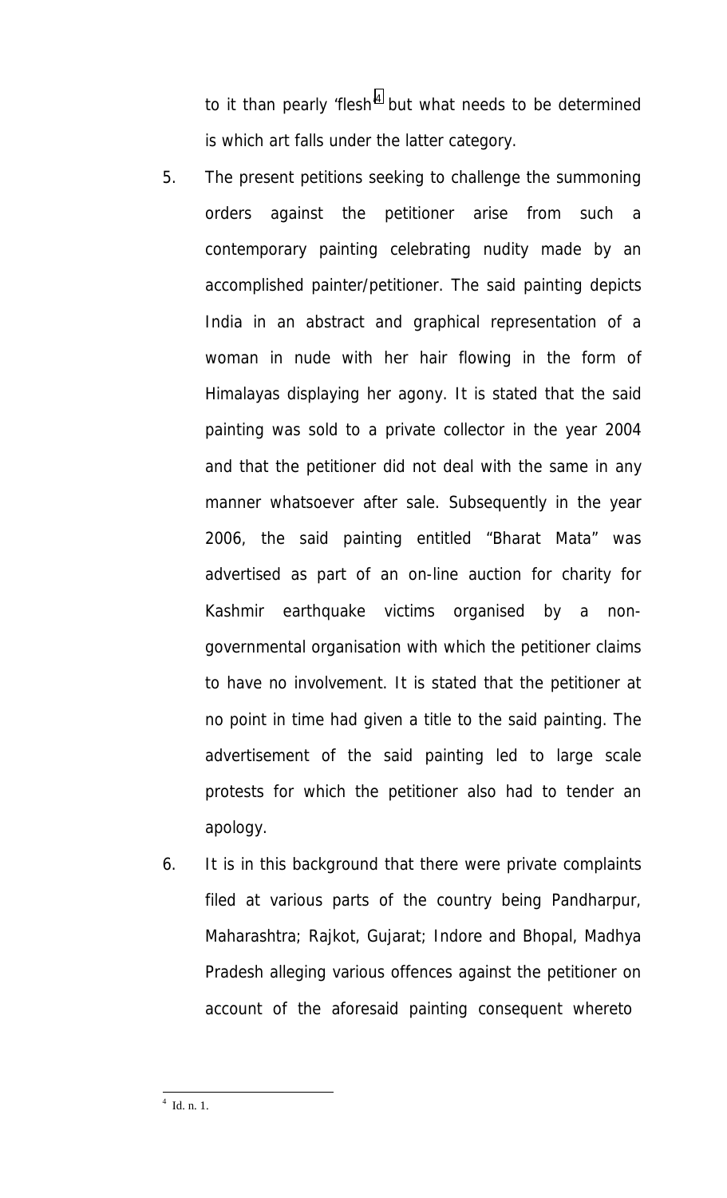to it than pearly 'flesh'[4] but what needs to be determined is which art falls under the latter category.

5. The present petitions seeking to challenge the summoning orders against the petitioner arise from such a contemporary painting celebrating nudity made by an accomplished painter/petitioner. The said painting depicts India in an abstract and graphical representation of a woman in nude with her hair flowing in the form of Himalayas displaying her agony. It is stated that the said painting was sold to a private collector in the year 2004 and that the petitioner did not deal with the same in any manner whatsoever after sale. Subsequently in the year 2006, the said painting entitled "Bharat Mata" was advertised as part of an on-line auction for charity for Kashmir earthquake victims organised by a non-governmental organisation with which the petitioner claims to have no involvement. It is stated that the petitioner at no point in time had given a title to the said painting. The advertisement of the said painting led to large scale protests for which the petitioner also had to tender an apology.

6. It is in this background that there were private complaints filed at various parts of the country being Pandharpur, Maharashtra; Rajkot, Gujarat; Indore and Bhopal, Madhya Pradesh alleging various offences against the petitioner on account of the aforesaid painting consequent whereto

---

[4] Id. n. 1.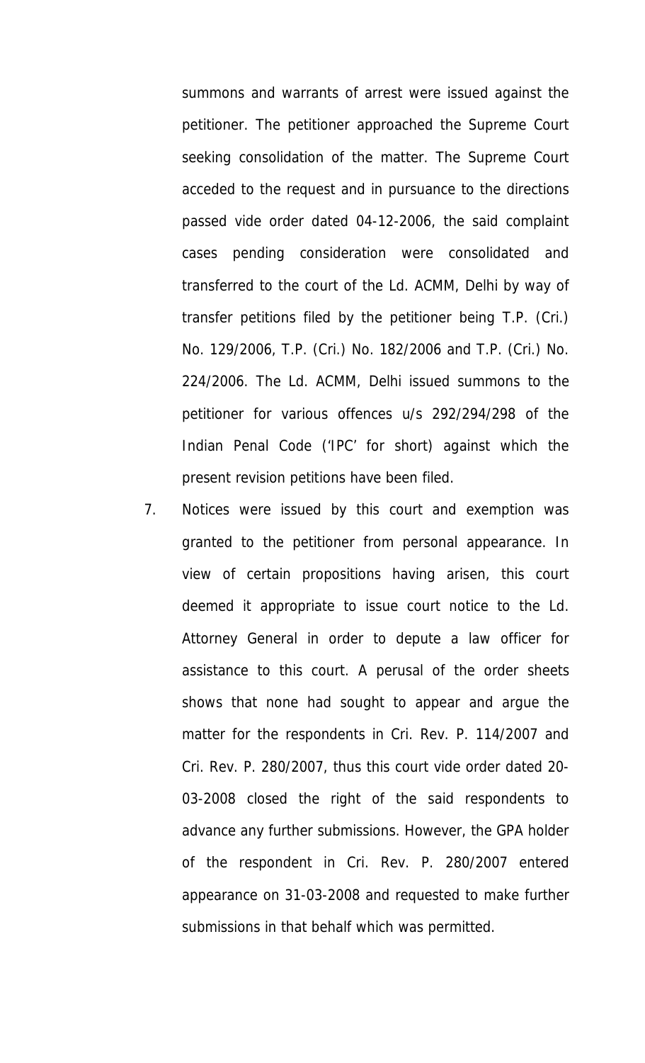summons and warrants of arrest were issued against the petitioner. The petitioner approached the Supreme Court seeking consolidation of the matter. The Supreme Court acceded to the request and in pursuance to the directions passed vide order dated 04-12-2006, the said complaint cases pending consideration were consolidated and transferred to the court of the Ld. ACMM, Delhi by way of transfer petitions filed by the petitioner being T.P. (Cri.) No. 129/2006, T.P. (Cri.) No. 182/2006 and T.P. (Cri.) No. 224/2006. The Ld. ACMM, Delhi issued summons to the petitioner for various offences u/s 292/294/298 of the Indian Penal Code ('IPC' for short) against which the present revision petitions have been filed.

7. Notices were issued by this court and exemption was granted to the petitioner from personal appearance. In view of certain propositions having arisen, this court deemed it appropriate to issue court notice to the Ld. Attorney General in order to depute a law officer for assistance to this court. A perusal of the order sheets shows that none had sought to appear and argue the matter for the respondents in Cri. Rev. P. 114/2007 and Cri. Rev. P. 280/2007, thus this court vide order dated 20-03-2008 closed the right of the said respondents to advance any further submissions. However, the GPA holder of the respondent in Cri. Rev. P. 280/2007 entered appearance on 31-03-2008 and requested to make further submissions in that behalf which was permitted.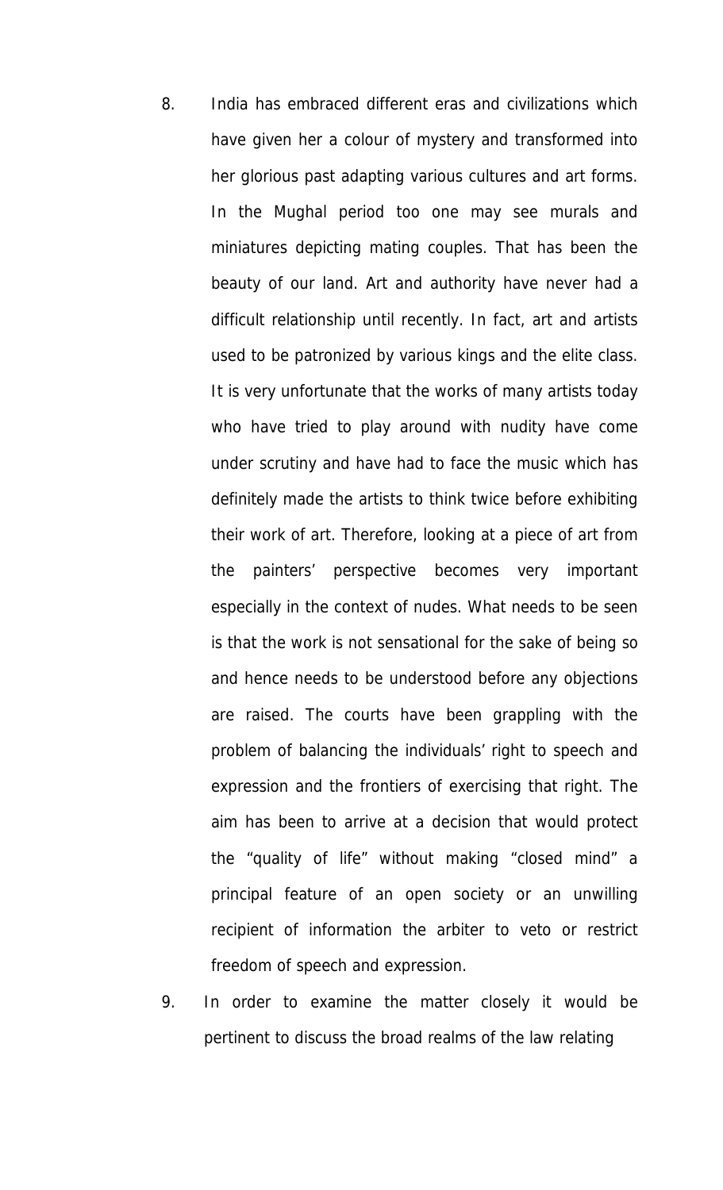8. India has embraced different eras and civilizations which have given her a colour of mystery and transformed into her glorious past adapting various cultures and art forms. In the Mughal period too one may see murals and miniatures depicting mating couples. That has been the beauty of our land. Art and authority have never had a difficult relationship until recently. In fact, art and artists used to be patronized by various kings and the elite class. It is very unfortunate that the works of many artists today who have tried to play around with nudity have come under scrutiny and have had to face the music which has definitely made the artists to think twice before exhibiting their work of art. Therefore, looking at a piece of art from the painters' perspective becomes very important especially in the context of nudes. What needs to be seen is that the work is not sensational for the sake of being so and hence needs to be understood before any objections are raised. The courts have been grappling with the problem of balancing the individuals' right to speech and expression and the frontiers of exercising that right. The aim has been to arrive at a decision that would protect the "quality of life" without making "closed mind" a principal feature of an open society or an unwilling recipient of information the arbiter to veto or restrict freedom of speech and expression.

9. In order to examine the matter closely it would be pertinent to discuss the broad realms of the law relating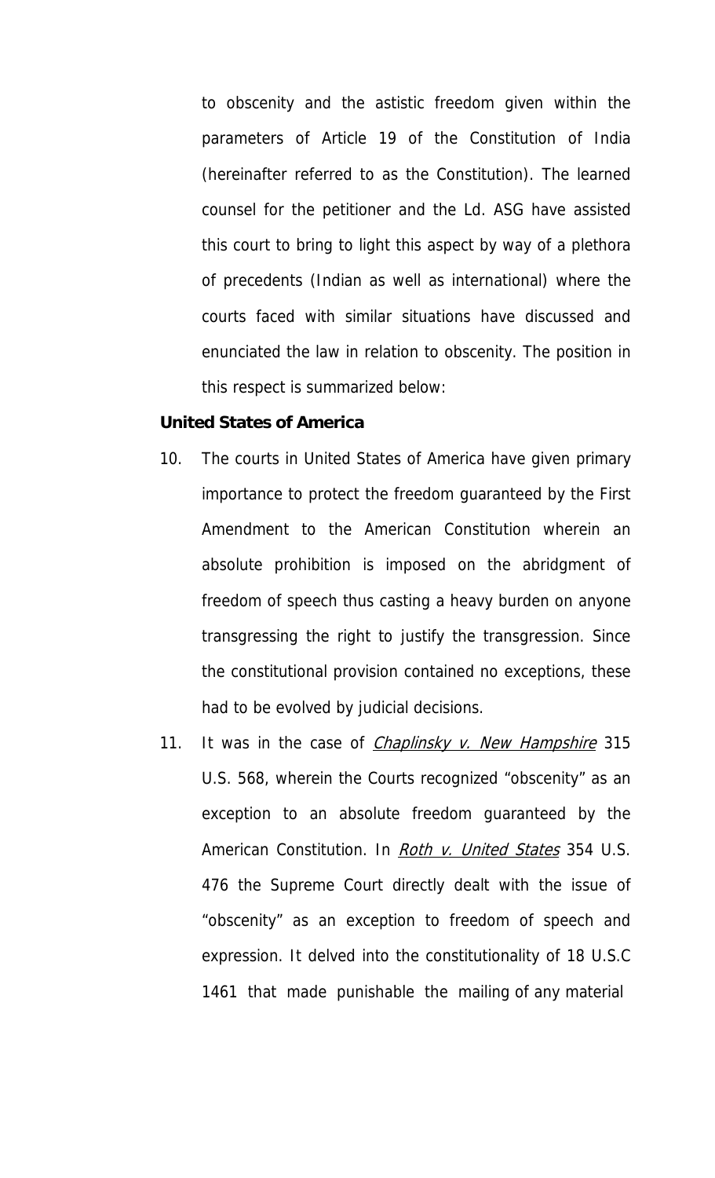to obscenity and the astistic freedom given within the parameters of Article 19 of the Constitution of India (hereinafter referred to as the Constitution). The learned counsel for the petitioner and the Ld. ASG have assisted this court to bring to light this aspect by way of a plethora of precedents (Indian as well as international) where the courts faced with similar situations have discussed and enunciated the law in relation to obscenity. The position in this respect is summarized below:

**United States of America**

10. The courts in United States of America have given primary importance to protect the freedom guaranteed by the First Amendment to the American Constitution wherein an absolute prohibition is imposed on the abridgment of freedom of speech thus casting a heavy burden on anyone transgressing the right to justify the transgression. Since the constitutional provision contained no exceptions, these had to be evolved by judicial decisions.

11. It was in the case of *Chaplinsky v. New Hampshire* 315 U.S. 568, wherein the Courts recognized "obscenity" as an exception to an absolute freedom guaranteed by the American Constitution. In *Roth v. United States* 354 U.S. 476 the Supreme Court directly dealt with the issue of "obscenity" as an exception to freedom of speech and expression. It delved into the constitutionality of 18 U.S.C 1461 that made punishable the mailing of any material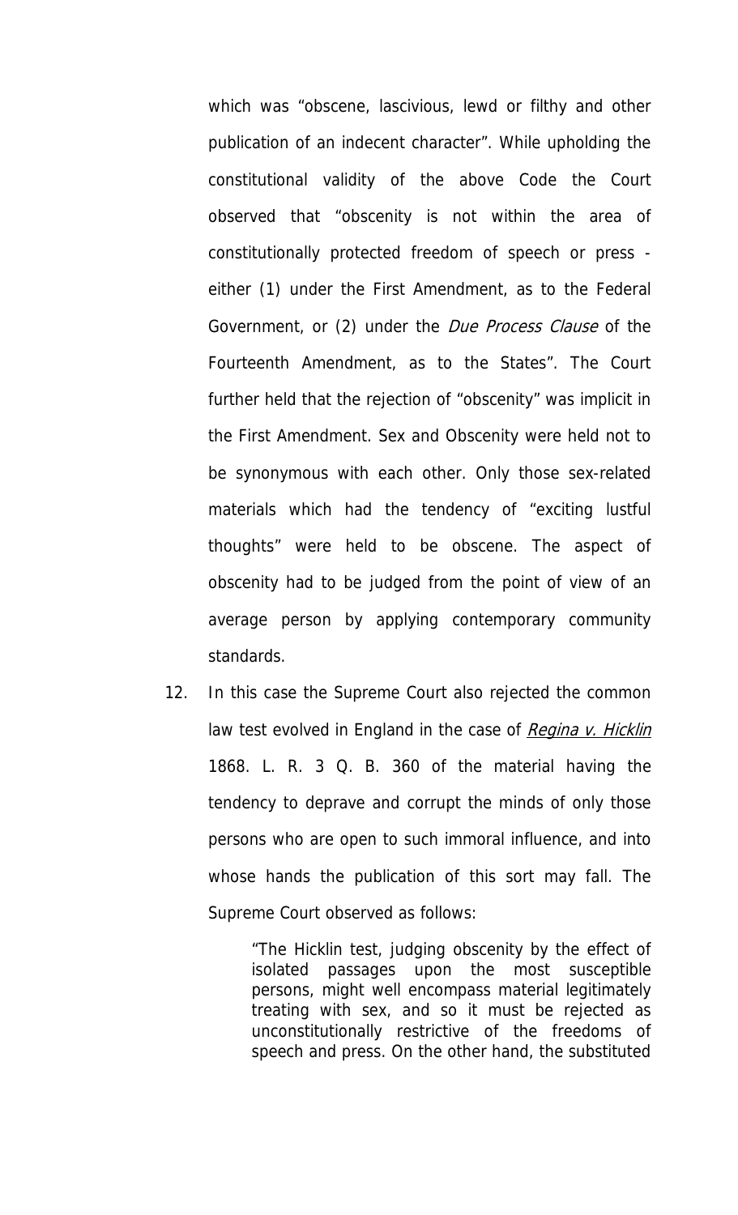which was "obscene, lascivious, lewd or filthy and other publication of an indecent character". While upholding the constitutional validity of the above Code the Court observed that "obscenity is not within the area of constitutionally protected freedom of speech or press - either (1) under the First Amendment, as to the Federal Government, or (2) under the *Due Process Clause* of the Fourteenth Amendment, as to the States". The Court further held that the rejection of "obscenity" was implicit in the First Amendment. Sex and Obscenity were held not to be synonymous with each other. Only those sex-related materials which had the tendency of "exciting lustful thoughts" were held to be obscene. The aspect of obscenity had to be judged from the point of view of an average person by applying contemporary community standards.

12. In this case the Supreme Court also rejected the common law test evolved in England in the case of *Regina v. Hicklin* 1868. L. R. 3 Q. B. 360 of the material having the tendency to deprave and corrupt the minds of only those persons who are open to such immoral influence, and into whose hands the publication of this sort may fall. The Supreme Court observed as follows:

> "The Hicklin test, judging obscenity by the effect of isolated passages upon the most susceptible persons, might well encompass material legitimately treating with sex, and so it must be rejected as unconstitutionally restrictive of the freedoms of speech and press. On the other hand, the substituted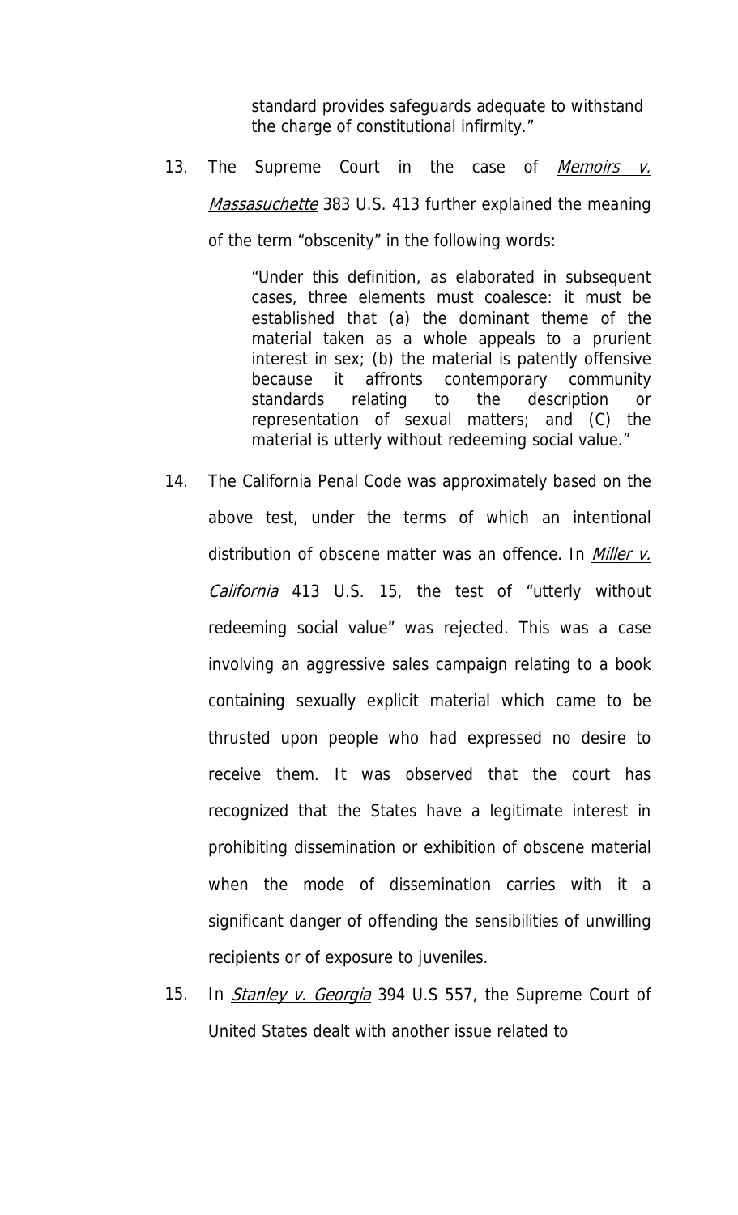> standard provides safeguards adequate to withstand the charge of constitutional infirmity."

13. The Supreme Court in the case of *Memoirs v. Massasuchette* 383 U.S. 413 further explained the meaning of the term "obscenity" in the following words:

> "Under this definition, as elaborated in subsequent cases, three elements must coalesce: it must be established that (a) the dominant theme of the material taken as a whole appeals to a prurient interest in sex; (b) the material is patently offensive because it affronts contemporary community standards relating to the description or representation of sexual matters; and (C) the material is utterly without redeeming social value."

14. The California Penal Code was approximately based on the above test, under the terms of which an intentional distribution of obscene matter was an offence. In *Miller v. California* 413 U.S. 15, the test of "utterly without redeeming social value" was rejected. This was a case involving an aggressive sales campaign relating to a book containing sexually explicit material which came to be thrusted upon people who had expressed no desire to receive them. It was observed that the court has recognized that the States have a legitimate interest in prohibiting dissemination or exhibition of obscene material when the mode of dissemination carries with it a significant danger of offending the sensibilities of unwilling recipients or of exposure to juveniles.

15. In *Stanley v. Georgia* 394 U.S 557, the Supreme Court of United States dealt with another issue related to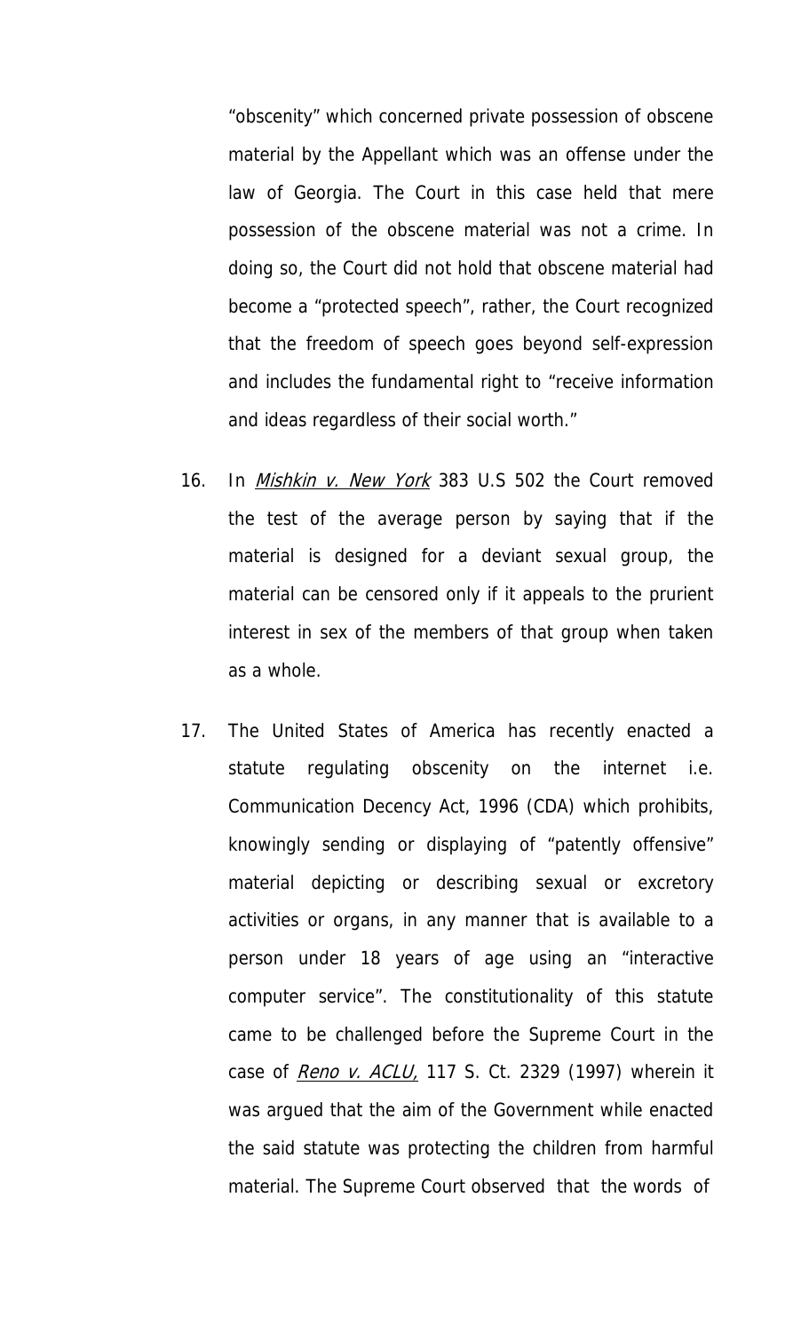"obscenity" which concerned private possession of obscene material by the Appellant which was an offense under the law of Georgia. The Court in this case held that mere possession of the obscene material was not a crime. In doing so, the Court did not hold that obscene material had become a "protected speech", rather, the Court recognized that the freedom of speech goes beyond self-expression and includes the fundamental right to "receive information and ideas regardless of their social worth."

16. In *Mishkin v. New York* 383 U.S 502 the Court removed the test of the average person by saying that if the material is designed for a deviant sexual group, the material can be censored only if it appeals to the prurient interest in sex of the members of that group when taken as a whole.

17. The United States of America has recently enacted a statute regulating obscenity on the internet i.e. Communication Decency Act, 1996 (CDA) which prohibits, knowingly sending or displaying of "patently offensive" material depicting or describing sexual or excretory activities or organs, in any manner that is available to a person under 18 years of age using an "interactive computer service". The constitutionality of this statute came to be challenged before the Supreme Court in the case of *Reno v. ACLU,* 117 S. Ct. 2329 (1997) wherein it was argued that the aim of the Government while enacted the said statute was protecting the children from harmful material. The Supreme Court observed that the words of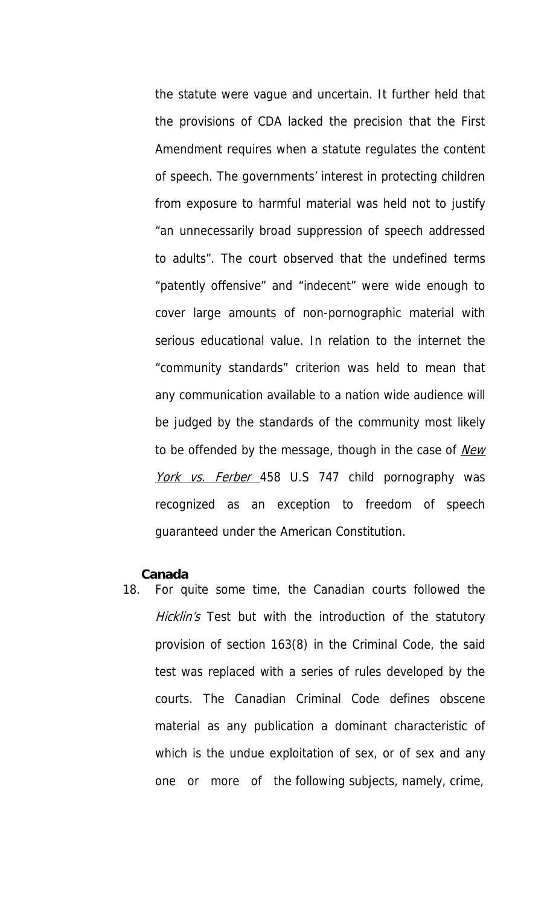the statute were vague and uncertain. It further held that the provisions of CDA lacked the precision that the First Amendment requires when a statute regulates the content of speech. The governments' interest in protecting children from exposure to harmful material was held not to justify "an unnecessarily broad suppression of speech addressed to adults". The court observed that the undefined terms "patently offensive" and "indecent" were wide enough to cover large amounts of non-pornographic material with serious educational value. In relation to the internet the "community standards" criterion was held to mean that any communication available to a nation wide audience will be judged by the standards of the community most likely to be offended by the message, though in the case of *New York vs. Ferber* 458 U.S 747 child pornography was recognized as an exception to freedom of speech guaranteed under the American Constitution.

**Canada**

18. For quite some time, the Canadian courts followed the *Hicklin's* Test but with the introduction of the statutory provision of section 163(8) in the Criminal Code, the said test was replaced with a series of rules developed by the courts. The Canadian Criminal Code defines obscene material as any publication a dominant characteristic of which is the undue exploitation of sex, or of sex and any one or more of the following subjects, namely, crime,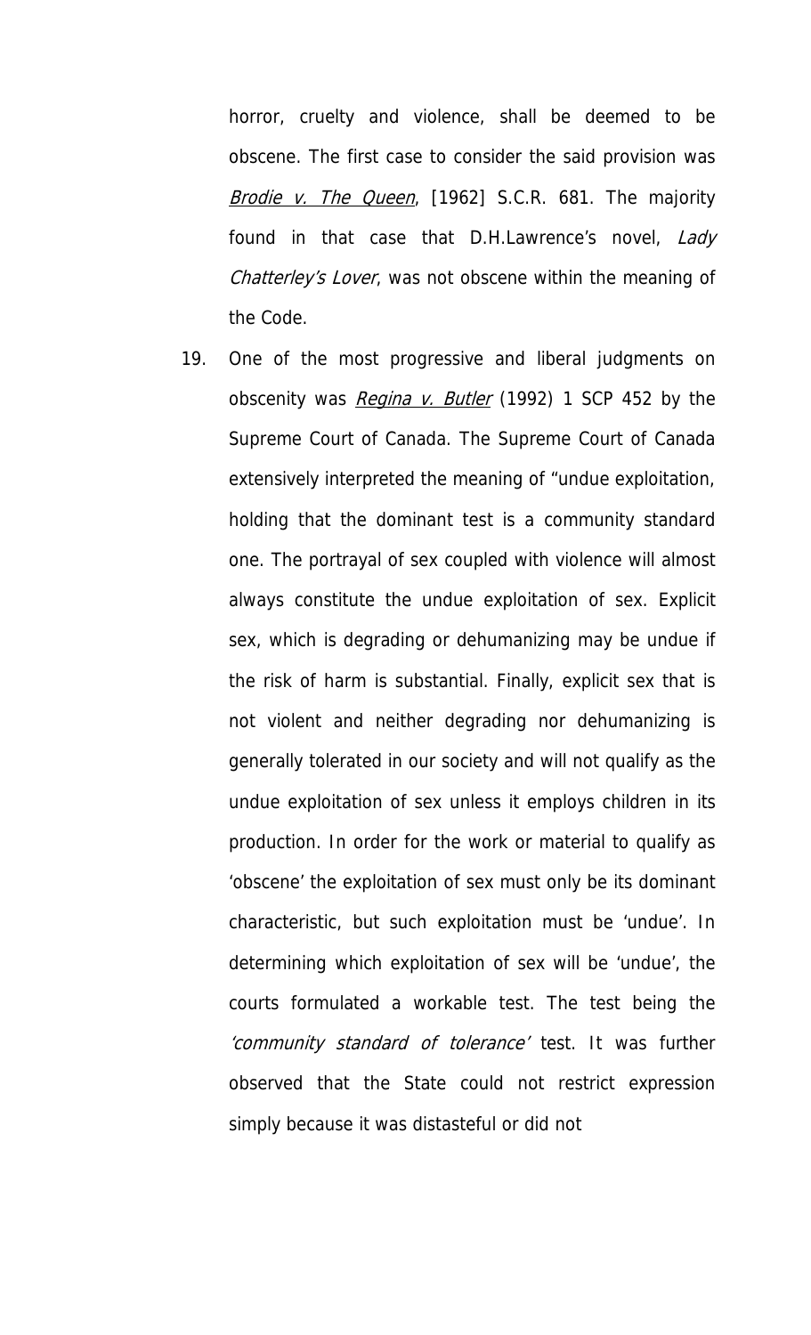horror, cruelty and violence, shall be deemed to be obscene. The first case to consider the said provision was *Brodie v. The Queen*, [1962] S.C.R. 681. The majority found in that case that D.H.Lawrence's novel, *Lady Chatterley's Lover*, was not obscene within the meaning of the Code.

19. One of the most progressive and liberal judgments on obscenity was *Regina v. Butler* (1992) 1 SCP 452 by the Supreme Court of Canada. The Supreme Court of Canada extensively interpreted the meaning of "undue exploitation, holding that the dominant test is a community standard one. The portrayal of sex coupled with violence will almost always constitute the undue exploitation of sex. Explicit sex, which is degrading or dehumanizing may be undue if the risk of harm is substantial. Finally, explicit sex that is not violent and neither degrading nor dehumanizing is generally tolerated in our society and will not qualify as the undue exploitation of sex unless it employs children in its production. In order for the work or material to qualify as 'obscene' the exploitation of sex must only be its dominant characteristic, but such exploitation must be 'undue'. In determining which exploitation of sex will be 'undue', the courts formulated a workable test. The test being the *'community standard of tolerance'* test. It was further observed that the State could not restrict expression simply because it was distasteful or did not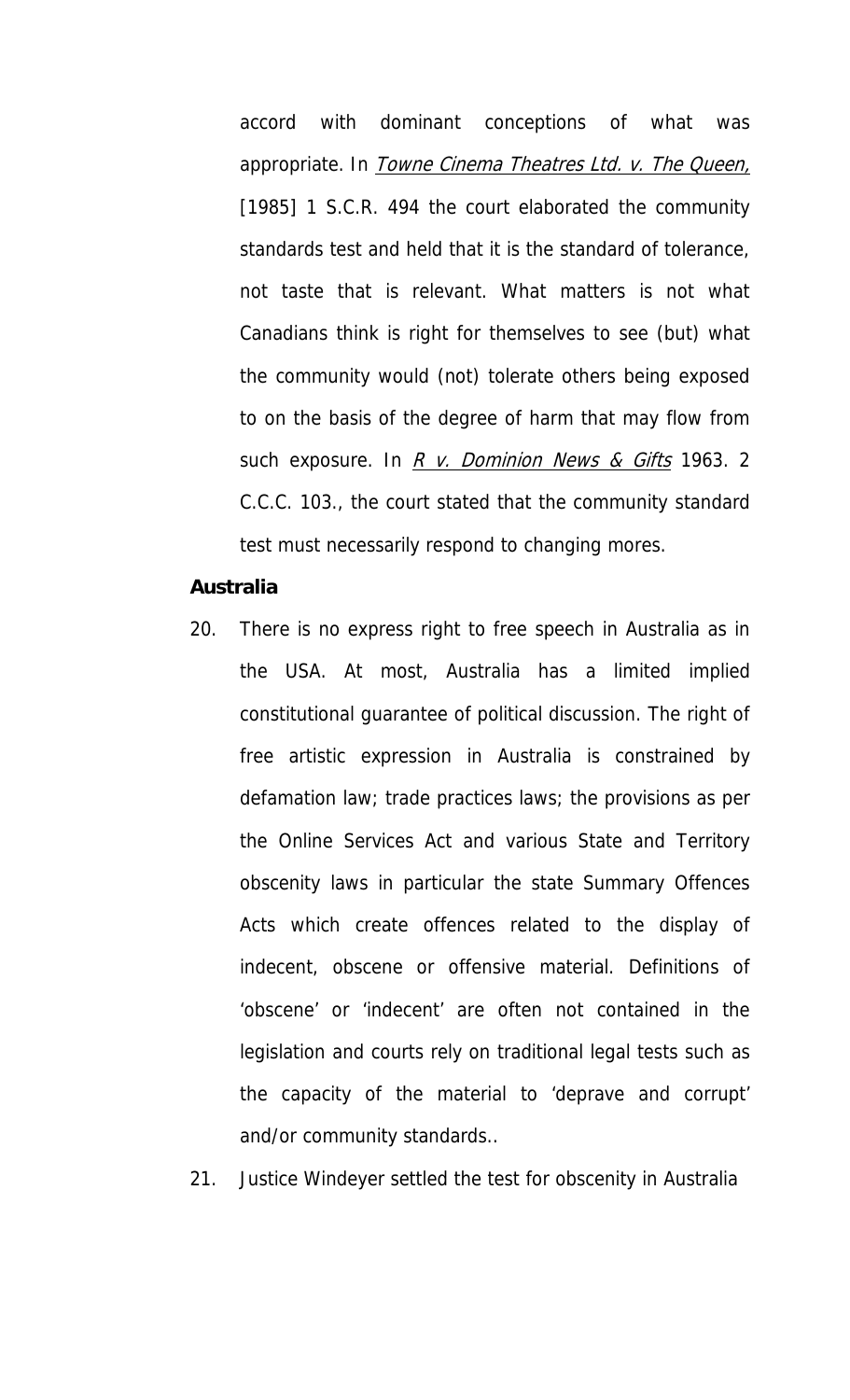accord with dominant conceptions of what was appropriate. In _Towne Cinema Theatres Ltd. v. The Queen,_ [1985] 1 S.C.R. 494 the court elaborated the community standards test and held that it is the standard of tolerance, not taste that is relevant. What matters is not what Canadians think is right for themselves to see (but) what the community would (not) tolerate others being exposed to on the basis of the degree of harm that may flow from such exposure. In _R v. Dominion News & Gifts_ 1963. 2 C.C.C. 103., the court stated that the community standard test must necessarily respond to changing mores.

**Australia**

20. There is no express right to free speech in Australia as in the USA. At most, Australia has a limited implied constitutional guarantee of political discussion. The right of free artistic expression in Australia is constrained by defamation law; trade practices laws; the provisions as per the Online Services Act and various State and Territory obscenity laws in particular the state Summary Offences Acts which create offences related to the display of indecent, obscene or offensive material. Definitions of 'obscene' or 'indecent' are often not contained in the legislation and courts rely on traditional legal tests such as the capacity of the material to 'deprave and corrupt' and/or community standards..

21. Justice Windeyer settled the test for obscenity in Australia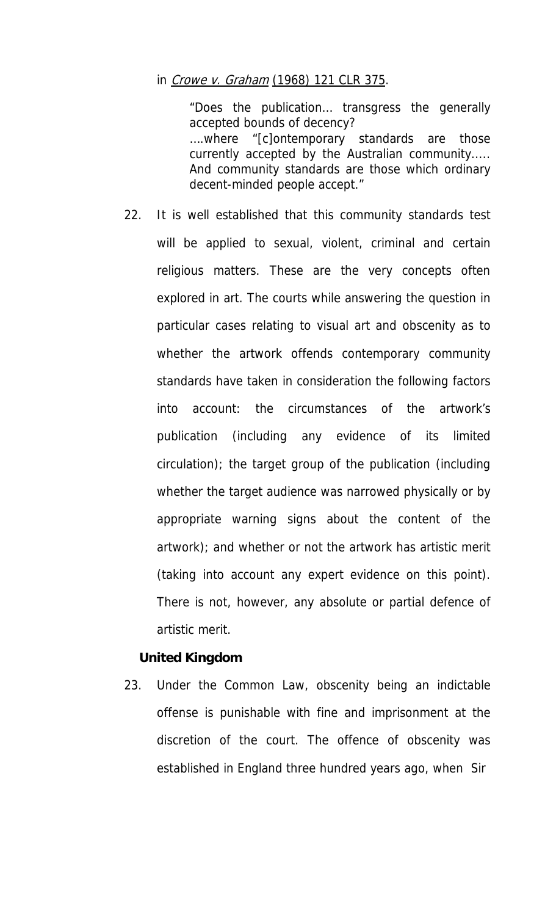in *Crowe v. Graham* (1968) 121 CLR 375.

> "Does the publication… transgress the generally accepted bounds of decency?
> ….where "[c]ontemporary standards are those currently accepted by the Australian community….. And community standards are those which ordinary decent-minded people accept."

22. It is well established that this community standards test will be applied to sexual, violent, criminal and certain religious matters. These are the very concepts often explored in art. The courts while answering the question in particular cases relating to visual art and obscenity as to whether the artwork offends contemporary community standards have taken in consideration the following factors into account: the circumstances of the artwork's publication (including any evidence of its limited circulation); the target group of the publication (including whether the target audience was narrowed physically or by appropriate warning signs about the content of the artwork); and whether or not the artwork has artistic merit (taking into account any expert evidence on this point). There is not, however, any absolute or partial defence of artistic merit.

**United Kingdom**

23. Under the Common Law, obscenity being an indictable offense is punishable with fine and imprisonment at the discretion of the court. The offence of obscenity was established in England three hundred years ago, when Sir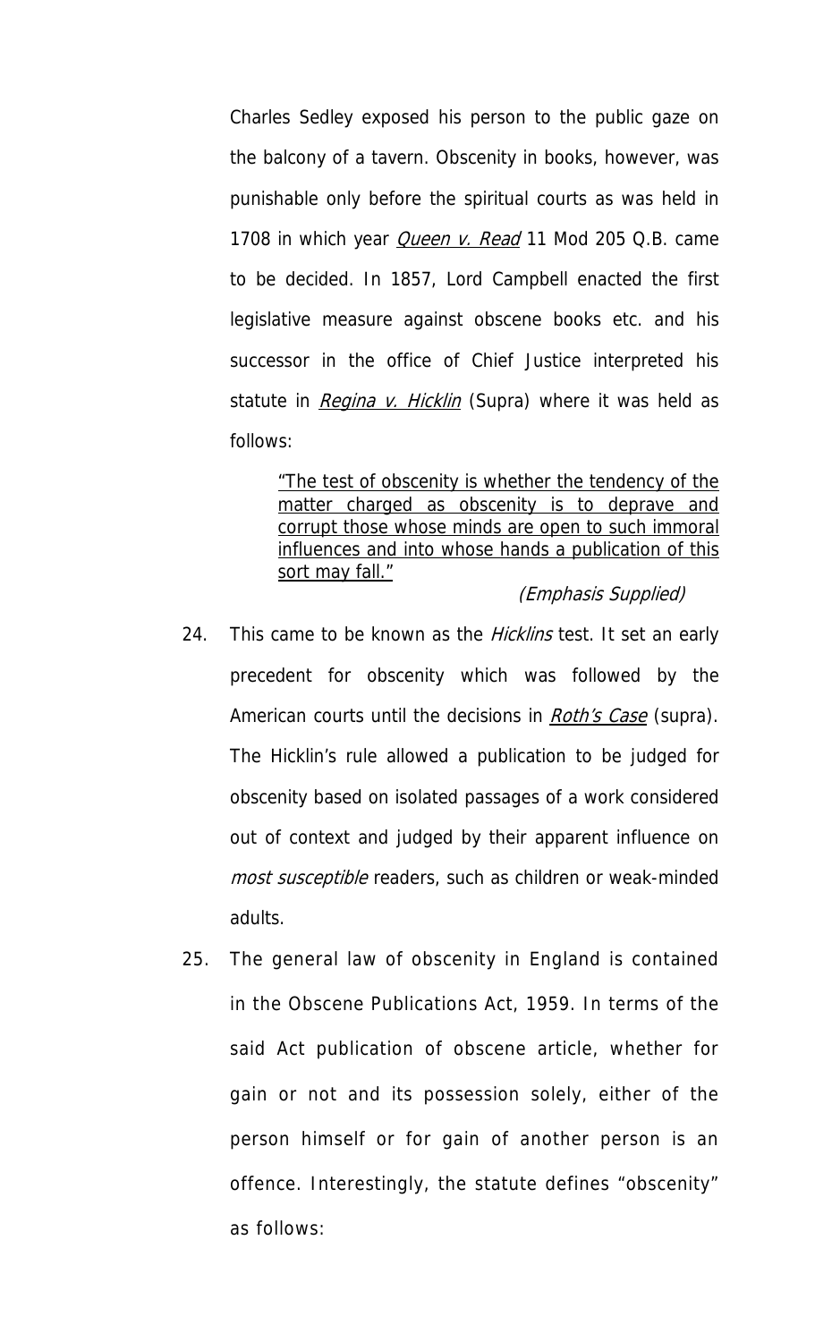Charles Sedley exposed his person to the public gaze on the balcony of a tavern. Obscenity in books, however, was punishable only before the spiritual courts as was held in 1708 in which year *Queen v. Read* 11 Mod 205 Q.B. came to be decided. In 1857, Lord Campbell enacted the first legislative measure against obscene books etc. and his successor in the office of Chief Justice interpreted his statute in *Regina v. Hicklin* (Supra) where it was held as follows:

> "The test of obscenity is whether the tendency of the matter charged as obscenity is to deprave and corrupt those whose minds are open to such immoral influences and into whose hands a publication of this sort may fall."
>
> *(Emphasis Supplied)*

24. This came to be known as the *Hicklins* test. It set an early precedent for obscenity which was followed by the American courts until the decisions in *Roth's Case* (supra). The Hicklin's rule allowed a publication to be judged for obscenity based on isolated passages of a work considered out of context and judged by their apparent influence on *most susceptible* readers, such as children or weak-minded adults.

25. The general law of obscenity in England is contained in the Obscene Publications Act, 1959. In terms of the said Act publication of obscene article, whether for gain or not and its possession solely, either of the person himself or for gain of another person is an offence. Interestingly, the statute defines "obscenity" as follows: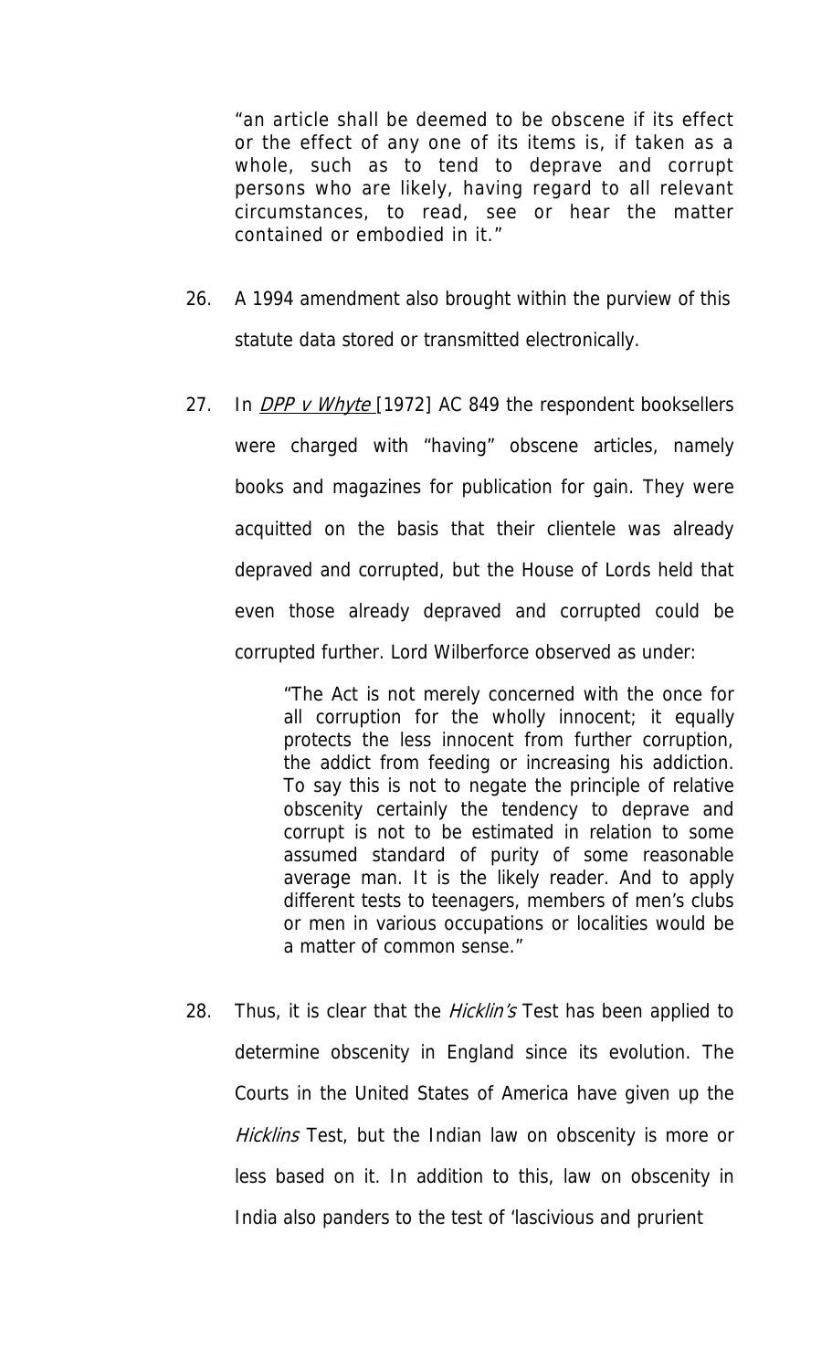"an article shall be deemed to be obscene if its effect or the effect of any one of its items is, if taken as a whole, such as to tend to deprave and corrupt persons who are likely, having regard to all relevant circumstances, to read, see or hear the matter contained or embodied in it."

26. A 1994 amendment also brought within the purview of this statute data stored or transmitted electronically.

27. In _DPP v Whyte_ [1972] AC 849 the respondent booksellers were charged with "having" obscene articles, namely books and magazines for publication for gain. They were acquitted on the basis that their clientele was already depraved and corrupted, but the House of Lords held that even those already depraved and corrupted could be corrupted further. Lord Wilberforce observed as under:

> "The Act is not merely concerned with the once for all corruption for the wholly innocent; it equally protects the less innocent from further corruption, the addict from feeding or increasing his addiction. To say this is not to negate the principle of relative obscenity certainly the tendency to deprave and corrupt is not to be estimated in relation to some assumed standard of purity of some reasonable average man. It is the likely reader. And to apply different tests to teenagers, members of men's clubs or men in various occupations or localities would be a matter of common sense."

28. Thus, it is clear that the *Hicklin's* Test has been applied to determine obscenity in England since its evolution. The Courts in the United States of America have given up the *Hicklins* Test, but the Indian law on obscenity is more or less based on it. In addition to this, law on obscenity in India also panders to the test of 'lascivious and prurient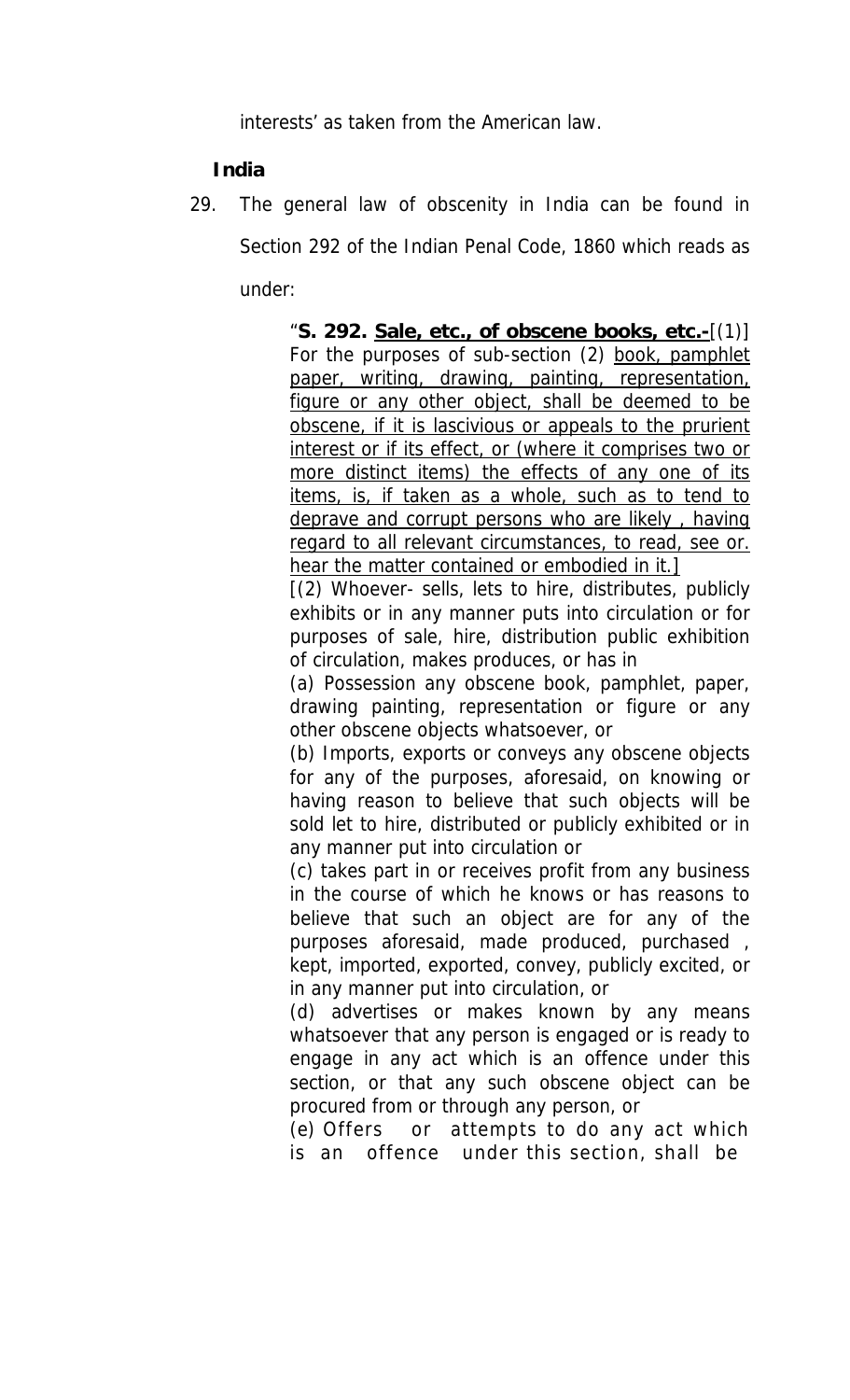interests' as taken from the American law.

**India**

29. The general law of obscenity in India can be found in Section 292 of the Indian Penal Code, 1860 which reads as under:

> "**S. 292. <u>Sale, etc., of obscene books, etc.-</u>**[(1)] For the purposes of sub-section (2) <u>book, pamphlet paper, writing, drawing, painting, representation, figure or any other object, shall be deemed to be obscene, if it is lascivious or appeals to the prurient interest or if its effect, or (where it comprises two or more distinct items) the effects of any one of its items, is, if taken as a whole, such as to tend to deprave and corrupt persons who are likely , having regard to all relevant circumstances, to read, see or. hear the matter contained or embodied in it.]</u>
>
> [(2) Whoever- sells, lets to hire, distributes, publicly exhibits or in any manner puts into circulation or for purposes of sale, hire, distribution public exhibition of circulation, makes produces, or has in
>
> (a) Possession any obscene book, pamphlet, paper, drawing painting, representation or figure or any other obscene objects whatsoever, or
>
> (b) Imports, exports or conveys any obscene objects for any of the purposes, aforesaid, on knowing or having reason to believe that such objects will be sold let to hire, distributed or publicly exhibited or in any manner put into circulation or
>
> (c) takes part in or receives profit from any business in the course of which he knows or has reasons to believe that such an object are for any of the purposes aforesaid, made produced, purchased , kept, imported, exported, convey, publicly excited, or in any manner put into circulation, or
>
> (d) advertises or makes known by any means whatsoever that any person is engaged or is ready to engage in any act which is an offence under this section, or that any such obscene object can be procured from or through any person, or
>
> (e) Offers or attempts to do any act which is an offence under this section, shall be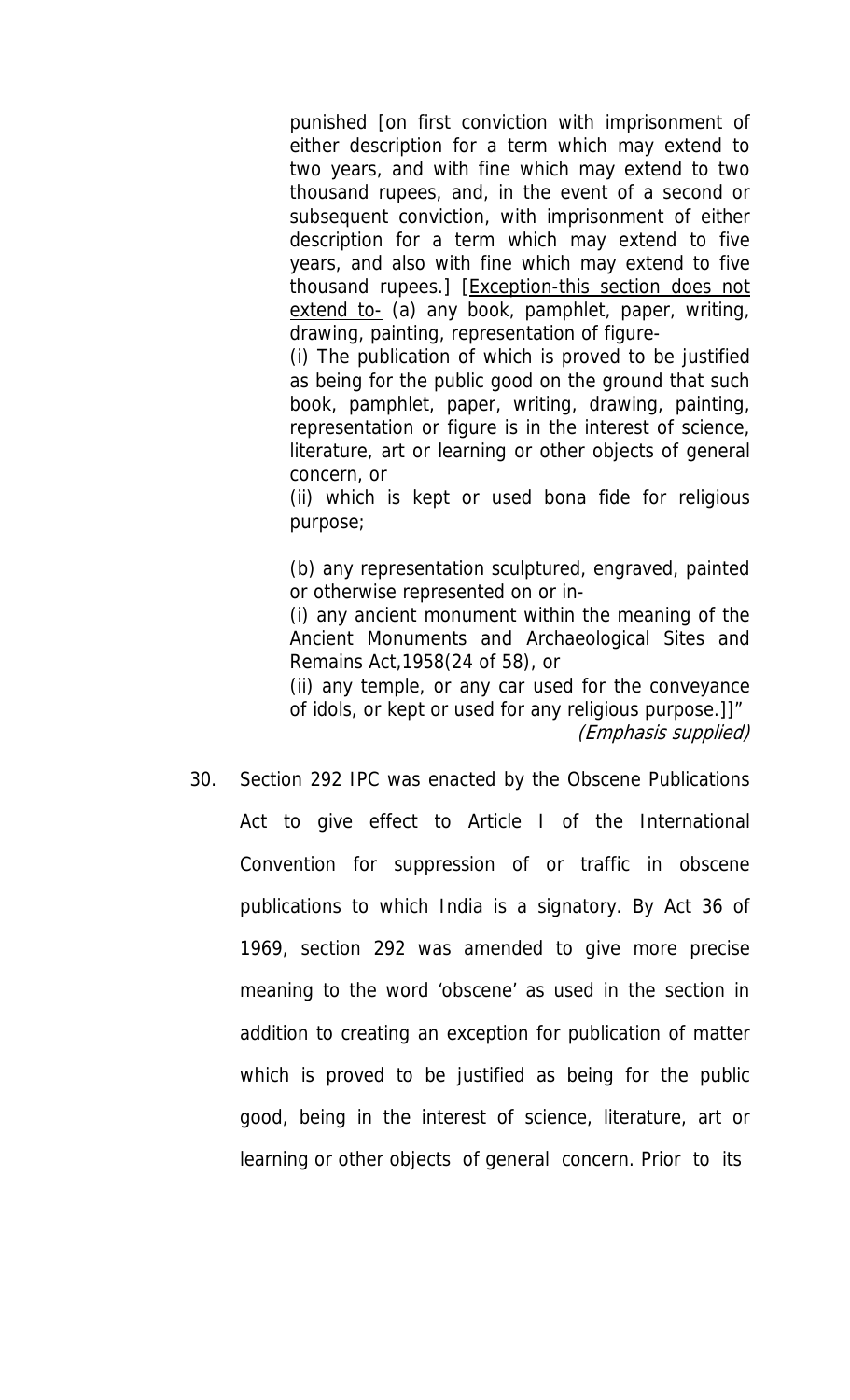> punished [on first conviction with imprisonment of either description for a term which may extend to two years, and with fine which may extend to two thousand rupees, and, in the event of a second or subsequent conviction, with imprisonment of either description for a term which may extend to five years, and also with fine which may extend to five thousand rupees.] [<u>Exception-this section does not extend to-</u> (a) any book, pamphlet, paper, writing, drawing, painting, representation of figure-
>
> (i) The publication of which is proved to be justified as being for the public good on the ground that such book, pamphlet, paper, writing, drawing, painting, representation or figure is in the interest of science, literature, art or learning or other objects of general concern, or
>
> (ii) which is kept or used bona fide for religious purpose;
>
> (b) any representation sculptured, engraved, painted or otherwise represented on or in-
>
> (i) any ancient monument within the meaning of the Ancient Monuments and Archaeological Sites and Remains Act,1958(24 of 58), or
>
> (ii) any temple, or any car used for the conveyance of idols, or kept or used for any religious purpose.]]"
>
> *(Emphasis supplied)*

30. Section 292 IPC was enacted by the Obscene Publications Act to give effect to Article I of the International Convention for suppression of or traffic in obscene publications to which India is a signatory. By Act 36 of 1969, section 292 was amended to give more precise meaning to the word 'obscene' as used in the section in addition to creating an exception for publication of matter which is proved to be justified as being for the public good, being in the interest of science, literature, art or learning or other objects of general concern. Prior to its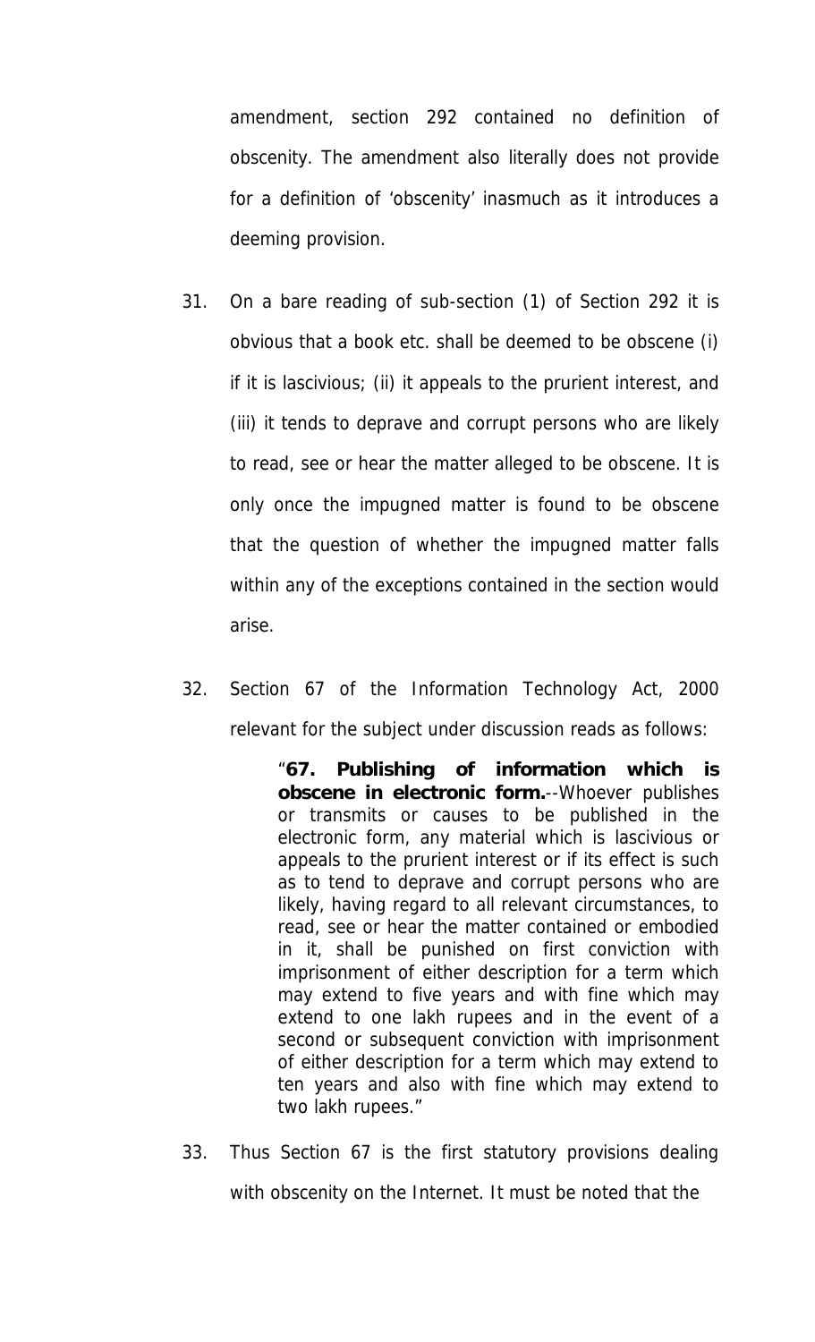amendment, section 292 contained no definition of obscenity. The amendment also literally does not provide for a definition of 'obscenity' inasmuch as it introduces a deeming provision.

31. On a bare reading of sub-section (1) of Section 292 it is obvious that a book etc. shall be deemed to be obscene (i) if it is lascivious; (ii) it appeals to the prurient interest, and (iii) it tends to deprave and corrupt persons who are likely to read, see or hear the matter alleged to be obscene. It is only once the impugned matter is found to be obscene that the question of whether the impugned matter falls within any of the exceptions contained in the section would arise.

32. Section 67 of the Information Technology Act, 2000 relevant for the subject under discussion reads as follows:

> "**67. Publishing of information which is obscene in electronic form.**--Whoever publishes or transmits or causes to be published in the electronic form, any material which is lascivious or appeals to the prurient interest or if its effect is such as to tend to deprave and corrupt persons who are likely, having regard to all relevant circumstances, to read, see or hear the matter contained or embodied in it, shall be punished on first conviction with imprisonment of either description for a term which may extend to five years and with fine which may extend to one lakh rupees and in the event of a second or subsequent conviction with imprisonment of either description for a term which may extend to ten years and also with fine which may extend to two lakh rupees."

33. Thus Section 67 is the first statutory provisions dealing with obscenity on the Internet. It must be noted that the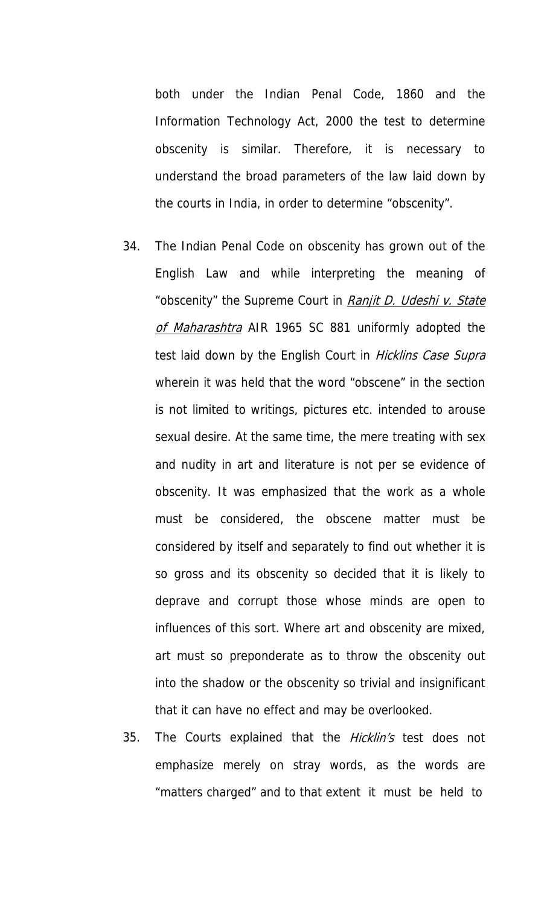both under the Indian Penal Code, 1860 and the Information Technology Act, 2000 the test to determine obscenity is similar. Therefore, it is necessary to understand the broad parameters of the law laid down by the courts in India, in order to determine "obscenity".

34. The Indian Penal Code on obscenity has grown out of the English Law and while interpreting the meaning of "obscenity" the Supreme Court in *Ranjit D. Udeshi v. State of Maharashtra* AIR 1965 SC 881 uniformly adopted the test laid down by the English Court in *Hicklins Case Supra* wherein it was held that the word "obscene" in the section is not limited to writings, pictures etc. intended to arouse sexual desire. At the same time, the mere treating with sex and nudity in art and literature is not per se evidence of obscenity. It was emphasized that the work as a whole must be considered, the obscene matter must be considered by itself and separately to find out whether it is so gross and its obscenity so decided that it is likely to deprave and corrupt those whose minds are open to influences of this sort. Where art and obscenity are mixed, art must so preponderate as to throw the obscenity out into the shadow or the obscenity so trivial and insignificant that it can have no effect and may be overlooked.

35. The Courts explained that the *Hicklin's* test does not emphasize merely on stray words, as the words are "matters charged" and to that extent it must be held to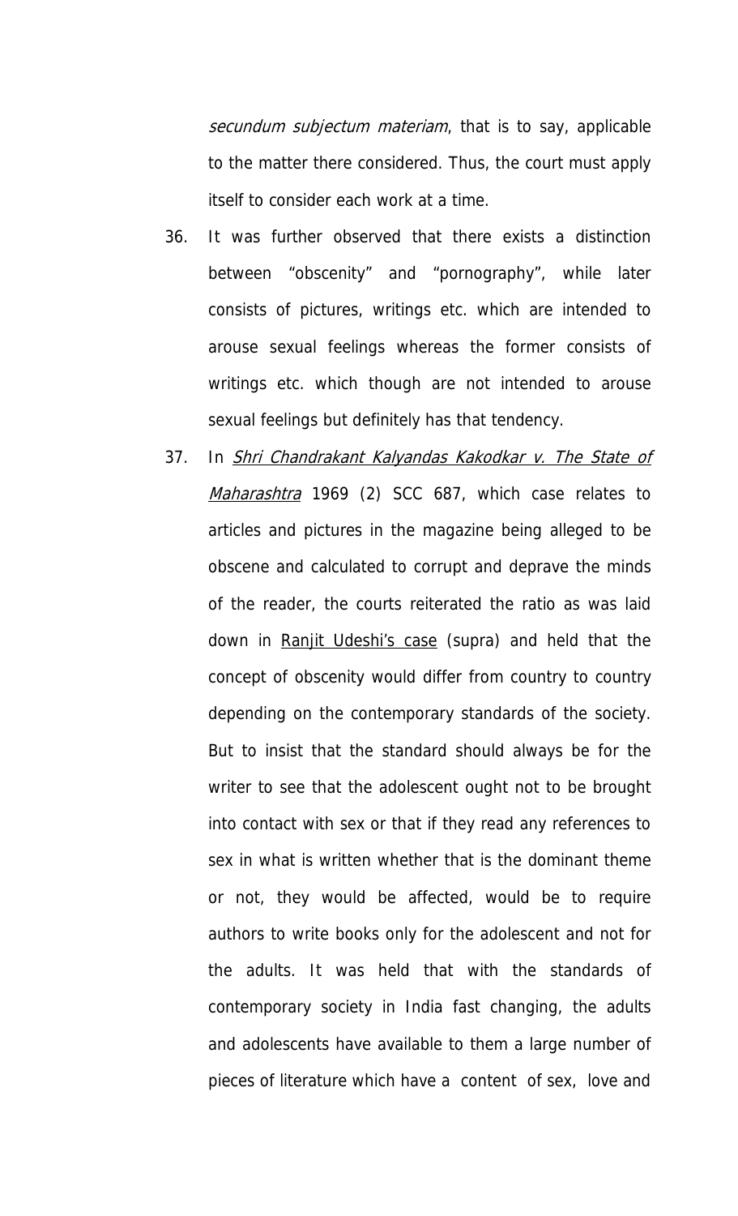*secundum subjectum materiam*, that is to say, applicable to the matter there considered. Thus, the court must apply itself to consider each work at a time.

36. It was further observed that there exists a distinction between "obscenity" and "pornography", while later consists of pictures, writings etc. which are intended to arouse sexual feelings whereas the former consists of writings etc. which though are not intended to arouse sexual feelings but definitely has that tendency.

37. In *Shri Chandrakant Kalyandas Kakodkar v. The State of Maharashtra* 1969 (2) SCC 687, which case relates to articles and pictures in the magazine being alleged to be obscene and calculated to corrupt and deprave the minds of the reader, the courts reiterated the ratio as was laid down in Ranjit Udeshi's case (supra) and held that the concept of obscenity would differ from country to country depending on the contemporary standards of the society. But to insist that the standard should always be for the writer to see that the adolescent ought not to be brought into contact with sex or that if they read any references to sex in what is written whether that is the dominant theme or not, they would be affected, would be to require authors to write books only for the adolescent and not for the adults. It was held that with the standards of contemporary society in India fast changing, the adults and adolescents have available to them a large number of pieces of literature which have a content of sex, love and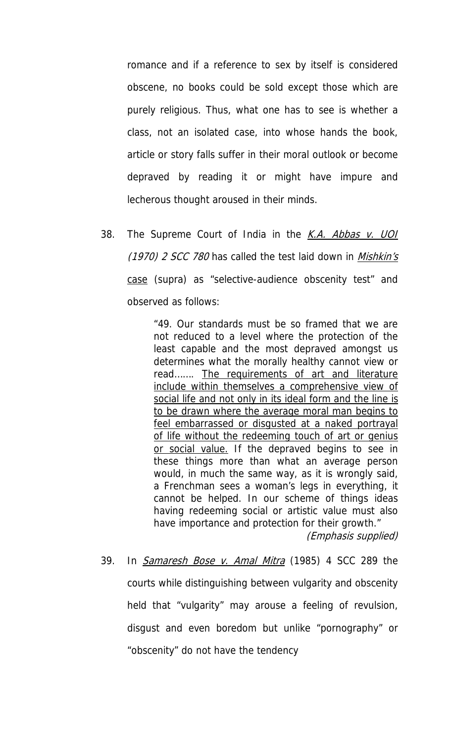romance and if a reference to sex by itself is considered obscene, no books could be sold except those which are purely religious. Thus, what one has to see is whether a class, not an isolated case, into whose hands the book, article or story falls suffer in their moral outlook or become depraved by reading it or might have impure and lecherous thought aroused in their minds.

38. The Supreme Court of India in the *K.A. Abbas v. UOI (1970) 2 SCC 780* has called the test laid down in *Mishkin's* case (supra) as "selective-audience obscenity test" and observed as follows:

> "49. Our standards must be so framed that we are not reduced to a level where the protection of the least capable and the most depraved amongst us determines what the morally healthy cannot view or read……. The requirements of art and literature include within themselves a comprehensive view of social life and not only in its ideal form and the line is to be drawn where the average moral man begins to feel embarrassed or disgusted at a naked portrayal of life without the redeeming touch of art or genius or social value. If the depraved begins to see in these things more than what an average person would, in much the same way, as it is wrongly said, a Frenchman sees a woman's legs in everything, it cannot be helped. In our scheme of things ideas having redeeming social or artistic value must also have importance and protection for their growth."
>
> *(Emphasis supplied)*

39. In *Samaresh Bose v. Amal Mitra* (1985) 4 SCC 289 the courts while distinguishing between vulgarity and obscenity held that "vulgarity" may arouse a feeling of revulsion, disgust and even boredom but unlike "pornography" or "obscenity" do not have the tendency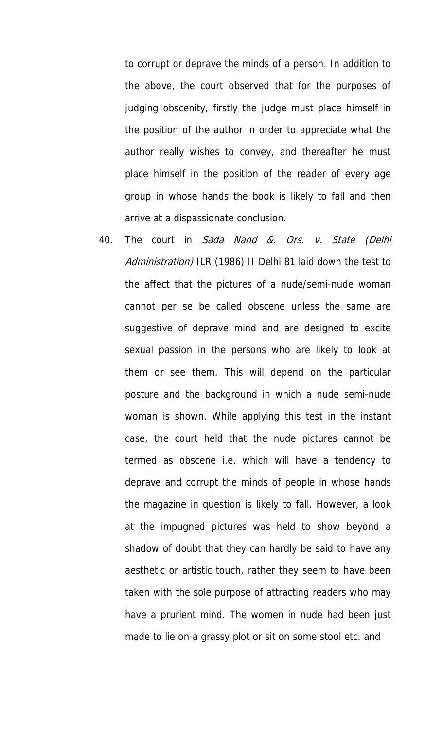to corrupt or deprave the minds of a person. In addition to the above, the court observed that for the purposes of judging obscenity, firstly the judge must place himself in the position of the author in order to appreciate what the author really wishes to convey, and thereafter he must place himself in the position of the reader of every age group in whose hands the book is likely to fall and then arrive at a dispassionate conclusion.

40. The court in *Sada Nand &. Ors. v. State (Delhi Administration)* ILR (1986) II Delhi 81 laid down the test to the affect that the pictures of a nude/semi-nude woman cannot per se be called obscene unless the same are suggestive of deprave mind and are designed to excite sexual passion in the persons who are likely to look at them or see them. This will depend on the particular posture and the background in which a nude semi-nude woman is shown. While applying this test in the instant case, the court held that the nude pictures cannot be termed as obscene i.e. which will have a tendency to deprave and corrupt the minds of people in whose hands the magazine in question is likely to fall. However, a look at the impugned pictures was held to show beyond a shadow of doubt that they can hardly be said to have any aesthetic or artistic touch, rather they seem to have been taken with the sole purpose of attracting readers who may have a prurient mind. The women in nude had been just made to lie on a grassy plot or sit on some stool etc. and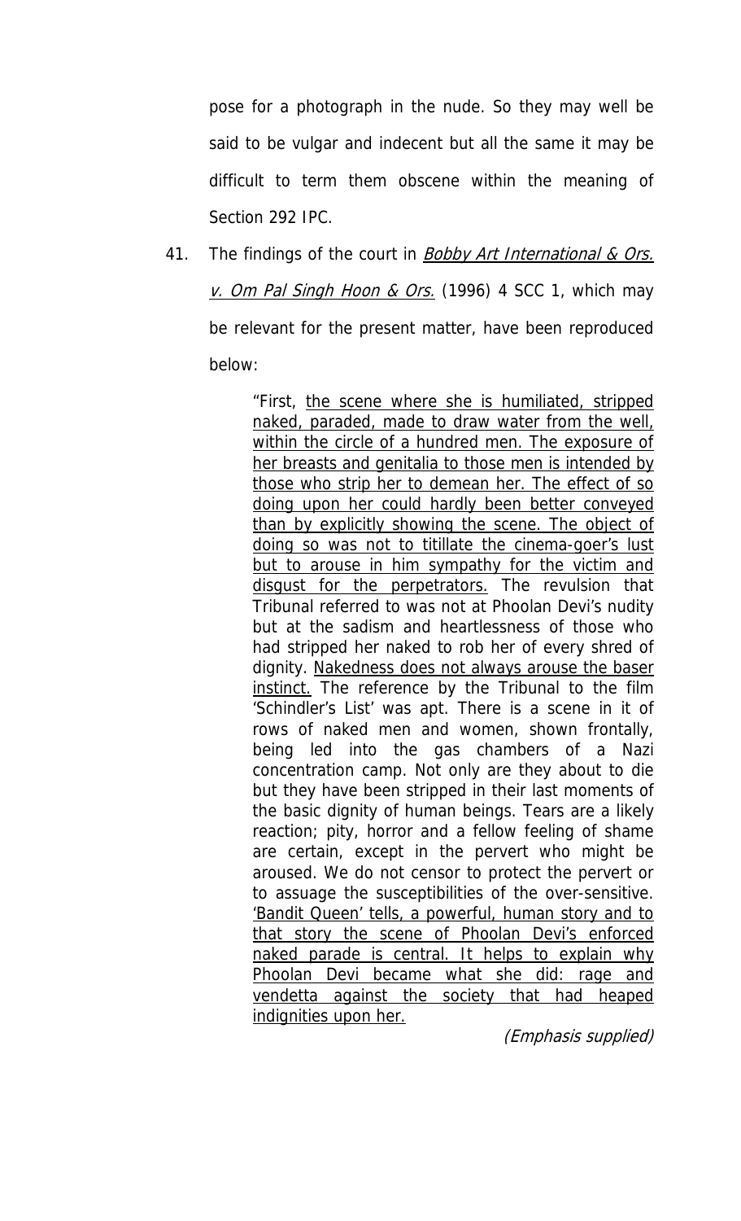pose for a photograph in the nude. So they may well be said to be vulgar and indecent but all the same it may be difficult to term them obscene within the meaning of Section 292 IPC.

41. The findings of the court in *Bobby Art International & Ors. v. Om Pal Singh Hoon & Ors.* (1996) 4 SCC 1, which may be relevant for the present matter, have been reproduced below:

> "First, <u>the scene where she is humiliated, stripped naked, paraded, made to draw water from the well, within the circle of a hundred men. The exposure of her breasts and genitalia to those men is intended by those who strip her to demean her. The effect of so doing upon her could hardly been better conveyed than by explicitly showing the scene. The object of doing so was not to titillate the cinema-goer's lust but to arouse in him sympathy for the victim and disgust for the perpetrators.</u> The revulsion that Tribunal referred to was not at Phoolan Devi's nudity but at the sadism and heartlessness of those who had stripped her naked to rob her of every shred of dignity. <u>Nakedness does not always arouse the baser instinct.</u> The reference by the Tribunal to the film 'Schindler's List' was apt. There is a scene in it of rows of naked men and women, shown frontally, being led into the gas chambers of a Nazi concentration camp. Not only are they about to die but they have been stripped in their last moments of the basic dignity of human beings. Tears are a likely reaction; pity, horror and a fellow feeling of shame are certain, except in the pervert who might be aroused. We do not censor to protect the pervert or to assuage the susceptibilities of the over-sensitive. <u>'Bandit Queen' tells, a powerful, human story and to that story the scene of Phoolan Devi's enforced naked parade is central. It helps to explain why Phoolan Devi became what she did: rage and vendetta against the society that had heaped indignities upon her.</u>
>
> *(Emphasis supplied)*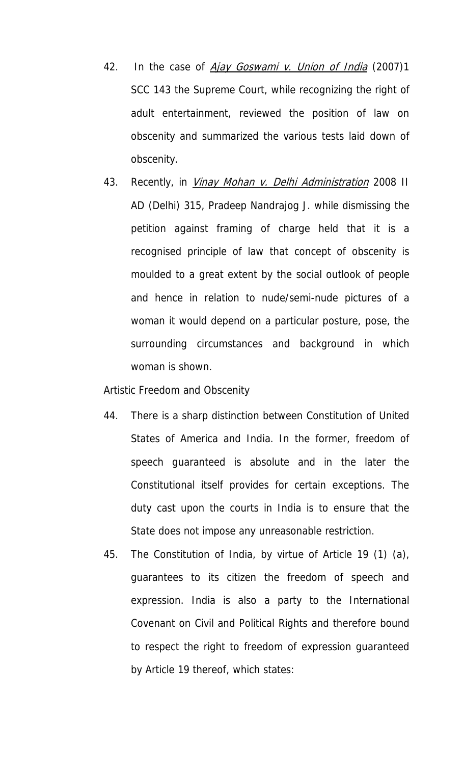42. In the case of *Ajay Goswami v. Union of India* (2007)1 SCC 143 the Supreme Court, while recognizing the right of adult entertainment, reviewed the position of law on obscenity and summarized the various tests laid down of obscenity.

43. Recently, in *Vinay Mohan v. Delhi Administration* 2008 II AD (Delhi) 315, Pradeep Nandrajog J. while dismissing the petition against framing of charge held that it is a recognised principle of law that concept of obscenity is moulded to a great extent by the social outlook of people and hence in relation to nude/semi-nude pictures of a woman it would depend on a particular posture, pose, the surrounding circumstances and background in which woman is shown.

Artistic Freedom and Obscenity

44. There is a sharp distinction between Constitution of United States of America and India. In the former, freedom of speech guaranteed is absolute and in the later the Constitutional itself provides for certain exceptions. The duty cast upon the courts in India is to ensure that the State does not impose any unreasonable restriction.

45. The Constitution of India, by virtue of Article 19 (1) (a), guarantees to its citizen the freedom of speech and expression. India is also a party to the International Covenant on Civil and Political Rights and therefore bound to respect the right to freedom of expression guaranteed by Article 19 thereof, which states: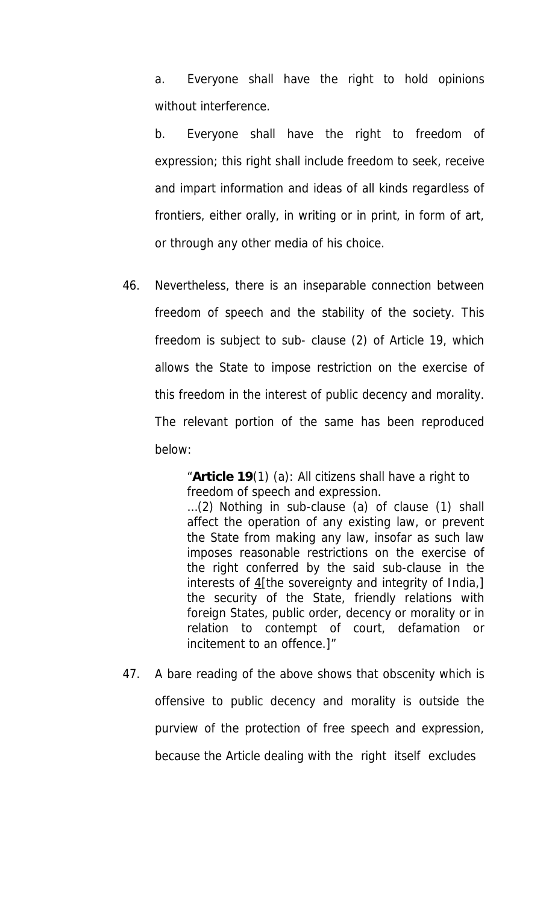a. Everyone shall have the right to hold opinions without interference.

b. Everyone shall have the right to freedom of expression; this right shall include freedom to seek, receive and impart information and ideas of all kinds regardless of frontiers, either orally, in writing or in print, in form of art, or through any other media of his choice.

46. Nevertheless, there is an inseparable connection between freedom of speech and the stability of the society. This freedom is subject to sub- clause (2) of Article 19, which allows the State to impose restriction on the exercise of this freedom in the interest of public decency and morality. The relevant portion of the same has been reproduced below:

> "**Article 19**(1) (a): All citizens shall have a right to freedom of speech and expression.
> …(2) Nothing in sub-clause (a) of clause (1) shall affect the operation of any existing law, or prevent the State from making any law, insofar as such law imposes reasonable restrictions on the exercise of the right conferred by the said sub-clause in the interests of 4[the sovereignty and integrity of India,] the security of the State, friendly relations with foreign States, public order, decency or morality or in relation to contempt of court, defamation or incitement to an offence.]"

47. A bare reading of the above shows that obscenity which is offensive to public decency and morality is outside the purview of the protection of free speech and expression, because the Article dealing with the right itself excludes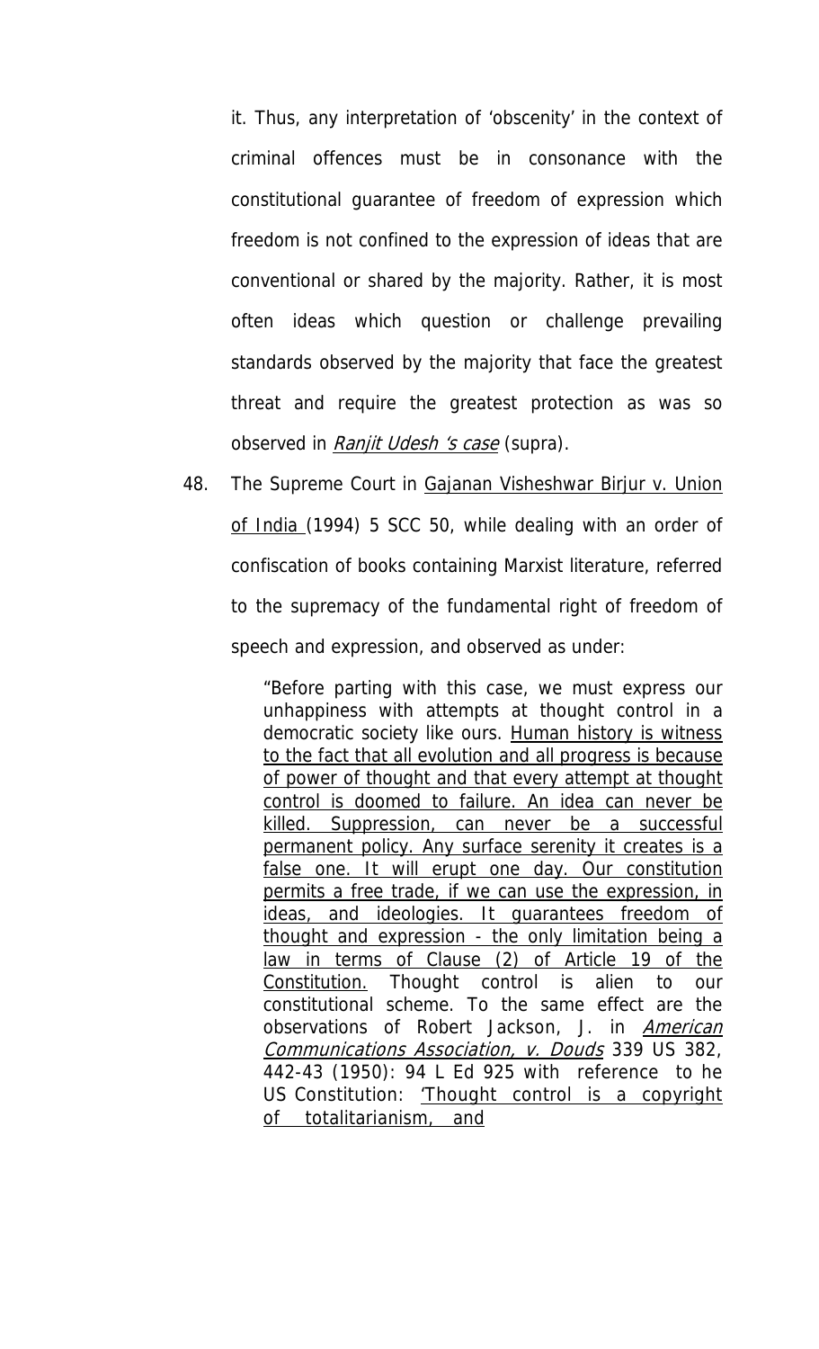it. Thus, any interpretation of 'obscenity' in the context of criminal offences must be in consonance with the constitutional guarantee of freedom of expression which freedom is not confined to the expression of ideas that are conventional or shared by the majority. Rather, it is most often ideas which question or challenge prevailing standards observed by the majority that face the greatest threat and require the greatest protection as was so observed in *Ranjit Udesh 's case* (supra).

48. The Supreme Court in Gajanan Visheshwar Birjur v. Union of India (1994) 5 SCC 50, while dealing with an order of confiscation of books containing Marxist literature, referred to the supremacy of the fundamental right of freedom of speech and expression, and observed as under:

> "Before parting with this case, we must express our unhappiness with attempts at thought control in a democratic society like ours. Human history is witness to the fact that all evolution and all progress is because of power of thought and that every attempt at thought control is doomed to failure. An idea can never be killed. Suppression, can never be a successful permanent policy. Any surface serenity it creates is a false one. It will erupt one day. Our constitution permits a free trade, if we can use the expression, in ideas, and ideologies. It guarantees freedom of thought and expression - the only limitation being a law in terms of Clause (2) of Article 19 of the Constitution. Thought control is alien to our constitutional scheme. To the same effect are the observations of Robert Jackson, J. in *American Communications Association, v. Douds* 339 US 382, 442-43 (1950): 94 L Ed 925 with reference to he US Constitution: 'Thought control is a copyright of totalitarianism, and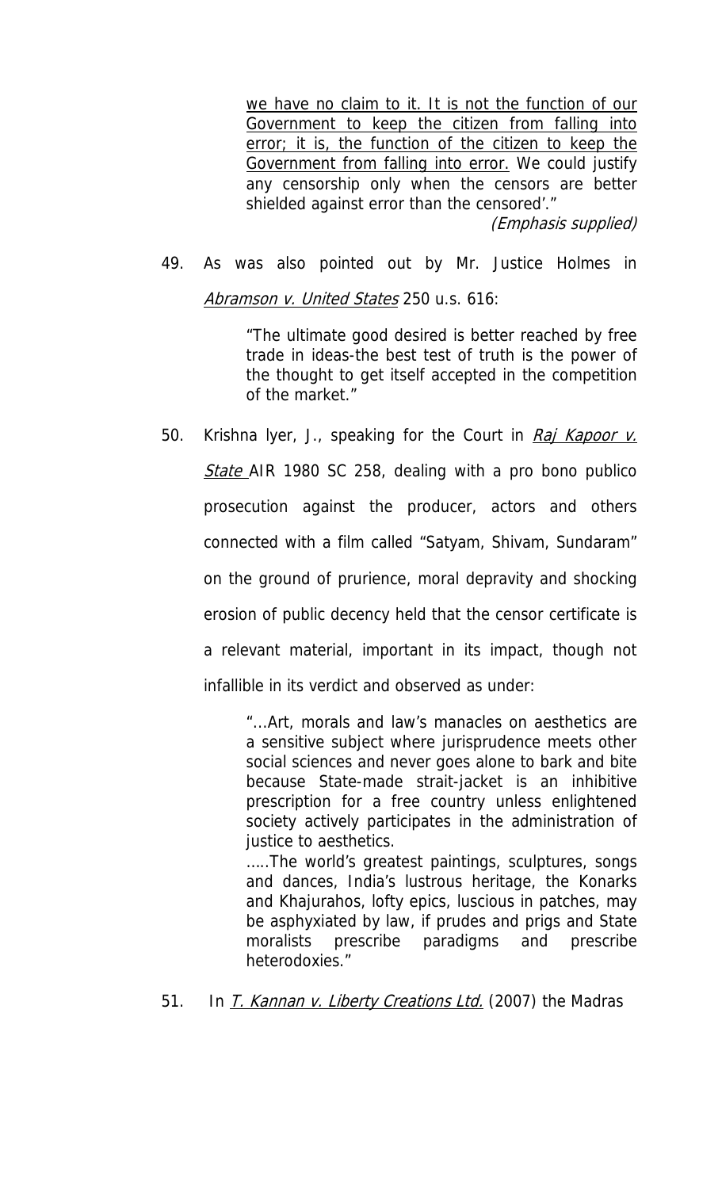> <u>we have no claim to it. It is not the function of our Government to keep the citizen from falling into error; it is, the function of the citizen to keep the Government from falling into error.</u> We could justify any censorship only when the censors are better shielded against error than the censored'."
>
> *(Emphasis supplied)*

49. As was also pointed out by Mr. Justice Holmes in *<u>Abramson v. United States</u>* 250 u.s. 616:

> "The ultimate good desired is better reached by free trade in ideas-the best test of truth is the power of the thought to get itself accepted in the competition of the market."

50. Krishna Iyer, J., speaking for the Court in *<u>Raj Kapoor v. State</u>* AIR 1980 SC 258, dealing with a pro bono publico prosecution against the producer, actors and others connected with a film called "Satyam, Shivam, Sundaram" on the ground of prurience, moral depravity and shocking erosion of public decency held that the censor certificate is a relevant material, important in its impact, though not infallible in its verdict and observed as under:

> "...Art, morals and law's manacles on aesthetics are a sensitive subject where jurisprudence meets other social sciences and never goes alone to bark and bite because State-made strait-jacket is an inhibitive prescription for a free country unless enlightened society actively participates in the administration of justice to aesthetics.
>
> .....The world's greatest paintings, sculptures, songs and dances, India's lustrous heritage, the Konarks and Khajurahos, lofty epics, luscious in patches, may be asphyxiated by law, if prudes and prigs and State moralists prescribe paradigms and prescribe heterodoxies."

51. In *<u>T. Kannan v. Liberty Creations Ltd.</u>* (2007) the Madras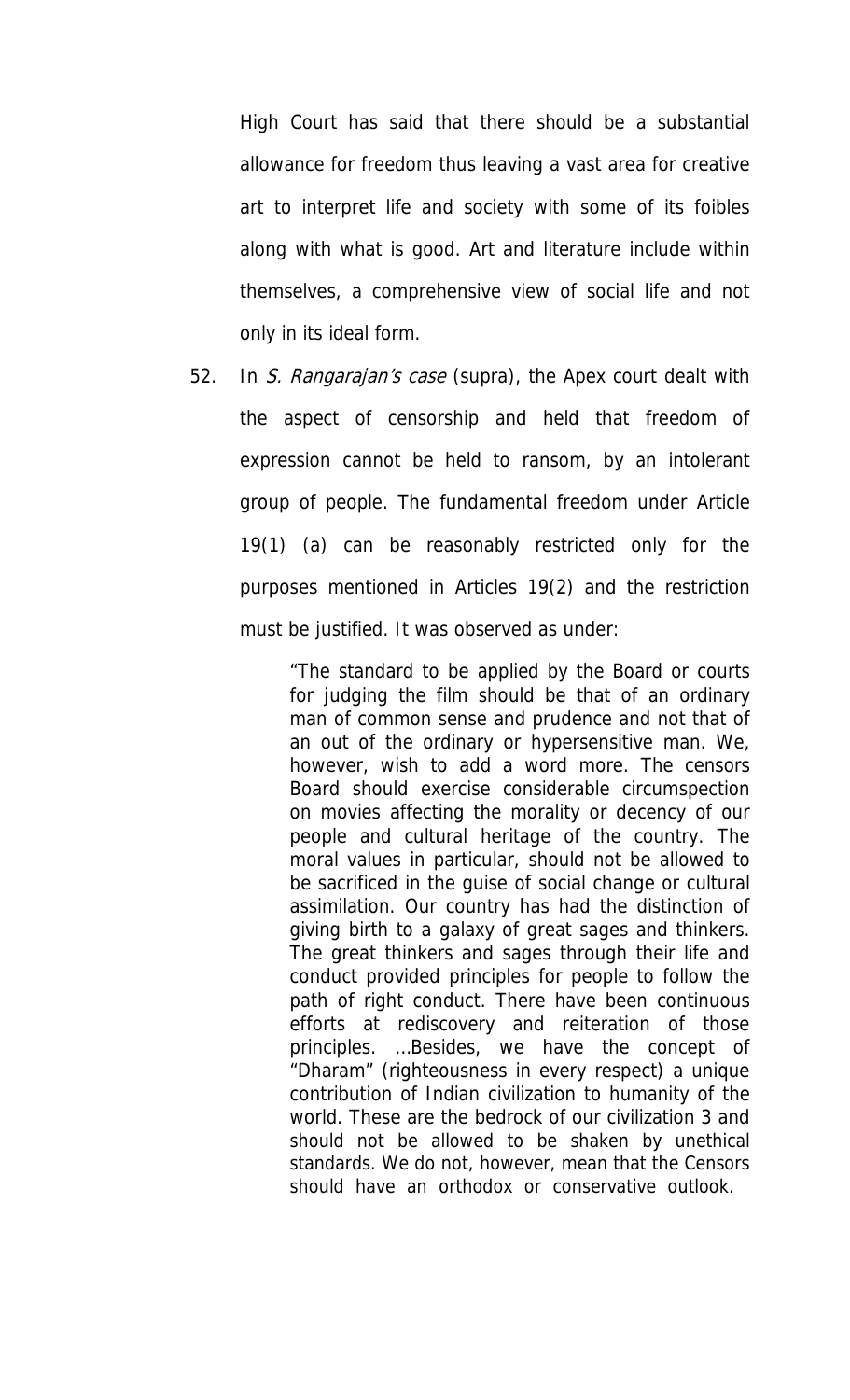High Court has said that there should be a substantial allowance for freedom thus leaving a vast area for creative art to interpret life and society with some of its foibles along with what is good. Art and literature include within themselves, a comprehensive view of social life and not only in its ideal form.

52. In *S. Rangarajan's case* (supra), the Apex court dealt with the aspect of censorship and held that freedom of expression cannot be held to ransom, by an intolerant group of people. The fundamental freedom under Article 19(1) (a) can be reasonably restricted only for the purposes mentioned in Articles 19(2) and the restriction must be justified. It was observed as under:

> "The standard to be applied by the Board or courts for judging the film should be that of an ordinary man of common sense and prudence and not that of an out of the ordinary or hypersensitive man. We, however, wish to add a word more. The censors Board should exercise considerable circumspection on movies affecting the morality or decency of our people and cultural heritage of the country. The moral values in particular, should not be allowed to be sacrificed in the guise of social change or cultural assimilation. Our country has had the distinction of giving birth to a galaxy of great sages and thinkers. The great thinkers and sages through their life and conduct provided principles for people to follow the path of right conduct. There have been continuous efforts at rediscovery and reiteration of those principles. ...Besides, we have the concept of "Dharam" (righteousness in every respect) a unique contribution of Indian civilization to humanity of the world. These are the bedrock of our civilization 3 and should not be allowed to be shaken by unethical standards. We do not, however, mean that the Censors should have an orthodox or conservative outlook.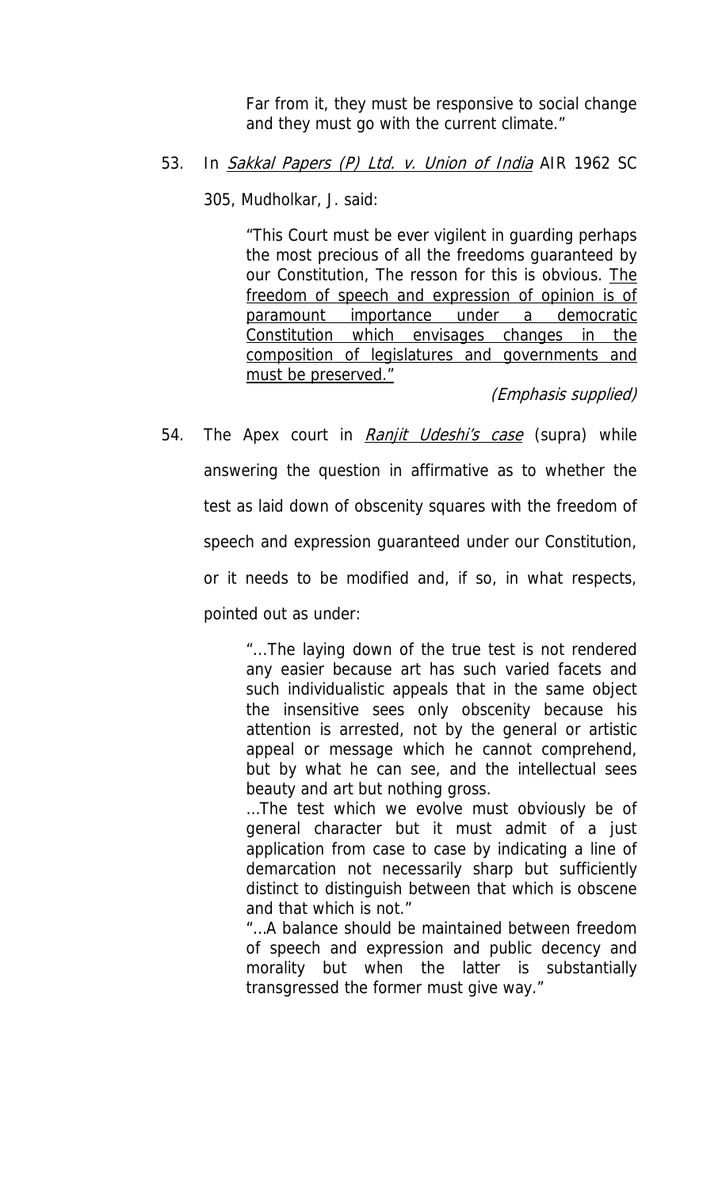> Far from it, they must be responsive to social change and they must go with the current climate."

53. In *Sakkal Papers (P) Ltd. v. Union of India* AIR 1962 SC 305, Mudholkar, J. said:

> "This Court must be ever vigilent in guarding perhaps the most precious of all the freedoms guaranteed by our Constitution, The resson for this is obvious. <u>The freedom of speech and expression of opinion is of paramount importance under a democratic Constitution which envisages changes in the composition of legislatures and governments and must be preserved.</u>"
>
> *(Emphasis supplied)*

54. The Apex court in *Ranjit Udeshi's case* (supra) while answering the question in affirmative as to whether the test as laid down of obscenity squares with the freedom of speech and expression guaranteed under our Constitution, or it needs to be modified and, if so, in what respects, pointed out as under:

> "...The laying down of the true test is not rendered any easier because art has such varied facets and such individualistic appeals that in the same object the insensitive sees only obscenity because his attention is arrested, not by the general or artistic appeal or message which he cannot comprehend, but by what he can see, and the intellectual sees beauty and art but nothing gross.
>
> ...The test which we evolve must obviously be of general character but it must admit of a just application from case to case by indicating a line of demarcation not necessarily sharp but sufficiently distinct to distinguish between that which is obscene and that which is not."
>
> "...A balance should be maintained between freedom of speech and expression and public decency and morality but when the latter is substantially transgressed the former must give way."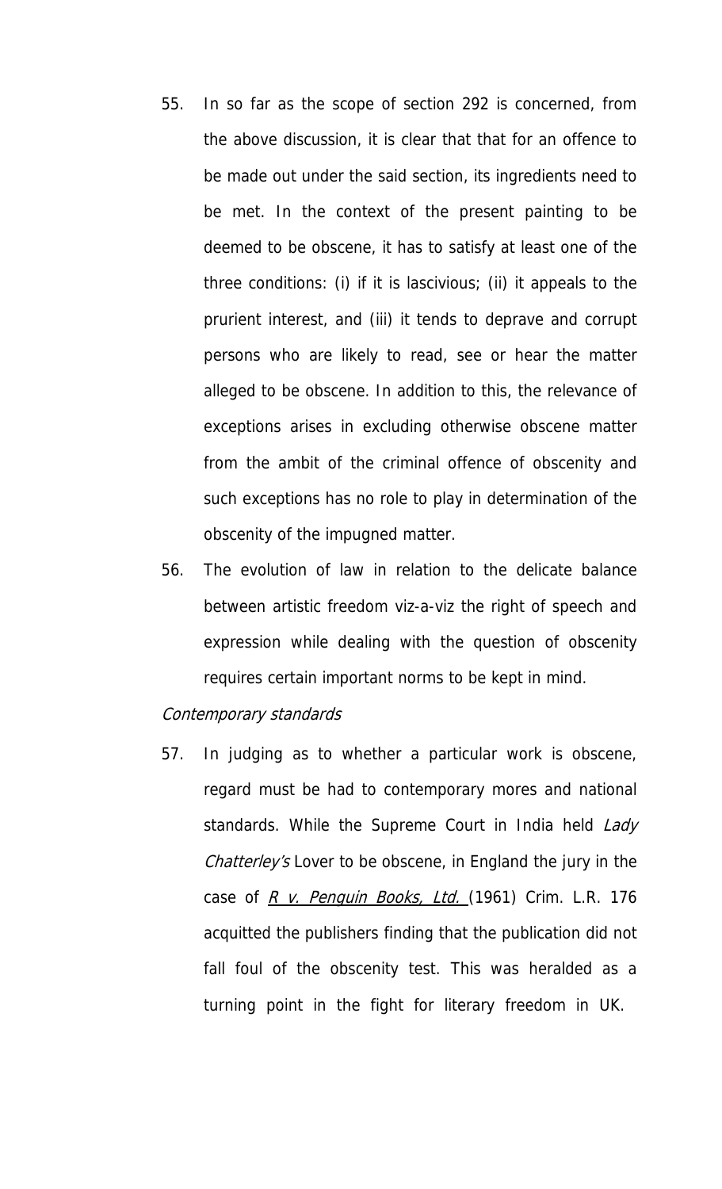55. In so far as the scope of section 292 is concerned, from the above discussion, it is clear that that for an offence to be made out under the said section, its ingredients need to be met. In the context of the present painting to be deemed to be obscene, it has to satisfy at least one of the three conditions: (i) if it is lascivious; (ii) it appeals to the prurient interest, and (iii) it tends to deprave and corrupt persons who are likely to read, see or hear the matter alleged to be obscene. In addition to this, the relevance of exceptions arises in excluding otherwise obscene matter from the ambit of the criminal offence of obscenity and such exceptions has no role to play in determination of the obscenity of the impugned matter.

56. The evolution of law in relation to the delicate balance between artistic freedom viz-a-viz the right of speech and expression while dealing with the question of obscenity requires certain important norms to be kept in mind.

*Contemporary standards*

57. In judging as to whether a particular work is obscene, regard must be had to contemporary mores and national standards. While the Supreme Court in India held *Lady Chatterley's* Lover to be obscene, in England the jury in the case of *R v. Penguin Books, Ltd.* (1961) Crim. L.R. 176 acquitted the publishers finding that the publication did not fall foul of the obscenity test. This was heralded as a turning point in the fight for literary freedom in UK.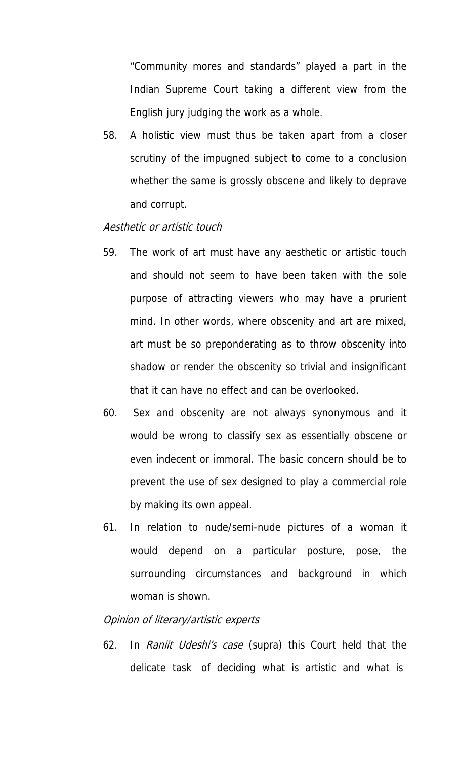"Community mores and standards" played a part in the Indian Supreme Court taking a different view from the English jury judging the work as a whole.

58. A holistic view must thus be taken apart from a closer scrutiny of the impugned subject to come to a conclusion whether the same is grossly obscene and likely to deprave and corrupt.

*Aesthetic or artistic touch*

59. The work of art must have any aesthetic or artistic touch and should not seem to have been taken with the sole purpose of attracting viewers who may have a prurient mind. In other words, where obscenity and art are mixed, art must be so preponderating as to throw obscenity into shadow or render the obscenity so trivial and insignificant that it can have no effect and can be overlooked.

60. Sex and obscenity are not always synonymous and it would be wrong to classify sex as essentially obscene or even indecent or immoral. The basic concern should be to prevent the use of sex designed to play a commercial role by making its own appeal.

61. In relation to nude/semi-nude pictures of a woman it would depend on a particular posture, pose, the surrounding circumstances and background in which woman is shown.

*Opinion of literary/artistic experts*

62. In *Ranjit Udeshi's case* (supra) this Court held that the delicate task of deciding what is artistic and what is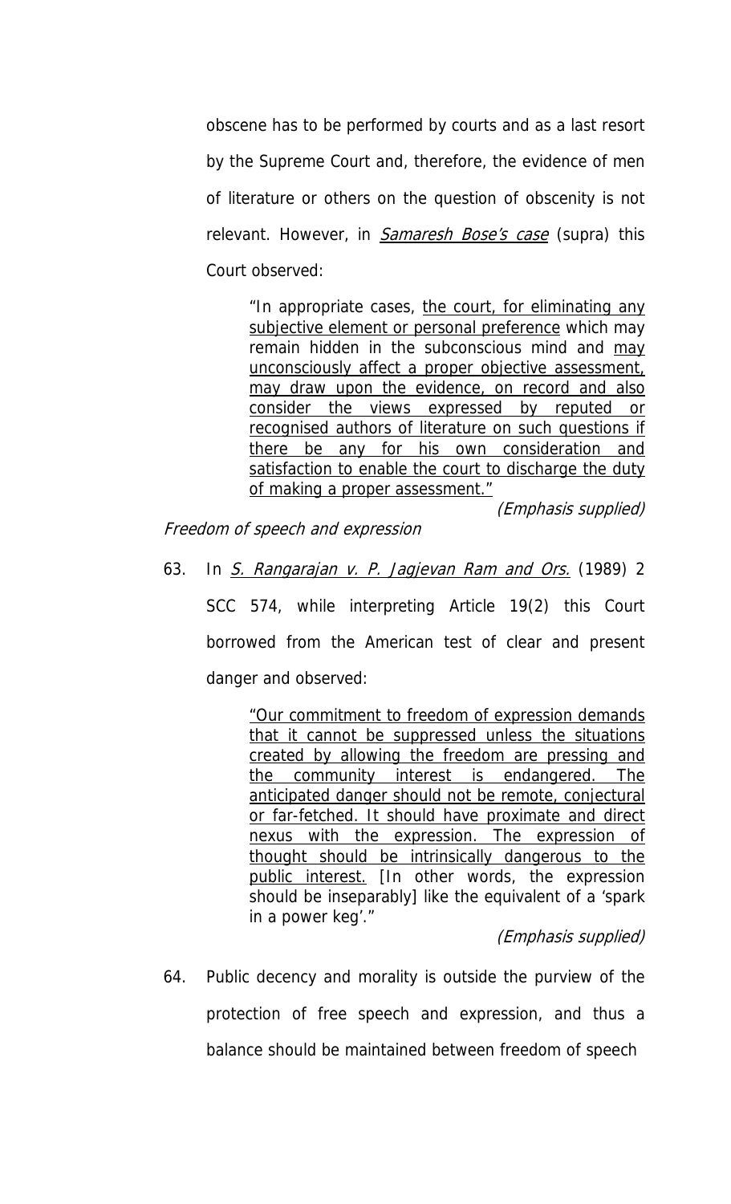obscene has to be performed by courts and as a last resort by the Supreme Court and, therefore, the evidence of men of literature or others on the question of obscenity is not relevant. However, in *Samaresh Bose's case* (supra) this Court observed:

> "In appropriate cases, the court, for eliminating any subjective element or personal preference which may remain hidden in the subconscious mind and may unconsciously affect a proper objective assessment, may draw upon the evidence, on record and also consider the views expressed by reputed or recognised authors of literature on such questions if there be any for his own consideration and satisfaction to enable the court to discharge the duty of making a proper assessment."
>
> *(Emphasis supplied)*

*Freedom of speech and expression*

63. In *S. Rangarajan v. P. Jagjevan Ram and Ors.* (1989) 2 SCC 574, while interpreting Article 19(2) this Court borrowed from the American test of clear and present danger and observed:

> "Our commitment to freedom of expression demands that it cannot be suppressed unless the situations created by allowing the freedom are pressing and the community interest is endangered. The anticipated danger should not be remote, conjectural or far-fetched. It should have proximate and direct nexus with the expression. The expression of thought should be intrinsically dangerous to the public interest. [In other words, the expression should be inseparably] like the equivalent of a 'spark in a power keg'."
>
> *(Emphasis supplied)*

64. Public decency and morality is outside the purview of the protection of free speech and expression, and thus a balance should be maintained between freedom of speech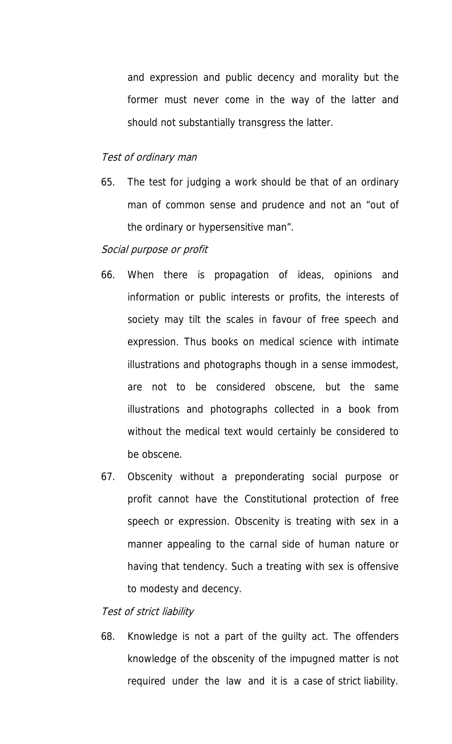and expression and public decency and morality but the former must never come in the way of the latter and should not substantially transgress the latter.

*Test of ordinary man*

65. The test for judging a work should be that of an ordinary man of common sense and prudence and not an "out of the ordinary or hypersensitive man".

*Social purpose or profit*

66. When there is propagation of ideas, opinions and information or public interests or profits, the interests of society may tilt the scales in favour of free speech and expression. Thus books on medical science with intimate illustrations and photographs though in a sense immodest, are not to be considered obscene, but the same illustrations and photographs collected in a book from without the medical text would certainly be considered to be obscene.

67. Obscenity without a preponderating social purpose or profit cannot have the Constitutional protection of free speech or expression. Obscenity is treating with sex in a manner appealing to the carnal side of human nature or having that tendency. Such a treating with sex is offensive to modesty and decency.

*Test of strict liability*

68. Knowledge is not a part of the guilty act. The offenders knowledge of the obscenity of the impugned matter is not required under the law and it is a case of strict liability.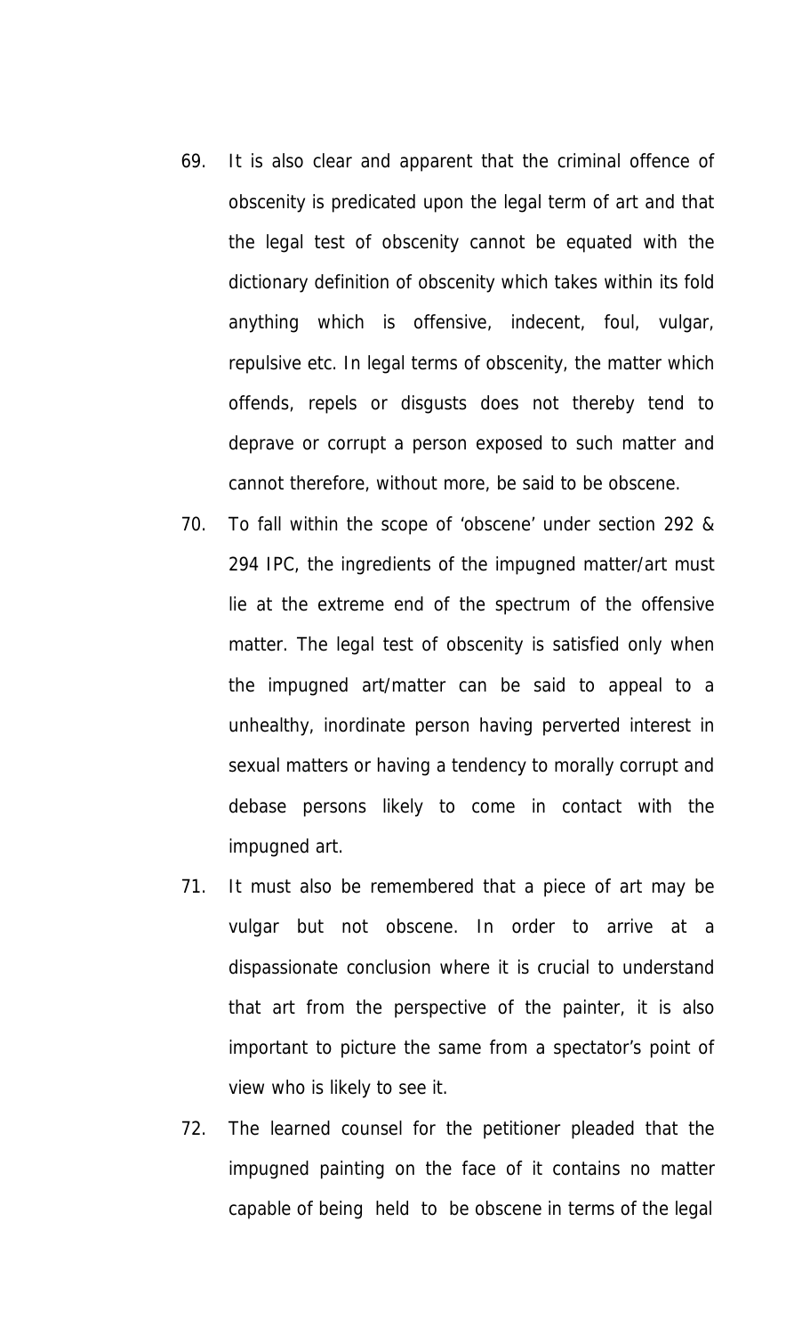69. It is also clear and apparent that the criminal offence of obscenity is predicated upon the legal term of art and that the legal test of obscenity cannot be equated with the dictionary definition of obscenity which takes within its fold anything which is offensive, indecent, foul, vulgar, repulsive etc. In legal terms of obscenity, the matter which offends, repels or disgusts does not thereby tend to deprave or corrupt a person exposed to such matter and cannot therefore, without more, be said to be obscene.

70. To fall within the scope of 'obscene' under section 292 & 294 IPC, the ingredients of the impugned matter/art must lie at the extreme end of the spectrum of the offensive matter. The legal test of obscenity is satisfied only when the impugned art/matter can be said to appeal to a unhealthy, inordinate person having perverted interest in sexual matters or having a tendency to morally corrupt and debase persons likely to come in contact with the impugned art.

71. It must also be remembered that a piece of art may be vulgar but not obscene. In order to arrive at a dispassionate conclusion where it is crucial to understand that art from the perspective of the painter, it is also important to picture the same from a spectator's point of view who is likely to see it.

72. The learned counsel for the petitioner pleaded that the impugned painting on the face of it contains no matter capable of being held to be obscene in terms of the legal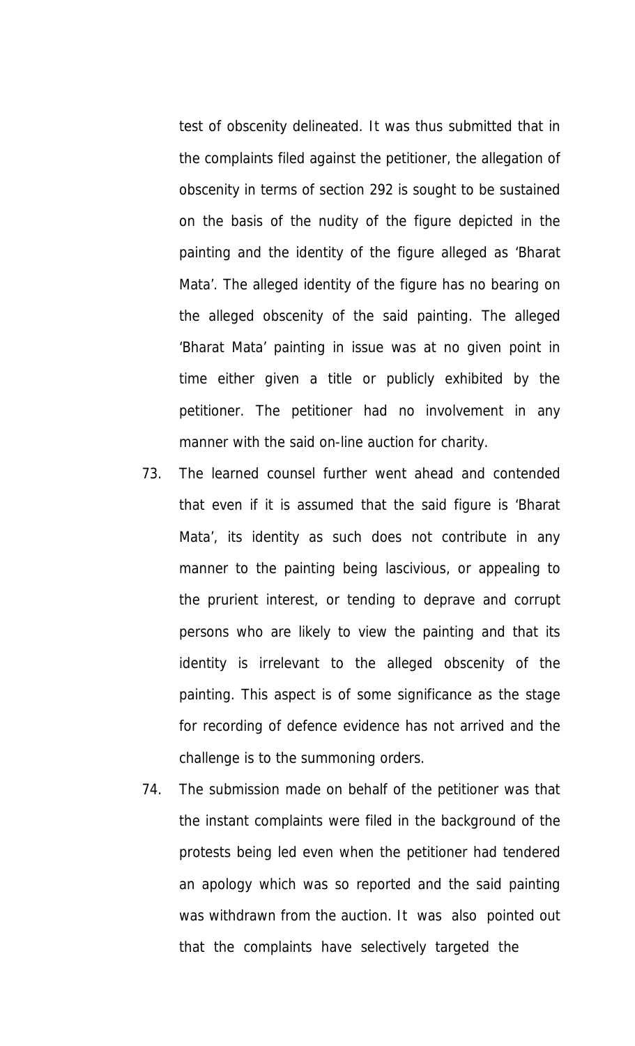test of obscenity delineated. It was thus submitted that in the complaints filed against the petitioner, the allegation of obscenity in terms of section 292 is sought to be sustained on the basis of the nudity of the figure depicted in the painting and the identity of the figure alleged as 'Bharat Mata'. The alleged identity of the figure has no bearing on the alleged obscenity of the said painting. The alleged 'Bharat Mata' painting in issue was at no given point in time either given a title or publicly exhibited by the petitioner. The petitioner had no involvement in any manner with the said on-line auction for charity.

73. The learned counsel further went ahead and contended that even if it is assumed that the said figure is 'Bharat Mata', its identity as such does not contribute in any manner to the painting being lascivious, or appealing to the prurient interest, or tending to deprave and corrupt persons who are likely to view the painting and that its identity is irrelevant to the alleged obscenity of the painting. This aspect is of some significance as the stage for recording of defence evidence has not arrived and the challenge is to the summoning orders.

74. The submission made on behalf of the petitioner was that the instant complaints were filed in the background of the protests being led even when the petitioner had tendered an apology which was so reported and the said painting was withdrawn from the auction. It was also pointed out that the complaints have selectively targeted the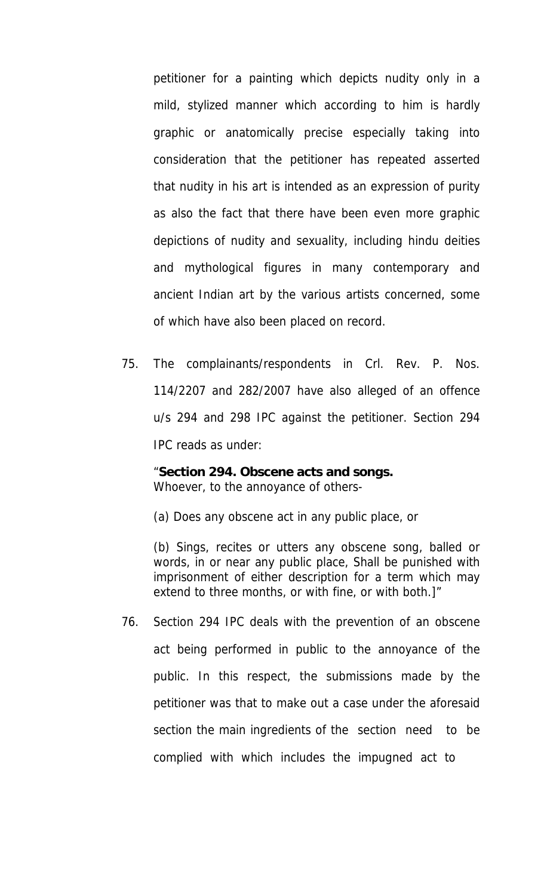petitioner for a painting which depicts nudity only in a mild, stylized manner which according to him is hardly graphic or anatomically precise especially taking into consideration that the petitioner has repeated asserted that nudity in his art is intended as an expression of purity as also the fact that there have been even more graphic depictions of nudity and sexuality, including hindu deities and mythological figures in many contemporary and ancient Indian art by the various artists concerned, some of which have also been placed on record.

75. The complainants/respondents in Crl. Rev. P. Nos. 114/2207 and 282/2007 have also alleged of an offence u/s 294 and 298 IPC against the petitioner. Section 294 IPC reads as under:

> "**Section 294. Obscene acts and songs.**
> Whoever, to the annoyance of others-
>
> (a) Does any obscene act in any public place, or
>
> (b) Sings, recites or utters any obscene song, balled or words, in or near any public place, Shall be punished with imprisonment of either description for a term which may extend to three months, or with fine, or with both.]"

76. Section 294 IPC deals with the prevention of an obscene act being performed in public to the annoyance of the public. In this respect, the submissions made by the petitioner was that to make out a case under the aforesaid section the main ingredients of the section need to be complied with which includes the impugned act to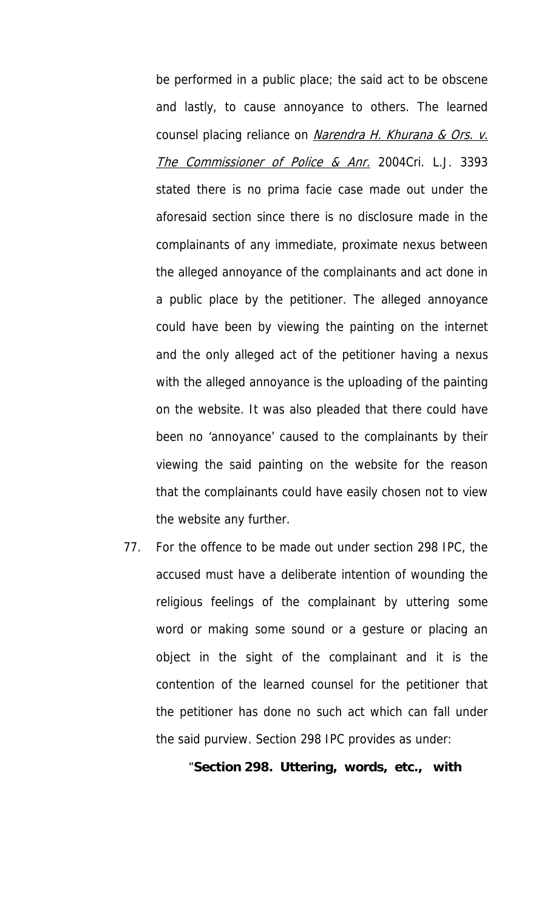be performed in a public place; the said act to be obscene and lastly, to cause annoyance to others. The learned counsel placing reliance on *Narendra H. Khurana & Ors. v. The Commissioner of Police & Anr.* 2004Cri. L.J. 3393 stated there is no prima facie case made out under the aforesaid section since there is no disclosure made in the complainants of any immediate, proximate nexus between the alleged annoyance of the complainants and act done in a public place by the petitioner. The alleged annoyance could have been by viewing the painting on the internet and the only alleged act of the petitioner having a nexus with the alleged annoyance is the uploading of the painting on the website. It was also pleaded that there could have been no 'annoyance' caused to the complainants by their viewing the said painting on the website for the reason that the complainants could have easily chosen not to view the website any further.

77. For the offence to be made out under section 298 IPC, the accused must have a deliberate intention of wounding the religious feelings of the complainant by uttering some word or making some sound or a gesture or placing an object in the sight of the complainant and it is the contention of the learned counsel for the petitioner that the petitioner has done no such act which can fall under the said purview. Section 298 IPC provides as under:

"**Section 298. Uttering, words, etc., with**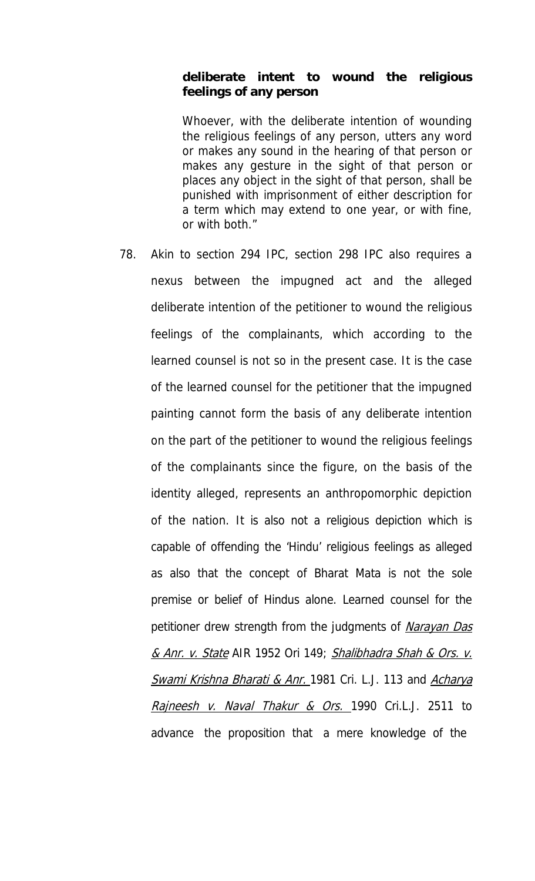**deliberate intent to wound the religious feelings of any person**

> Whoever, with the deliberate intention of wounding the religious feelings of any person, utters any word or makes any sound in the hearing of that person or makes any gesture in the sight of that person or places any object in the sight of that person, shall be punished with imprisonment of either description for a term which may extend to one year, or with fine, or with both."

78. Akin to section 294 IPC, section 298 IPC also requires a nexus between the impugned act and the alleged deliberate intention of the petitioner to wound the religious feelings of the complainants, which according to the learned counsel is not so in the present case. It is the case of the learned counsel for the petitioner that the impugned painting cannot form the basis of any deliberate intention on the part of the petitioner to wound the religious feelings of the complainants since the figure, on the basis of the identity alleged, represents an anthropomorphic depiction of the nation. It is also not a religious depiction which is capable of offending the 'Hindu' religious feelings as alleged as also that the concept of Bharat Mata is not the sole premise or belief of Hindus alone. Learned counsel for the petitioner drew strength from the judgments of *Narayan Das & Anr. v. State* AIR 1952 Ori 149; *Shalibhadra Shah & Ors. v. Swami Krishna Bharati & Anr.* 1981 Cri. L.J. 113 and *Acharya Rajneesh v. Naval Thakur & Ors.* 1990 Cri.L.J. 2511 to advance the proposition that a mere knowledge of the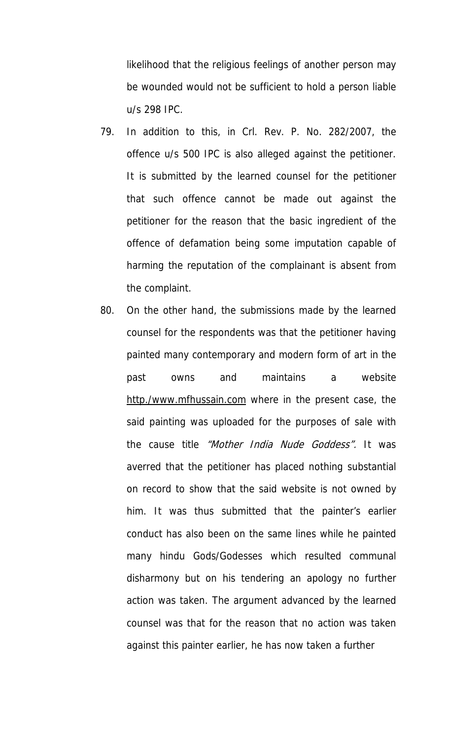likelihood that the religious feelings of another person may be wounded would not be sufficient to hold a person liable u/s 298 IPC.

79. In addition to this, in Crl. Rev. P. No. 282/2007, the offence u/s 500 IPC is also alleged against the petitioner. It is submitted by the learned counsel for the petitioner that such offence cannot be made out against the petitioner for the reason that the basic ingredient of the offence of defamation being some imputation capable of harming the reputation of the complainant is absent from the complaint.

80. On the other hand, the submissions made by the learned counsel for the respondents was that the petitioner having painted many contemporary and modern form of art in the past owns and maintains a website http./www.mfhussain.com where in the present case, the said painting was uploaded for the purposes of sale with the cause title *"Mother India Nude Goddess".* It was averred that the petitioner has placed nothing substantial on record to show that the said website is not owned by him. It was thus submitted that the painter's earlier conduct has also been on the same lines while he painted many hindu Gods/Godesses which resulted communal disharmony but on his tendering an apology no further action was taken. The argument advanced by the learned counsel was that for the reason that no action was taken against this painter earlier, he has now taken a further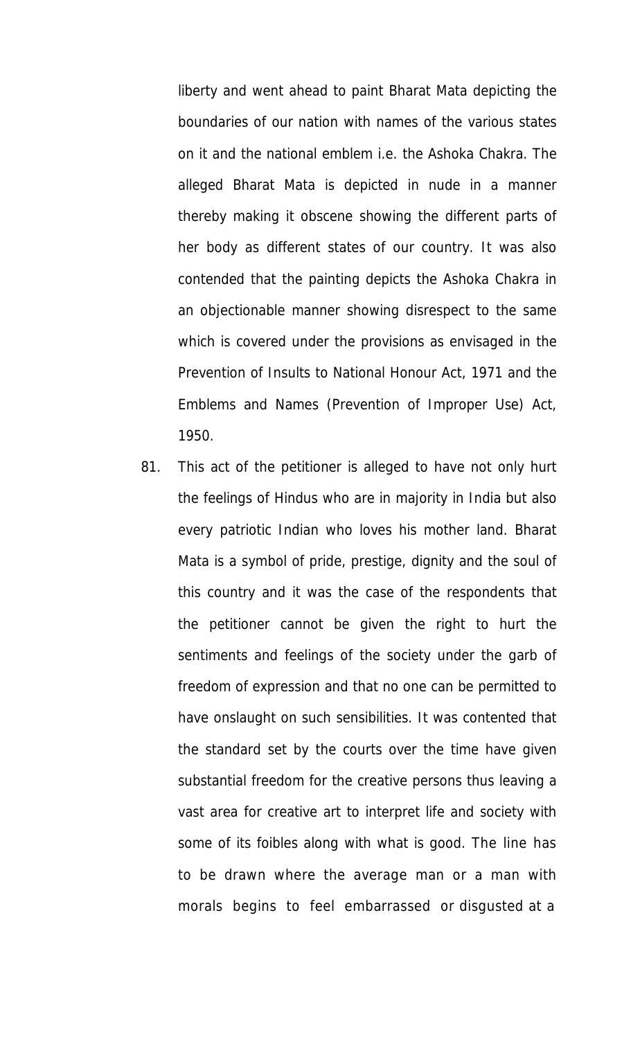liberty and went ahead to paint Bharat Mata depicting the boundaries of our nation with names of the various states on it and the national emblem i.e. the Ashoka Chakra. The alleged Bharat Mata is depicted in nude in a manner thereby making it obscene showing the different parts of her body as different states of our country. It was also contended that the painting depicts the Ashoka Chakra in an objectionable manner showing disrespect to the same which is covered under the provisions as envisaged in the Prevention of Insults to National Honour Act, 1971 and the Emblems and Names (Prevention of Improper Use) Act, 1950.

81. This act of the petitioner is alleged to have not only hurt the feelings of Hindus who are in majority in India but also every patriotic Indian who loves his mother land. Bharat Mata is a symbol of pride, prestige, dignity and the soul of this country and it was the case of the respondents that the petitioner cannot be given the right to hurt the sentiments and feelings of the society under the garb of freedom of expression and that no one can be permitted to have onslaught on such sensibilities. It was contented that the standard set by the courts over the time have given substantial freedom for the creative persons thus leaving a vast area for creative art to interpret life and society with some of its foibles along with what is good. The line has to be drawn where the average man or a man with morals begins to feel embarrassed or disgusted at a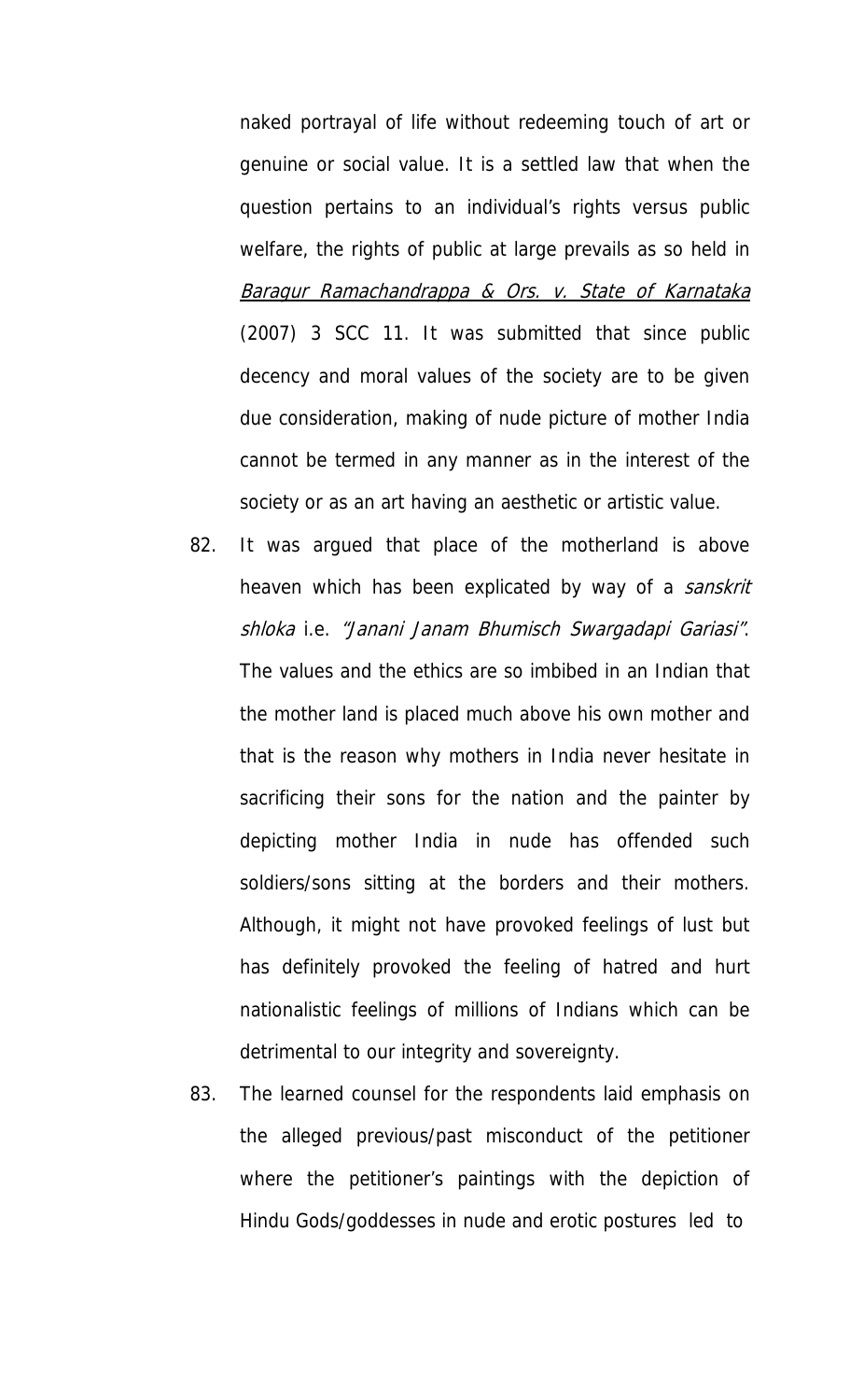naked portrayal of life without redeeming touch of art or genuine or social value. It is a settled law that when the question pertains to an individual's rights versus public welfare, the rights of public at large prevails as so held in *Baragur Ramachandrappa & Ors. v. State of Karnataka* (2007) 3 SCC 11. It was submitted that since public decency and moral values of the society are to be given due consideration, making of nude picture of mother India cannot be termed in any manner as in the interest of the society or as an art having an aesthetic or artistic value.

82. It was argued that place of the motherland is above heaven which has been explicated by way of a *sanskrit shloka* i.e. *"Janani Janam Bhumisch Swargadapi Gariasi"*. The values and the ethics are so imbibed in an Indian that the mother land is placed much above his own mother and that is the reason why mothers in India never hesitate in sacrificing their sons for the nation and the painter by depicting mother India in nude has offended such soldiers/sons sitting at the borders and their mothers. Although, it might not have provoked feelings of lust but has definitely provoked the feeling of hatred and hurt nationalistic feelings of millions of Indians which can be detrimental to our integrity and sovereignty.

83. The learned counsel for the respondents laid emphasis on the alleged previous/past misconduct of the petitioner where the petitioner's paintings with the depiction of Hindu Gods/goddesses in nude and erotic postures led to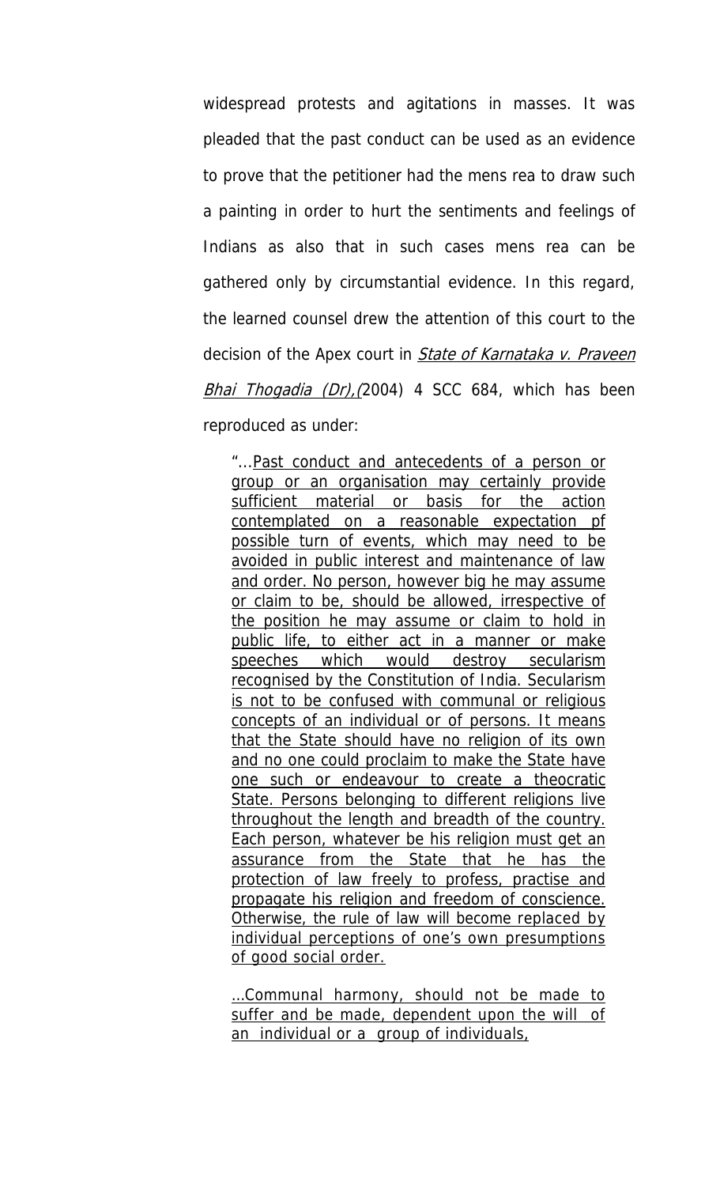widespread protests and agitations in masses. It was pleaded that the past conduct can be used as an evidence to prove that the petitioner had the mens rea to draw such a painting in order to hurt the sentiments and feelings of Indians as also that in such cases mens rea can be gathered only by circumstantial evidence. In this regard, the learned counsel drew the attention of this court to the decision of the Apex court in *State of Karnataka v. Praveen Bhai Thogadia (Dr),(*2004) 4 SCC 684, which has been reproduced as under:

> "...Past conduct and antecedents of a person or group or an organisation may certainly provide sufficient material or basis for the action contemplated on a reasonable expectation pf possible turn of events, which may need to be avoided in public interest and maintenance of law and order. No person, however big he may assume or claim to be, should be allowed, irrespective of the position he may assume or claim to hold in public life, to either act in a manner or make speeches which would destroy secularism recognised by the Constitution of India. Secularism is not to be confused with communal or religious concepts of an individual or of persons. It means that the State should have no religion of its own and no one could proclaim to make the State have one such or endeavour to create a theocratic State. Persons belonging to different religions live throughout the length and breadth of the country. Each person, whatever be his religion must get an assurance from the State that he has the protection of law freely to profess, practise and propagate his religion and freedom of conscience. Otherwise, the rule of law will become replaced by individual perceptions of one's own presumptions of good social order.
>
> ...Communal harmony, should not be made to suffer and be made, dependent upon the will of an individual or a group of individuals,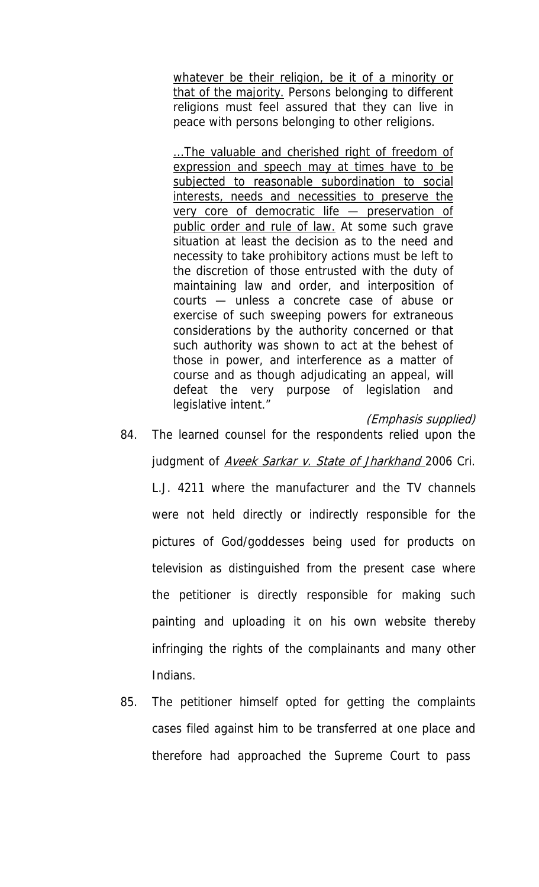> <u>whatever be their religion, be it of a minority or that of the majority.</u> Persons belonging to different religions must feel assured that they can live in peace with persons belonging to other religions.
>
> <u>...The valuable and cherished right of freedom of expression and speech may at times have to be subjected to reasonable subordination to social interests, needs and necessities to preserve the very core of democratic life — preservation of public order and rule of law.</u> At some such grave situation at least the decision as to the need and necessity to take prohibitory actions must be left to the discretion of those entrusted with the duty of maintaining law and order, and interposition of courts — unless a concrete case of abuse or exercise of such sweeping powers for extraneous considerations by the authority concerned or that such authority was shown to act at the behest of those in power, and interference as a matter of course and as though adjudicating an appeal, will defeat the very purpose of legislation and legislative intent."
>
> *(Emphasis supplied)*

84. The learned counsel for the respondents relied upon the judgment of <u>*Aveek Sarkar v. State of Jharkhand*</u> 2006 Cri. L.J. 4211 where the manufacturer and the TV channels were not held directly or indirectly responsible for the pictures of God/goddesses being used for products on television as distinguished from the present case where the petitioner is directly responsible for making such painting and uploading it on his own website thereby infringing the rights of the complainants and many other Indians.

85. The petitioner himself opted for getting the complaints cases filed against him to be transferred at one place and therefore had approached the Supreme Court to pass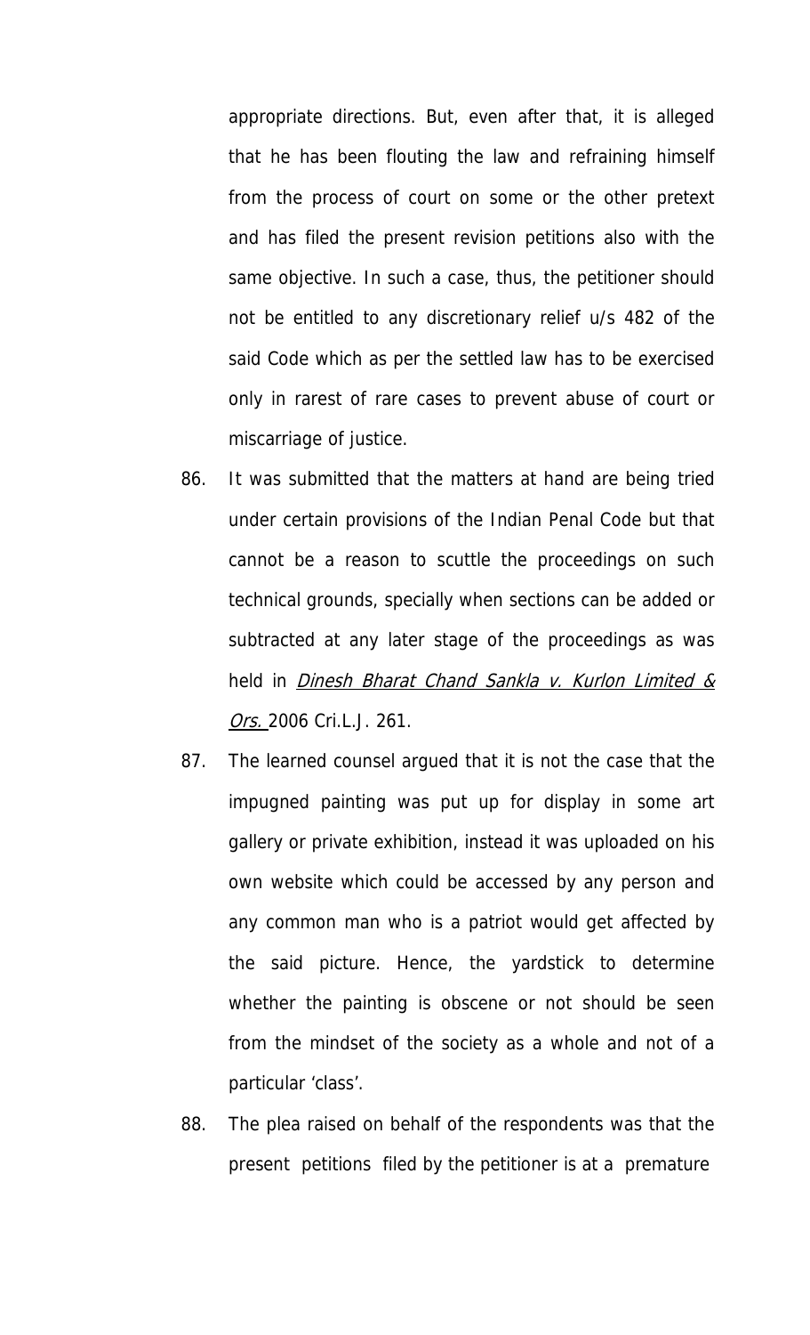appropriate directions. But, even after that, it is alleged that he has been flouting the law and refraining himself from the process of court on some or the other pretext and has filed the present revision petitions also with the same objective. In such a case, thus, the petitioner should not be entitled to any discretionary relief u/s 482 of the said Code which as per the settled law has to be exercised only in rarest of rare cases to prevent abuse of court or miscarriage of justice.

86. It was submitted that the matters at hand are being tried under certain provisions of the Indian Penal Code but that cannot be a reason to scuttle the proceedings on such technical grounds, specially when sections can be added or subtracted at any later stage of the proceedings as was held in *Dinesh Bharat Chand Sankla v. Kurlon Limited & Ors.* 2006 Cri.L.J. 261.

87. The learned counsel argued that it is not the case that the impugned painting was put up for display in some art gallery or private exhibition, instead it was uploaded on his own website which could be accessed by any person and any common man who is a patriot would get affected by the said picture. Hence, the yardstick to determine whether the painting is obscene or not should be seen from the mindset of the society as a whole and not of a particular 'class'.

88. The plea raised on behalf of the respondents was that the present petitions filed by the petitioner is at a premature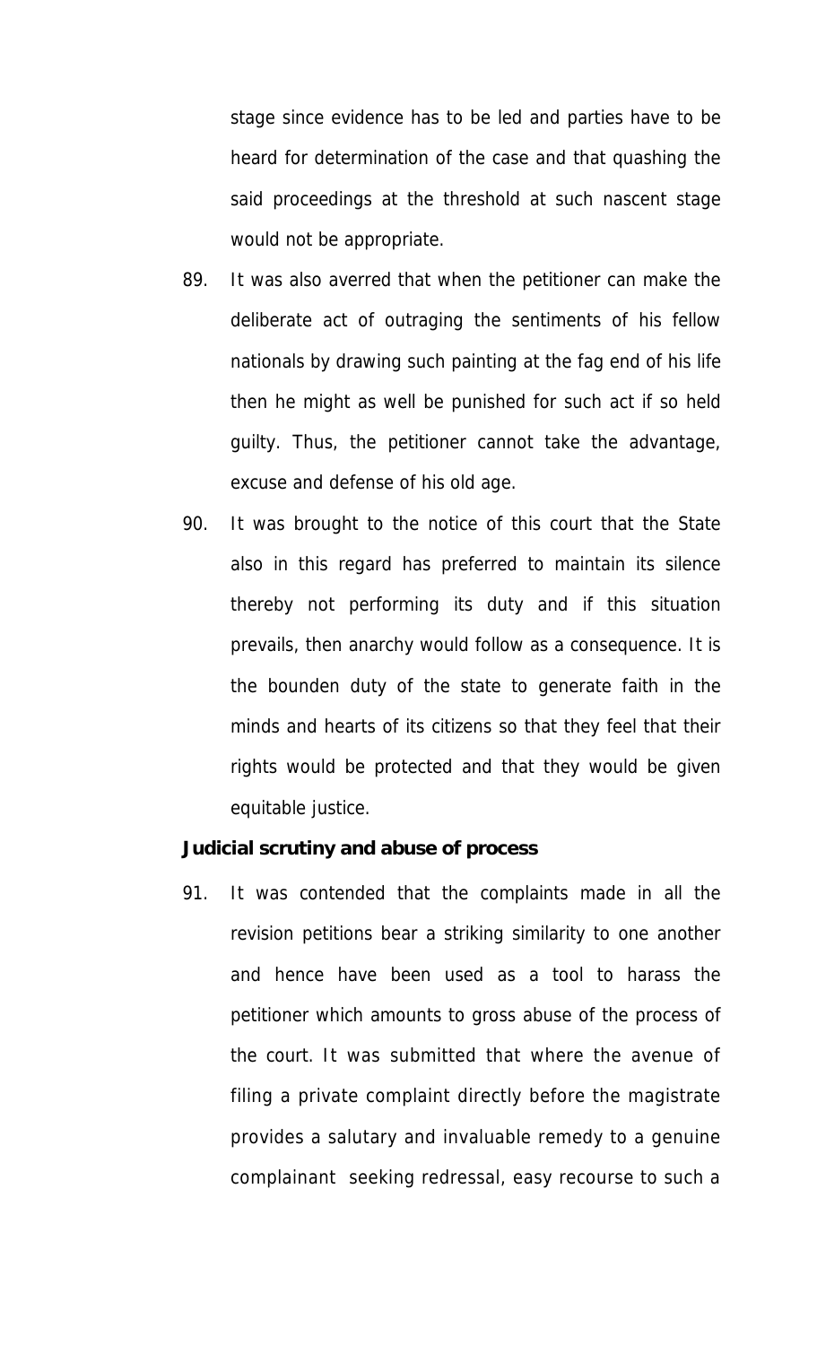stage since evidence has to be led and parties have to be heard for determination of the case and that quashing the said proceedings at the threshold at such nascent stage would not be appropriate.

89. It was also averred that when the petitioner can make the deliberate act of outraging the sentiments of his fellow nationals by drawing such painting at the fag end of his life then he might as well be punished for such act if so held guilty. Thus, the petitioner cannot take the advantage, excuse and defense of his old age.

90. It was brought to the notice of this court that the State also in this regard has preferred to maintain its silence thereby not performing its duty and if this situation prevails, then anarchy would follow as a consequence. It is the bounden duty of the state to generate faith in the minds and hearts of its citizens so that they feel that their rights would be protected and that they would be given equitable justice.

**Judicial scrutiny and abuse of process**

91. It was contended that the complaints made in all the revision petitions bear a striking similarity to one another and hence have been used as a tool to harass the petitioner which amounts to gross abuse of the process of the court. It was submitted that where the avenue of filing a private complaint directly before the magistrate provides a salutary and invaluable remedy to a genuine complainant seeking redressal, easy recourse to such a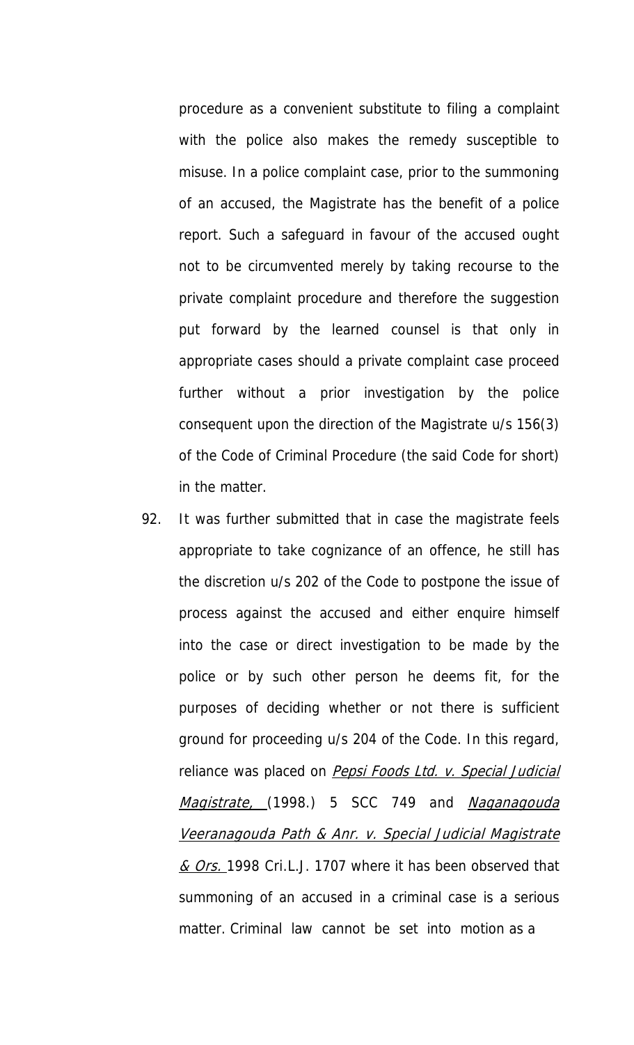procedure as a convenient substitute to filing a complaint with the police also makes the remedy susceptible to misuse. In a police complaint case, prior to the summoning of an accused, the Magistrate has the benefit of a police report. Such a safeguard in favour of the accused ought not to be circumvented merely by taking recourse to the private complaint procedure and therefore the suggestion put forward by the learned counsel is that only in appropriate cases should a private complaint case proceed further without a prior investigation by the police consequent upon the direction of the Magistrate u/s 156(3) of the Code of Criminal Procedure (the said Code for short) in the matter.

92. It was further submitted that in case the magistrate feels appropriate to take cognizance of an offence, he still has the discretion u/s 202 of the Code to postpone the issue of process against the accused and either enquire himself into the case or direct investigation to be made by the police or by such other person he deems fit, for the purposes of deciding whether or not there is sufficient ground for proceeding u/s 204 of the Code. In this regard, reliance was placed on *Pepsi Foods Ltd. v. Special Judicial Magistrate,* (1998.) 5 SCC 749 and *Naganagouda Veeranagouda Path & Anr. v. Special Judicial Magistrate & Ors.* 1998 Cri.L.J. 1707 where it has been observed that summoning of an accused in a criminal case is a serious matter. Criminal law cannot be set into motion as a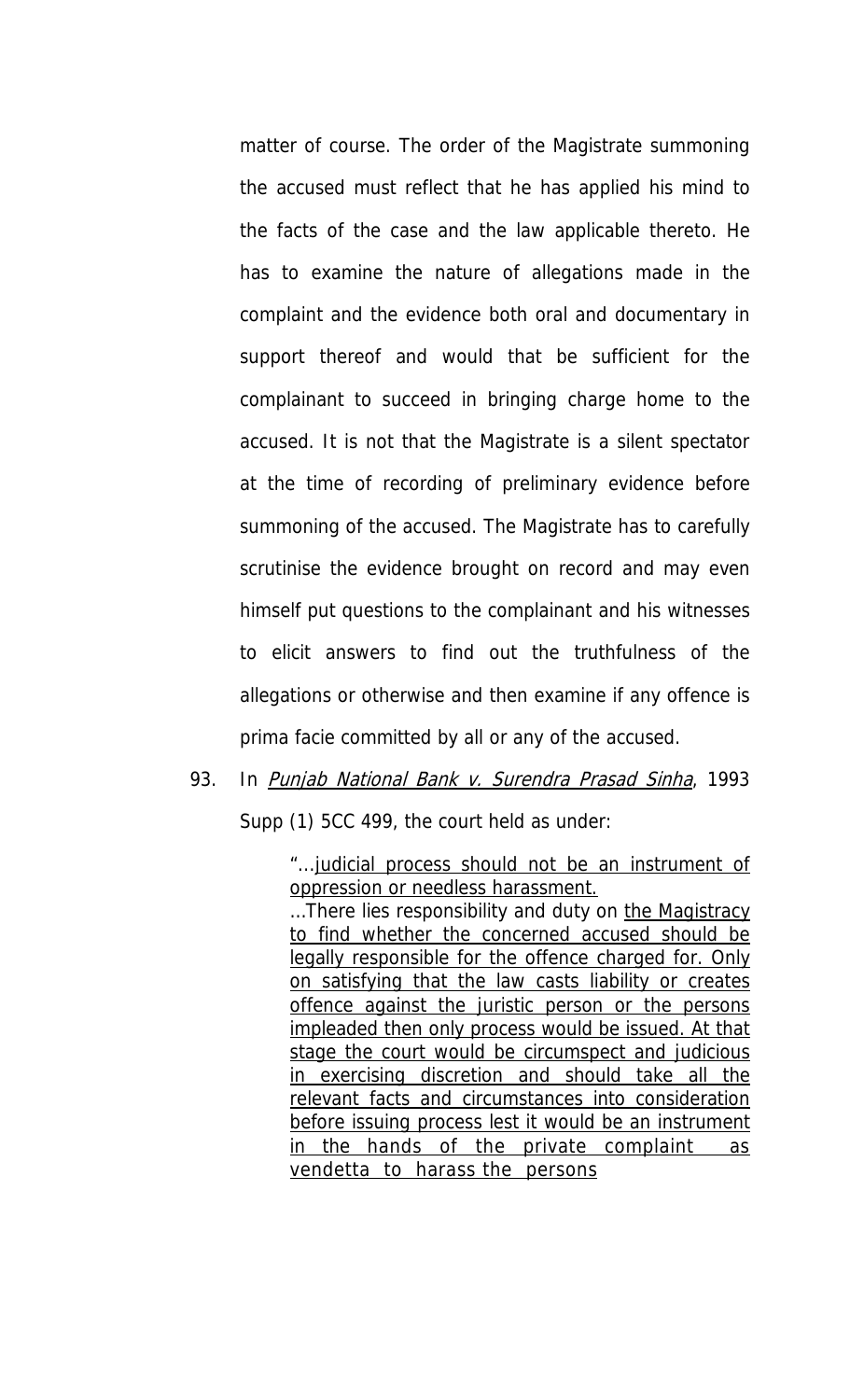matter of course. The order of the Magistrate summoning the accused must reflect that he has applied his mind to the facts of the case and the law applicable thereto. He has to examine the nature of allegations made in the complaint and the evidence both oral and documentary in support thereof and would that be sufficient for the complainant to succeed in bringing charge home to the accused. It is not that the Magistrate is a silent spectator at the time of recording of preliminary evidence before summoning of the accused. The Magistrate has to carefully scrutinise the evidence brought on record and may even himself put questions to the complainant and his witnesses to elicit answers to find out the truthfulness of the allegations or otherwise and then examine if any offence is prima facie committed by all or any of the accused.

93. In *Punjab National Bank v. Surendra Prasad Sinha*, 1993 Supp (1) 5CC 499, the court held as under:

> "...judicial process should not be an instrument of oppression or needless harassment.
> ...There lies responsibility and duty on the Magistracy to find whether the concerned accused should be legally responsible for the offence charged for. Only on satisfying that the law casts liability or creates offence against the juristic person or the persons impleaded then only process would be issued. At that stage the court would be circumspect and judicious in exercising discretion and should take all the relevant facts and circumstances into consideration before issuing process lest it would be an instrument in the hands of the private complaint as vendetta to harass the persons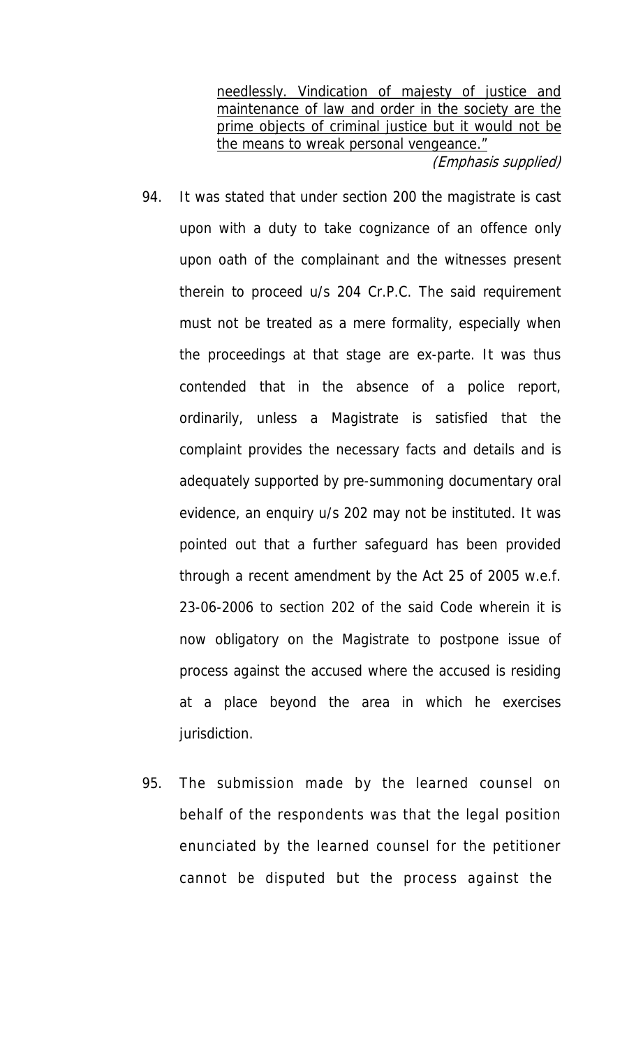needlessly. Vindication of majesty of justice and maintenance of law and order in the society are the prime objects of criminal justice but it would not be the means to wreak personal vengeance."

*(Emphasis supplied)*

94. It was stated that under section 200 the magistrate is cast upon with a duty to take cognizance of an offence only upon oath of the complainant and the witnesses present therein to proceed u/s 204 Cr.P.C. The said requirement must not be treated as a mere formality, especially when the proceedings at that stage are ex-parte. It was thus contended that in the absence of a police report, ordinarily, unless a Magistrate is satisfied that the complaint provides the necessary facts and details and is adequately supported by pre-summoning documentary oral evidence, an enquiry u/s 202 may not be instituted. It was pointed out that a further safeguard has been provided through a recent amendment by the Act 25 of 2005 w.e.f. 23-06-2006 to section 202 of the said Code wherein it is now obligatory on the Magistrate to postpone issue of process against the accused where the accused is residing at a place beyond the area in which he exercises jurisdiction.

95. The submission made by the learned counsel on behalf of the respondents was that the legal position enunciated by the learned counsel for the petitioner cannot be disputed but the process against the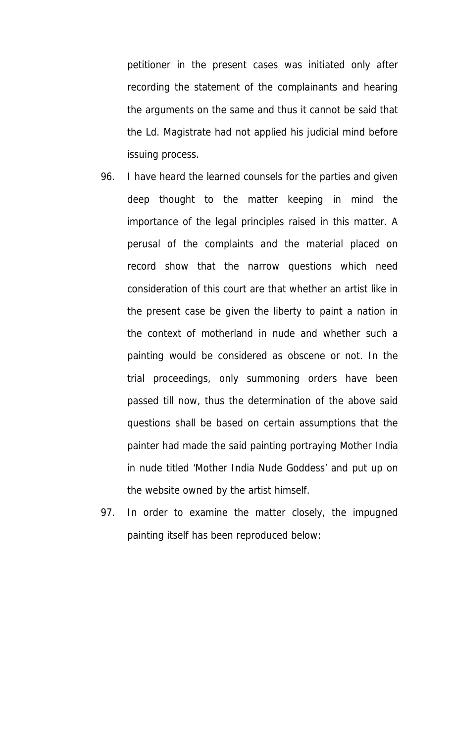petitioner in the present cases was initiated only after recording the statement of the complainants and hearing the arguments on the same and thus it cannot be said that the Ld. Magistrate had not applied his judicial mind before issuing process.

96. I have heard the learned counsels for the parties and given deep thought to the matter keeping in mind the importance of the legal principles raised in this matter. A perusal of the complaints and the material placed on record show that the narrow questions which need consideration of this court are that whether an artist like in the present case be given the liberty to paint a nation in the context of motherland in nude and whether such a painting would be considered as obscene or not. In the trial proceedings, only summoning orders have been passed till now, thus the determination of the above said questions shall be based on certain assumptions that the painter had made the said painting portraying Mother India in nude titled 'Mother India Nude Goddess' and put up on the website owned by the artist himself.

97. In order to examine the matter closely, the impugned painting itself has been reproduced below: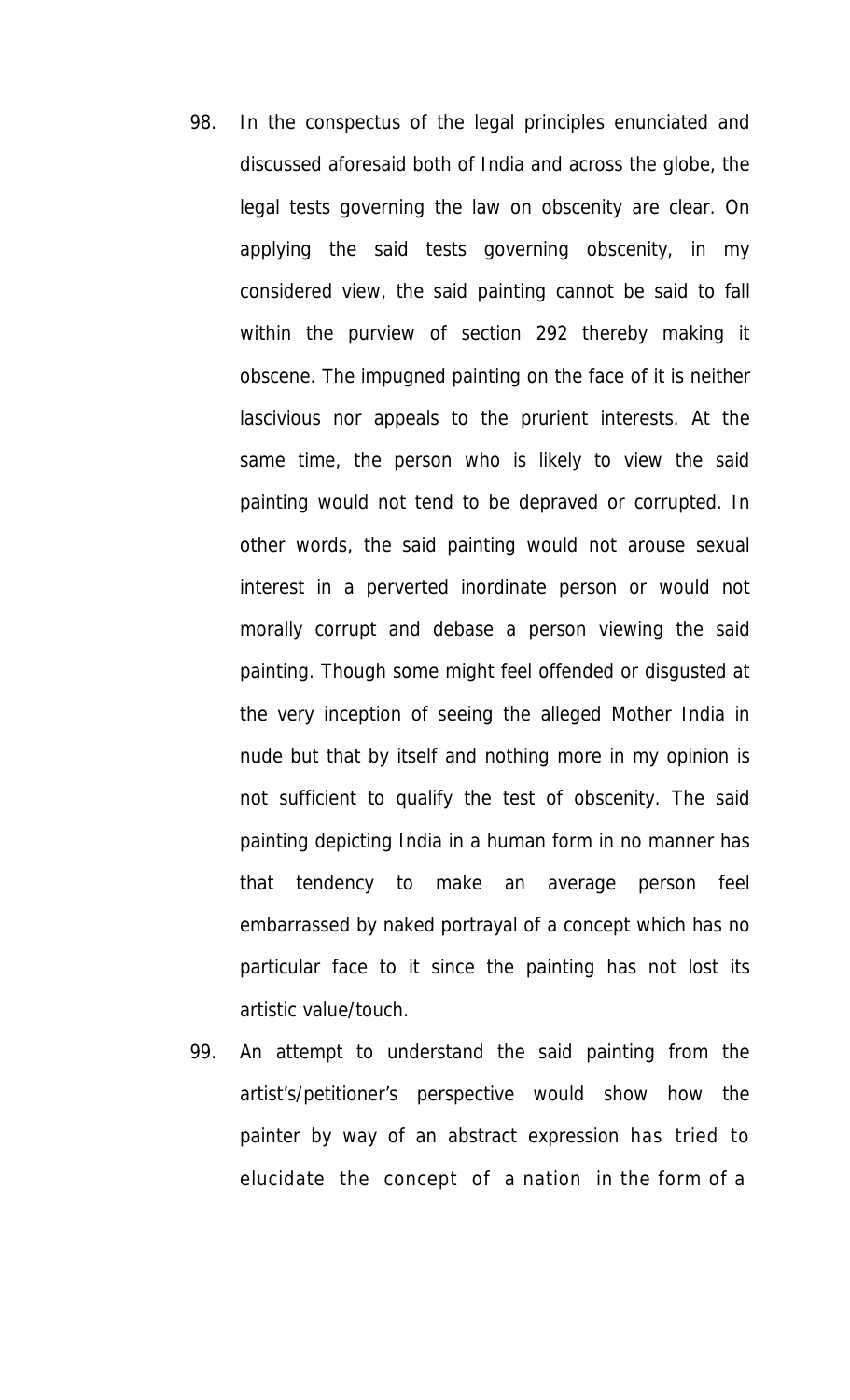98. In the conspectus of the legal principles enunciated and discussed aforesaid both of India and across the globe, the legal tests governing the law on obscenity are clear. On applying the said tests governing obscenity, in my considered view, the said painting cannot be said to fall within the purview of section 292 thereby making it obscene. The impugned painting on the face of it is neither lascivious nor appeals to the prurient interests. At the same time, the person who is likely to view the said painting would not tend to be depraved or corrupted. In other words, the said painting would not arouse sexual interest in a perverted inordinate person or would not morally corrupt and debase a person viewing the said painting. Though some might feel offended or disgusted at the very inception of seeing the alleged Mother India in nude but that by itself and nothing more in my opinion is not sufficient to qualify the test of obscenity. The said painting depicting India in a human form in no manner has that tendency to make an average person feel embarrassed by naked portrayal of a concept which has no particular face to it since the painting has not lost its artistic value/touch.

99. An attempt to understand the said painting from the artist's/petitioner's perspective would show how the painter by way of an abstract expression has tried to elucidate the concept of a nation in the form of a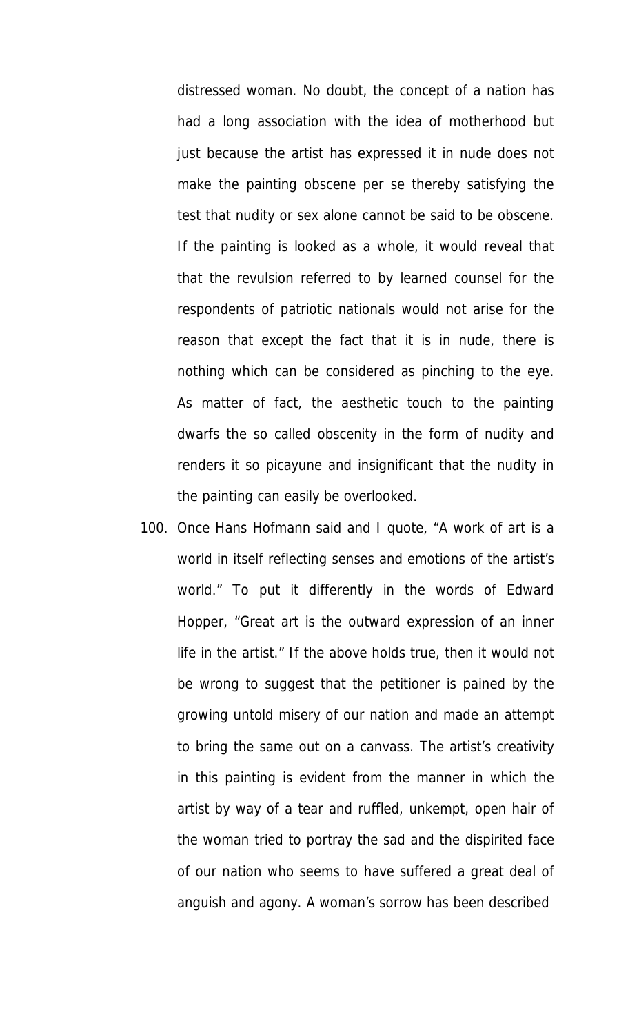distressed woman. No doubt, the concept of a nation has had a long association with the idea of motherhood but just because the artist has expressed it in nude does not make the painting obscene per se thereby satisfying the test that nudity or sex alone cannot be said to be obscene. If the painting is looked as a whole, it would reveal that that the revulsion referred to by learned counsel for the respondents of patriotic nationals would not arise for the reason that except the fact that it is in nude, there is nothing which can be considered as pinching to the eye. As matter of fact, the aesthetic touch to the painting dwarfs the so called obscenity in the form of nudity and renders it so picayune and insignificant that the nudity in the painting can easily be overlooked.

100. Once Hans Hofmann said and I quote, "A work of art is a world in itself reflecting senses and emotions of the artist's world." To put it differently in the words of Edward Hopper, "Great art is the outward expression of an inner life in the artist." If the above holds true, then it would not be wrong to suggest that the petitioner is pained by the growing untold misery of our nation and made an attempt to bring the same out on a canvass. The artist's creativity in this painting is evident from the manner in which the artist by way of a tear and ruffled, unkempt, open hair of the woman tried to portray the sad and the dispirited face of our nation who seems to have suffered a great deal of anguish and agony. A woman's sorrow has been described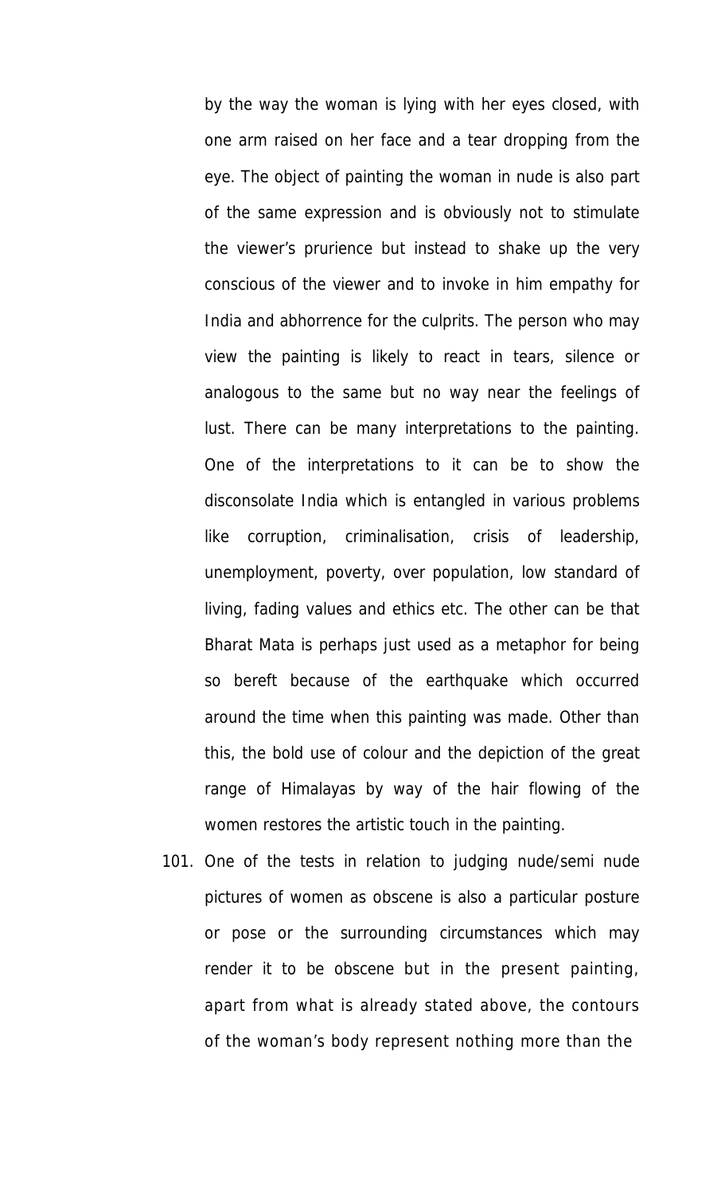by the way the woman is lying with her eyes closed, with one arm raised on her face and a tear dropping from the eye. The object of painting the woman in nude is also part of the same expression and is obviously not to stimulate the viewer's prurience but instead to shake up the very conscious of the viewer and to invoke in him empathy for India and abhorrence for the culprits. The person who may view the painting is likely to react in tears, silence or analogous to the same but no way near the feelings of lust. There can be many interpretations to the painting. One of the interpretations to it can be to show the disconsolate India which is entangled in various problems like corruption, criminalisation, crisis of leadership, unemployment, poverty, over population, low standard of living, fading values and ethics etc. The other can be that Bharat Mata is perhaps just used as a metaphor for being so bereft because of the earthquake which occurred around the time when this painting was made. Other than this, the bold use of colour and the depiction of the great range of Himalayas by way of the hair flowing of the women restores the artistic touch in the painting.

101. One of the tests in relation to judging nude/semi nude pictures of women as obscene is also a particular posture or pose or the surrounding circumstances which may render it to be obscene but in the present painting, apart from what is already stated above, the contours of the woman's body represent nothing more than the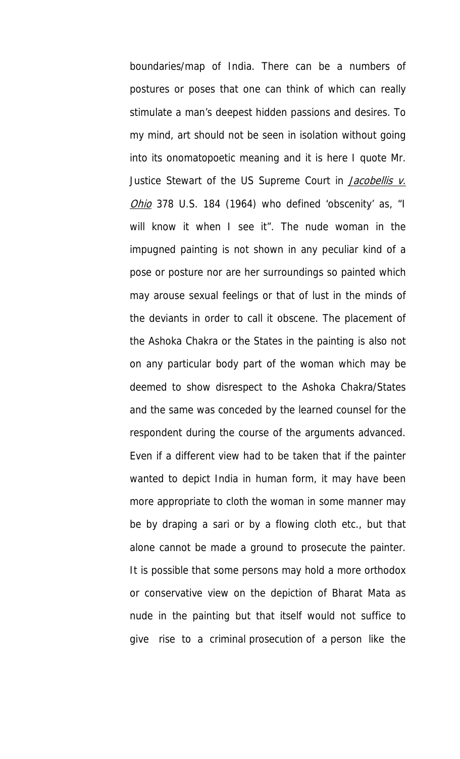boundaries/map of India. There can be a numbers of postures or poses that one can think of which can really stimulate a man's deepest hidden passions and desires. To my mind, art should not be seen in isolation without going into its onomatopoetic meaning and it is here I quote Mr. Justice Stewart of the US Supreme Court in *Jacobellis v. Ohio* 378 U.S. 184 (1964) who defined 'obscenity' as, "I will know it when I see it". The nude woman in the impugned painting is not shown in any peculiar kind of a pose or posture nor are her surroundings so painted which may arouse sexual feelings or that of lust in the minds of the deviants in order to call it obscene. The placement of the Ashoka Chakra or the States in the painting is also not on any particular body part of the woman which may be deemed to show disrespect to the Ashoka Chakra/States and the same was conceded by the learned counsel for the respondent during the course of the arguments advanced. Even if a different view had to be taken that if the painter wanted to depict India in human form, it may have been more appropriate to cloth the woman in some manner may be by draping a sari or by a flowing cloth etc., but that alone cannot be made a ground to prosecute the painter. It is possible that some persons may hold a more orthodox or conservative view on the depiction of Bharat Mata as nude in the painting but that itself would not suffice to give rise to a criminal prosecution of a person like the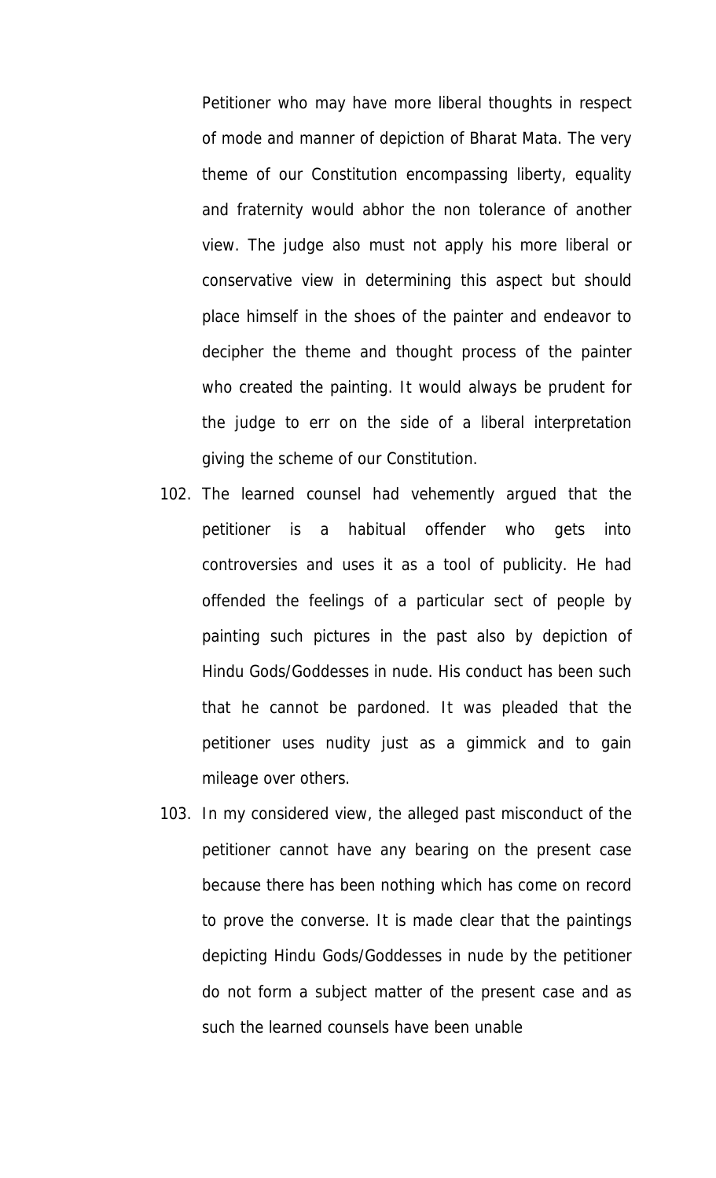Petitioner who may have more liberal thoughts in respect of mode and manner of depiction of Bharat Mata. The very theme of our Constitution encompassing liberty, equality and fraternity would abhor the non tolerance of another view. The judge also must not apply his more liberal or conservative view in determining this aspect but should place himself in the shoes of the painter and endeavor to decipher the theme and thought process of the painter who created the painting. It would always be prudent for the judge to err on the side of a liberal interpretation giving the scheme of our Constitution.

102. The learned counsel had vehemently argued that the petitioner is a habitual offender who gets into controversies and uses it as a tool of publicity. He had offended the feelings of a particular sect of people by painting such pictures in the past also by depiction of Hindu Gods/Goddesses in nude. His conduct has been such that he cannot be pardoned. It was pleaded that the petitioner uses nudity just as a gimmick and to gain mileage over others.

103. In my considered view, the alleged past misconduct of the petitioner cannot have any bearing on the present case because there has been nothing which has come on record to prove the converse. It is made clear that the paintings depicting Hindu Gods/Goddesses in nude by the petitioner do not form a subject matter of the present case and as such the learned counsels have been unable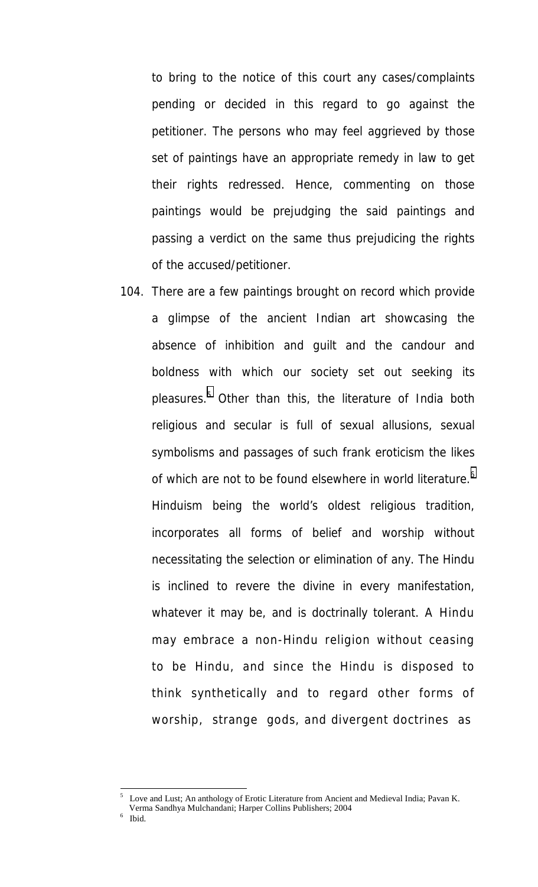to bring to the notice of this court any cases/complaints pending or decided in this regard to go against the petitioner. The persons who may feel aggrieved by those set of paintings have an appropriate remedy in law to get their rights redressed. Hence, commenting on those paintings would be prejudging the said paintings and passing a verdict on the same thus prejudicing the rights of the accused/petitioner.

104. There are a few paintings brought on record which provide a glimpse of the ancient Indian art showcasing the absence of inhibition and guilt and the candour and boldness with which our society set out seeking its pleasures.[5] Other than this, the literature of India both religious and secular is full of sexual allusions, sexual symbolisms and passages of such frank eroticism the likes of which are not to be found elsewhere in world literature.[6] Hinduism being the world's oldest religious tradition, incorporates all forms of belief and worship without necessitating the selection or elimination of any. The Hindu is inclined to revere the divine in every manifestation, whatever it may be, and is doctrinally tolerant. A Hindu may embrace a non-Hindu religion without ceasing to be Hindu, and since the Hindu is disposed to think synthetically and to regard other forms of worship, strange gods, and divergent doctrines as

---

[5] Love and Lust; An anthology of Erotic Literature from Ancient and Medieval India; Pavan K. Verma Sandhya Mulchandani; Harper Collins Publishers; 2004

[6] Ibid.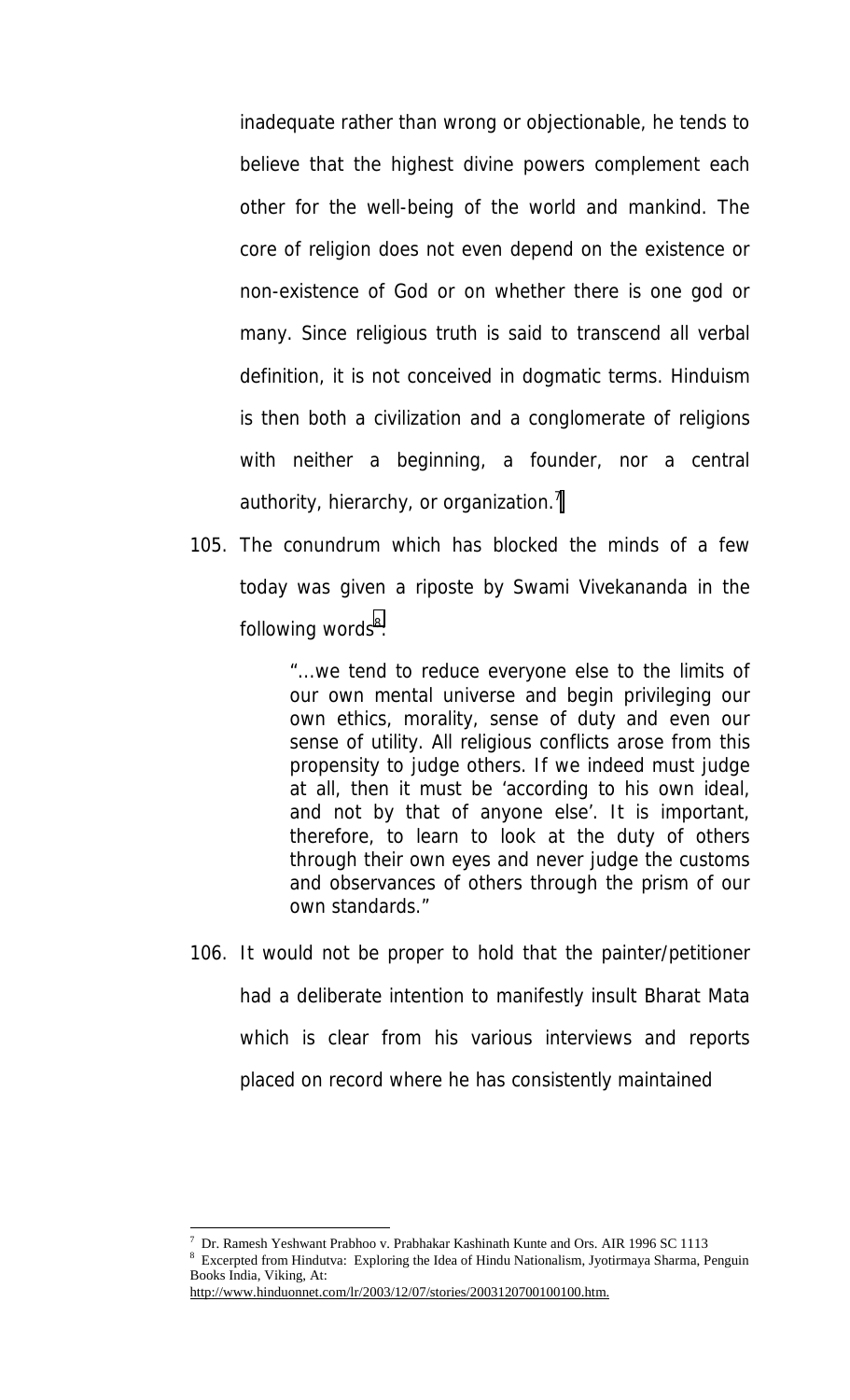inadequate rather than wrong or objectionable, he tends to believe that the highest divine powers complement each other for the well-being of the world and mankind. The core of religion does not even depend on the existence or non-existence of God or on whether there is one god or many. Since religious truth is said to transcend all verbal definition, it is not conceived in dogmatic terms. Hinduism is then both a civilization and a conglomerate of religions with neither a beginning, a founder, nor a central authority, hierarchy, or organization.[7]

105. The conundrum which has blocked the minds of a few today was given a riposte by Swami Vivekananda in the following words[8]:

> "…we tend to reduce everyone else to the limits of our own mental universe and begin privileging our own ethics, morality, sense of duty and even our sense of utility. All religious conflicts arose from this propensity to judge others. If we indeed must judge at all, then it must be 'according to his own ideal, and not by that of anyone else'. It is important, therefore, to learn to look at the duty of others through their own eyes and never judge the customs and observances of others through the prism of our own standards."

106. It would not be proper to hold that the painter/petitioner had a deliberate intention to manifestly insult Bharat Mata which is clear from his various interviews and reports placed on record where he has consistently maintained

---

[7] Dr. Ramesh Yeshwant Prabhoo v. Prabhakar Kashinath Kunte and Ors. AIR 1996 SC 1113

[8] Excerpted from Hindutva: Exploring the Idea of Hindu Nationalism, Jyotirmaya Sharma, Penguin Books India, Viking, At: http://www.hinduonnet.com/lr/2003/12/07/stories/2003120700100100.htm.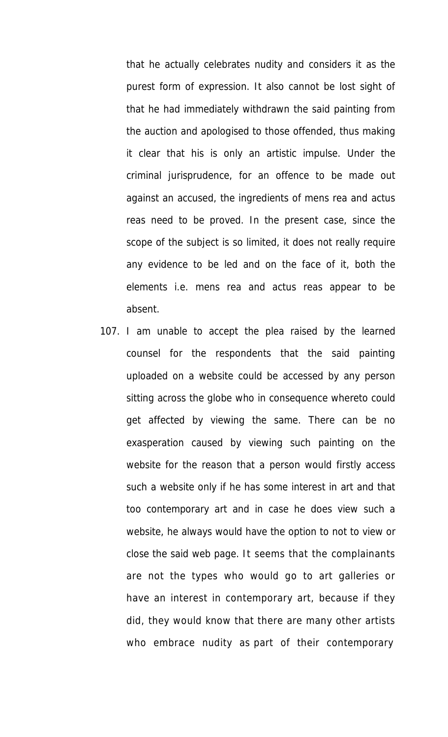that he actually celebrates nudity and considers it as the purest form of expression. It also cannot be lost sight of that he had immediately withdrawn the said painting from the auction and apologised to those offended, thus making it clear that his is only an artistic impulse. Under the criminal jurisprudence, for an offence to be made out against an accused, the ingredients of mens rea and actus reas need to be proved. In the present case, since the scope of the subject is so limited, it does not really require any evidence to be led and on the face of it, both the elements i.e. mens rea and actus reas appear to be absent.

107. I am unable to accept the plea raised by the learned counsel for the respondents that the said painting uploaded on a website could be accessed by any person sitting across the globe who in consequence whereto could get affected by viewing the same. There can be no exasperation caused by viewing such painting on the website for the reason that a person would firstly access such a website only if he has some interest in art and that too contemporary art and in case he does view such a website, he always would have the option to not to view or close the said web page. It seems that the complainants are not the types who would go to art galleries or have an interest in contemporary art, because if they did, they would know that there are many other artists who embrace nudity as part of their contemporary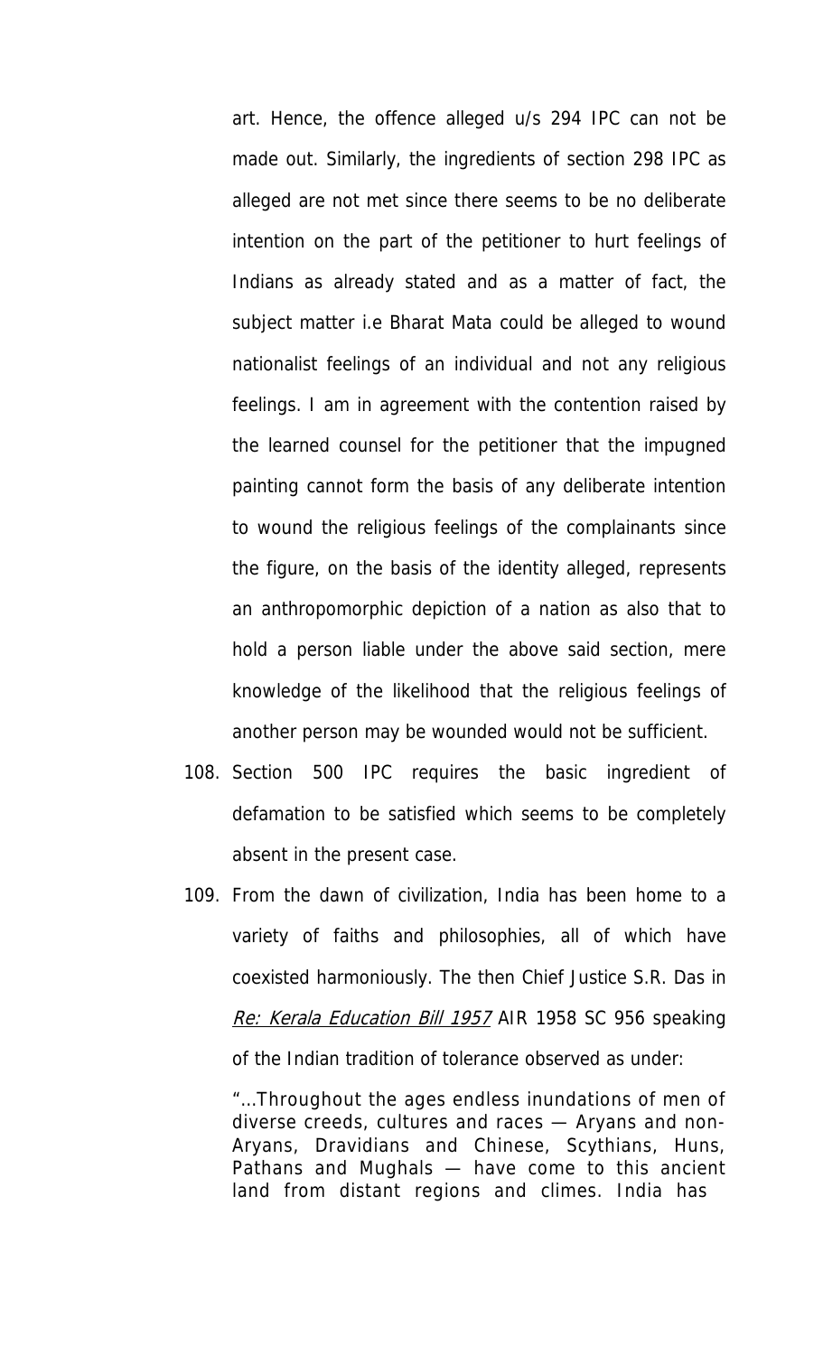art. Hence, the offence alleged u/s 294 IPC can not be made out. Similarly, the ingredients of section 298 IPC as alleged are not met since there seems to be no deliberate intention on the part of the petitioner to hurt feelings of Indians as already stated and as a matter of fact, the subject matter i.e Bharat Mata could be alleged to wound nationalist feelings of an individual and not any religious feelings. I am in agreement with the contention raised by the learned counsel for the petitioner that the impugned painting cannot form the basis of any deliberate intention to wound the religious feelings of the complainants since the figure, on the basis of the identity alleged, represents an anthropomorphic depiction of a nation as also that to hold a person liable under the above said section, mere knowledge of the likelihood that the religious feelings of another person may be wounded would not be sufficient.

108. Section 500 IPC requires the basic ingredient of defamation to be satisfied which seems to be completely absent in the present case.

109. From the dawn of civilization, India has been home to a variety of faiths and philosophies, all of which have coexisted harmoniously. The then Chief Justice S.R. Das in *Re: Kerala Education Bill 1957* AIR 1958 SC 956 speaking of the Indian tradition of tolerance observed as under:

> "…Throughout the ages endless inundations of men of diverse creeds, cultures and races — Aryans and non-Aryans, Dravidians and Chinese, Scythians, Huns, Pathans and Mughals — have come to this ancient land from distant regions and climes. India has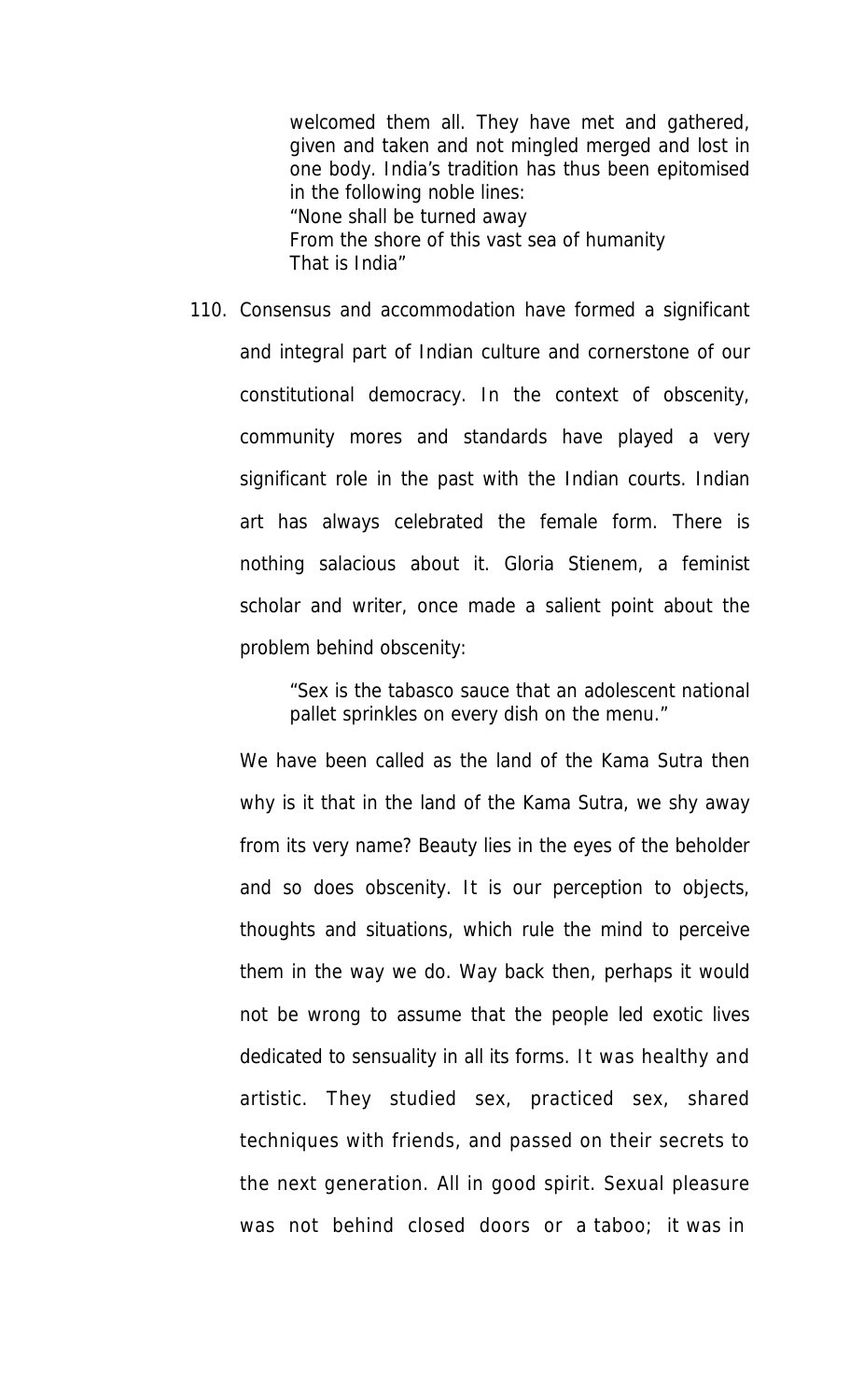> welcomed them all. They have met and gathered, given and taken and not mingled merged and lost in one body. India's tradition has thus been epitomised in the following noble lines:
> "None shall be turned away
> From the shore of this vast sea of humanity
> That is India"

110. Consensus and accommodation have formed a significant and integral part of Indian culture and cornerstone of our constitutional democracy. In the context of obscenity, community mores and standards have played a very significant role in the past with the Indian courts. Indian art has always celebrated the female form. There is nothing salacious about it. Gloria Stienem, a feminist scholar and writer, once made a salient point about the problem behind obscenity:

> "Sex is the tabasco sauce that an adolescent national pallet sprinkles on every dish on the menu."

We have been called as the land of the Kama Sutra then why is it that in the land of the Kama Sutra, we shy away from its very name? Beauty lies in the eyes of the beholder and so does obscenity. It is our perception to objects, thoughts and situations, which rule the mind to perceive them in the way we do. Way back then, perhaps it would not be wrong to assume that the people led exotic lives dedicated to sensuality in all its forms. It was healthy and artistic. They studied sex, practiced sex, shared techniques with friends, and passed on their secrets to the next generation. All in good spirit. Sexual pleasure was not behind closed doors or a taboo; it was in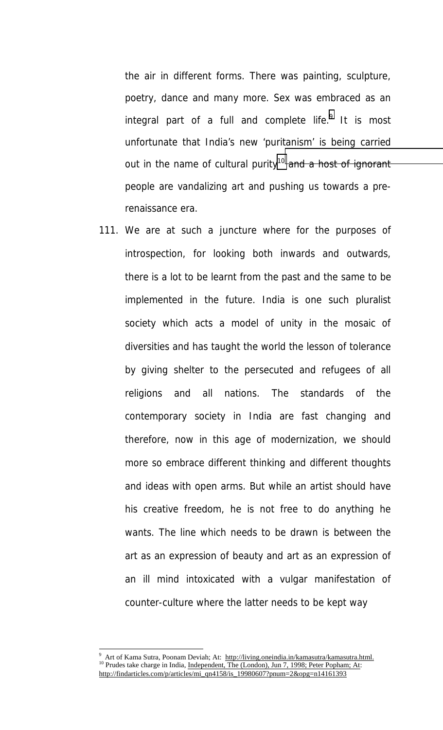the air in different forms. There was painting, sculpture, poetry, dance and many more. Sex was embraced as an integral part of a full and complete life.[9] It is most unfortunate that India's new 'puritanism' is being carried out in the name of cultural purity[10] and a host of ignorant people are vandalizing art and pushing us towards a pre-renaissance era.

111. We are at such a juncture where for the purposes of introspection, for looking both inwards and outwards, there is a lot to be learnt from the past and the same to be implemented in the future. India is one such pluralist society which acts a model of unity in the mosaic of diversities and has taught the world the lesson of tolerance by giving shelter to the persecuted and refugees of all religions and all nations. The standards of the contemporary society in India are fast changing and therefore, now in this age of modernization, we should more so embrace different thinking and different thoughts and ideas with open arms. But while an artist should have his creative freedom, he is not free to do anything he wants. The line which needs to be drawn is between the art as an expression of beauty and art as an expression of an ill mind intoxicated with a vulgar manifestation of counter-culture where the latter needs to be kept way

---

[9] Art of Kama Sutra, Poonam Deviah; At: http://living.oneindia.in/kamasutra/kamasutra.html.

[10] Prudes take charge in India, Independent, The (London), Jun 7, 1998; Peter Popham; At: http://findarticles.com/p/articles/mi_qn4158/is_19980607?pnum=2&opg=n14161393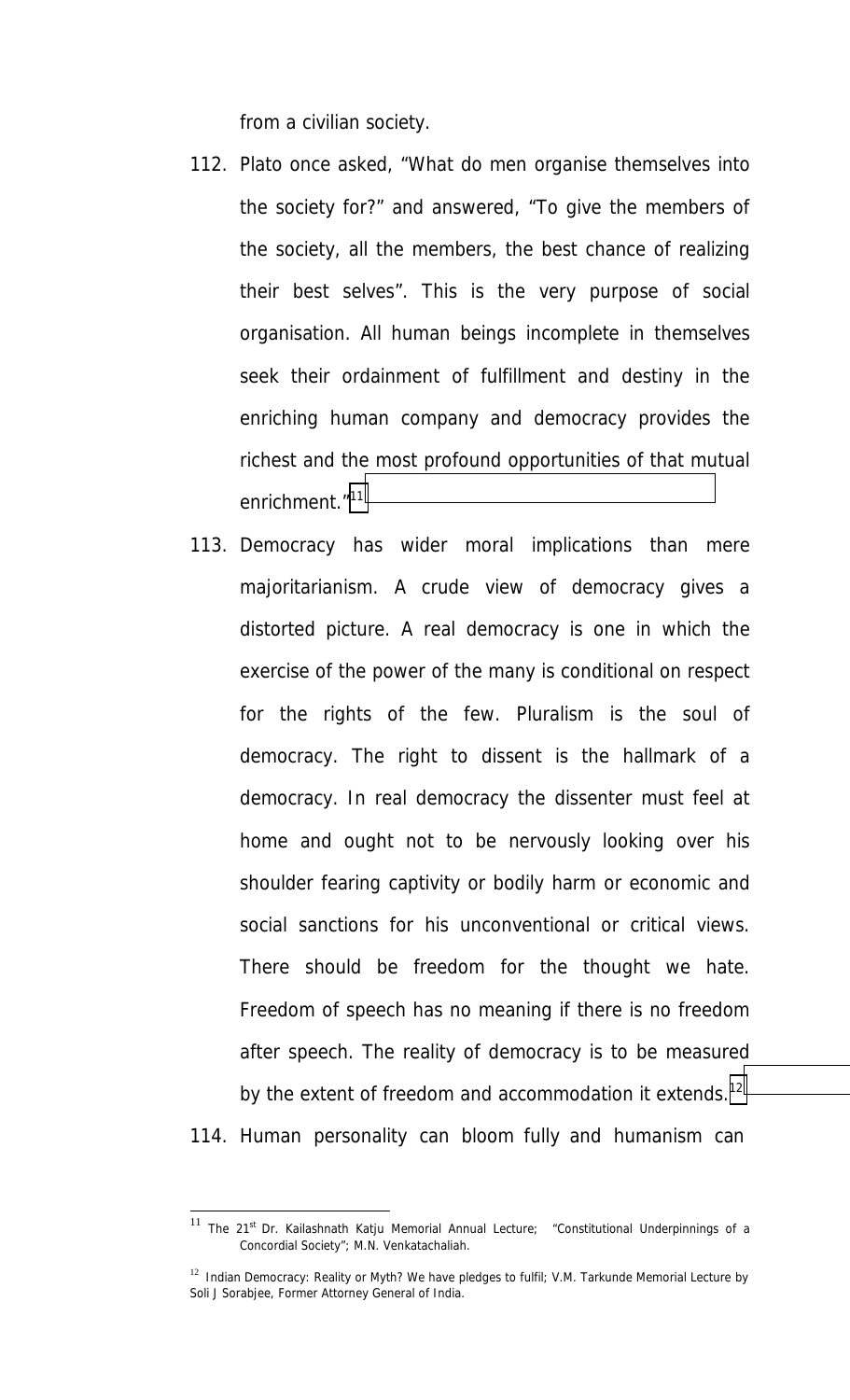from a civilian society.

112. Plato once asked, "What do men organise themselves into the society for?" and answered, "To give the members of the society, all the members, the best chance of realizing their best selves". This is the very purpose of social organisation. All human beings incomplete in themselves seek their ordainment of fulfillment and destiny in the enriching human company and democracy provides the richest and the most profound opportunities of that mutual enrichment."[11]

113. Democracy has wider moral implications than mere majoritarianism. A crude view of democracy gives a distorted picture. A real democracy is one in which the exercise of the power of the many is conditional on respect for the rights of the few. Pluralism is the soul of democracy. The right to dissent is the hallmark of a democracy. In real democracy the dissenter must feel at home and ought not to be nervously looking over his shoulder fearing captivity or bodily harm or economic and social sanctions for his unconventional or critical views. There should be freedom for the thought we hate. Freedom of speech has no meaning if there is no freedom after speech. The reality of democracy is to be measured by the extent of freedom and accommodation it extends.[12]

114. Human personality can bloom fully and humanism can

---

[11] The 21st Dr. Kailashnath Katju Memorial Annual Lecture; "Constitutional Underpinnings of a Concordial Society"; M.N. Venkatachaliah.

[12] Indian Democracy: Reality or Myth? We have pledges to fulfil; V.M. Tarkunde Memorial Lecture by Soli J Sorabjee, Former Attorney General of India.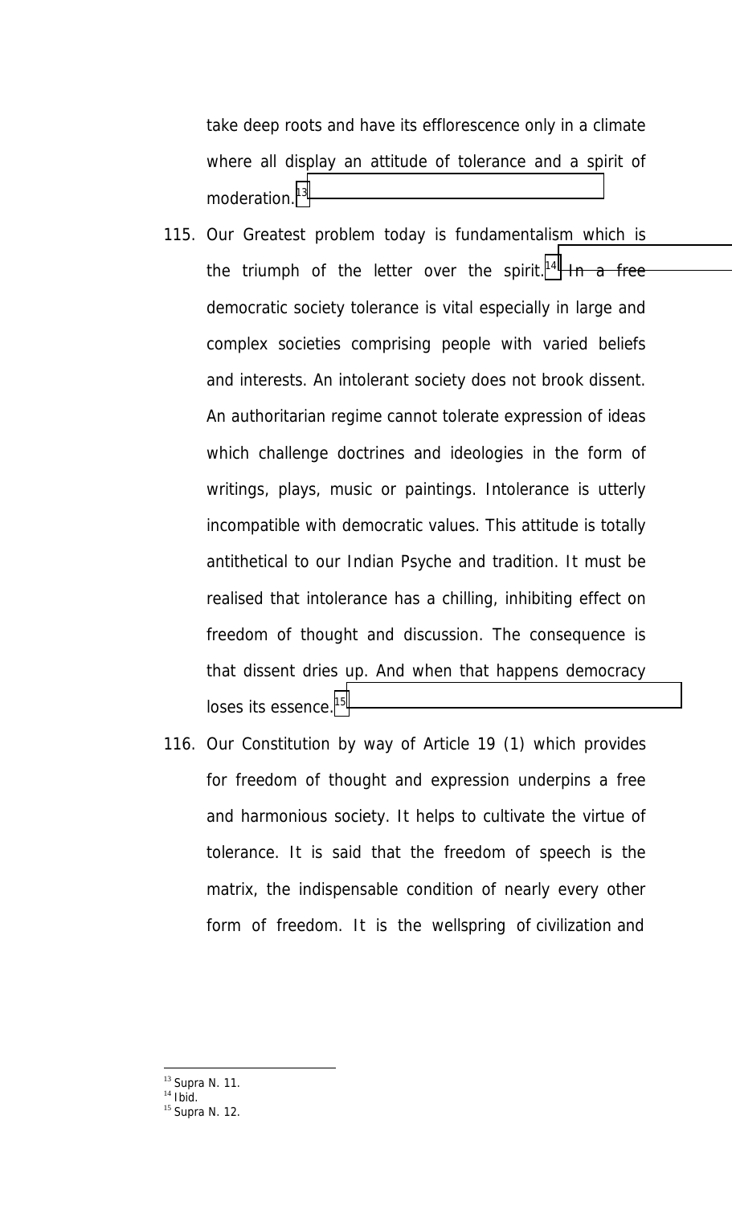take deep roots and have its efflorescence only in a climate where all display an attitude of tolerance and a spirit of moderation.[13]

115. Our Greatest problem today is fundamentalism which is the triumph of the letter over the spirit.[14] In a free democratic society tolerance is vital especially in large and complex societies comprising people with varied beliefs and interests. An intolerant society does not brook dissent. An authoritarian regime cannot tolerate expression of ideas which challenge doctrines and ideologies in the form of writings, plays, music or paintings. Intolerance is utterly incompatible with democratic values. This attitude is totally antithetical to our Indian Psyche and tradition. It must be realised that intolerance has a chilling, inhibiting effect on freedom of thought and discussion. The consequence is that dissent dries up. And when that happens democracy loses its essence.[15]

116. Our Constitution by way of Article 19 (1) which provides for freedom of thought and expression underpins a free and harmonious society. It helps to cultivate the virtue of tolerance. It is said that the freedom of speech is the matrix, the indispensable condition of nearly every other form of freedom. It is the wellspring of civilization and

[13] Supra N. 11.
[14] Ibid.
[15] Supra N. 12.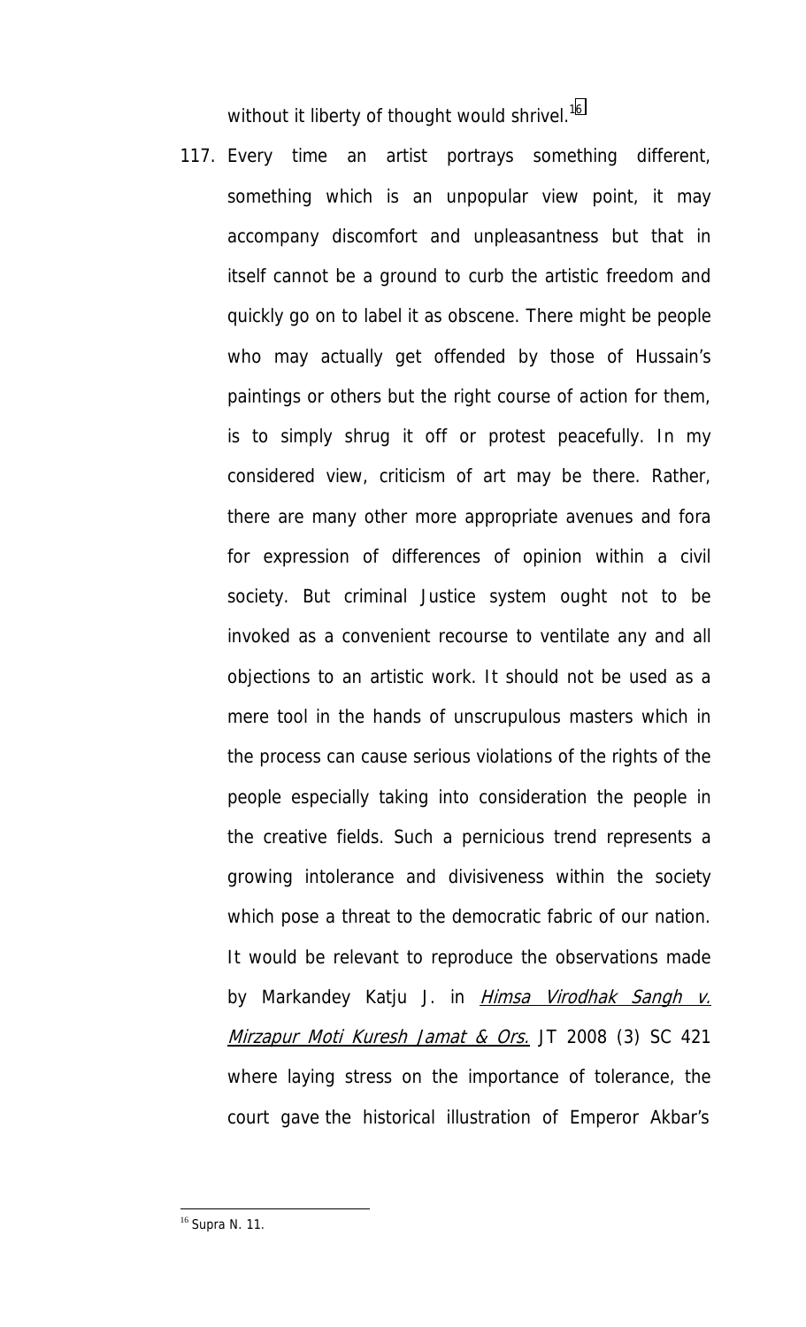without it liberty of thought would shrivel.[16]

117. Every time an artist portrays something different, something which is an unpopular view point, it may accompany discomfort and unpleasantness but that in itself cannot be a ground to curb the artistic freedom and quickly go on to label it as obscene. There might be people who may actually get offended by those of Hussain's paintings or others but the right course of action for them, is to simply shrug it off or protest peacefully. In my considered view, criticism of art may be there. Rather, there are many other more appropriate avenues and fora for expression of differences of opinion within a civil society. But criminal Justice system ought not to be invoked as a convenient recourse to ventilate any and all objections to an artistic work. It should not be used as a mere tool in the hands of unscrupulous masters which in the process can cause serious violations of the rights of the people especially taking into consideration the people in the creative fields. Such a pernicious trend represents a growing intolerance and divisiveness within the society which pose a threat to the democratic fabric of our nation. It would be relevant to reproduce the observations made by Markandey Katju J. in *Himsa Virodhak Sangh v. Mirzapur Moti Kuresh Jamat & Ors.* JT 2008 (3) SC 421 where laying stress on the importance of tolerance, the court gave the historical illustration of Emperor Akbar's

[16] Supra N. 11.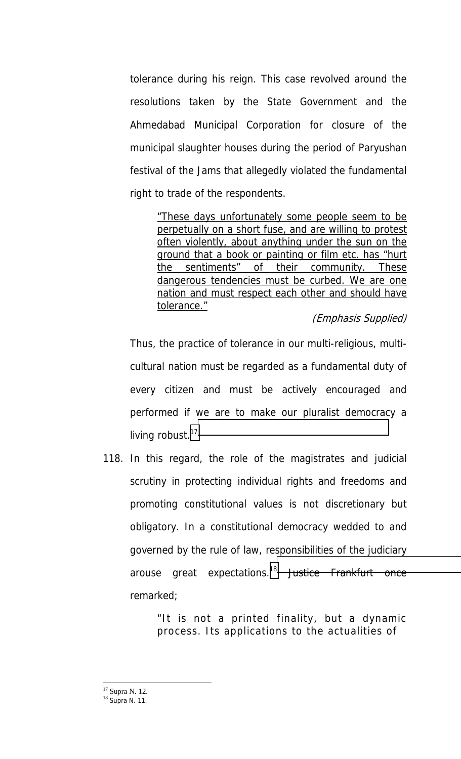tolerance during his reign. This case revolved around the resolutions taken by the State Government and the Ahmedabad Municipal Corporation for closure of the municipal slaughter houses during the period of Paryushan festival of the Jams that allegedly violated the fundamental right to trade of the respondents.

> "These days unfortunately some people seem to be perpetually on a short fuse, and are willing to protest often violently, about anything under the sun on the ground that a book or painting or film etc. has "hurt the sentiments" of their community. These dangerous tendencies must be curbed. We are one nation and must respect each other and should have tolerance."
>
> *(Emphasis Supplied)*

Thus, the practice of tolerance in our multi-religious, multi-cultural nation must be regarded as a fundamental duty of every citizen and must be actively encouraged and performed if we are to make our pluralist democracy a living robust.[17]

118. In this regard, the role of the magistrates and judicial scrutiny in protecting individual rights and freedoms and promoting constitutional values is not discretionary but obligatory. In a constitutional democracy wedded to and governed by the rule of law, responsibilities of the judiciary arouse great expectations.[18] Justice Frankfurt once remarked;

> "It is not a printed finality, but a dynamic process. Its applications to the actualities of

---

[17] Supra N. 12.

[18] Supra N. 11.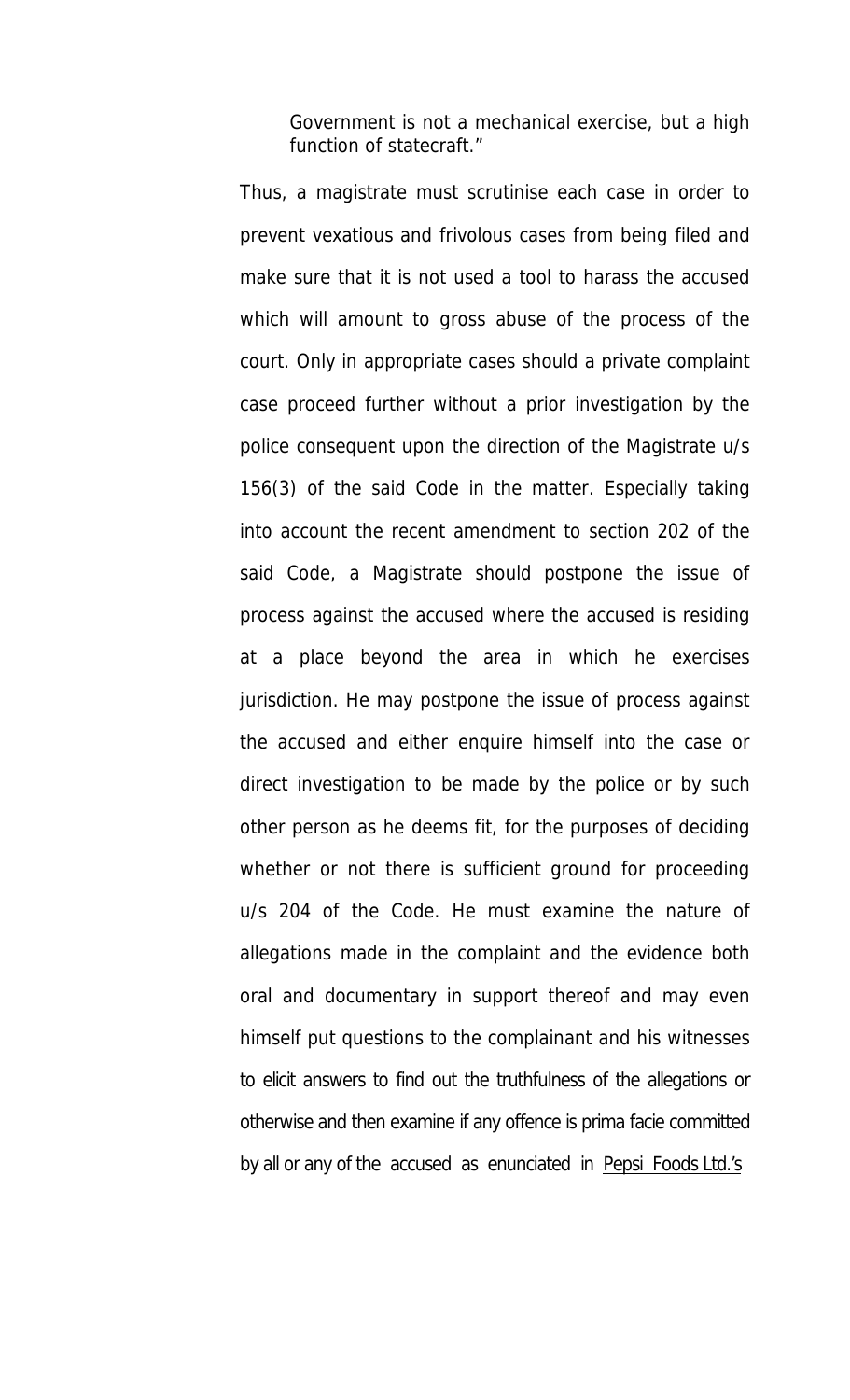> Government is not a mechanical exercise, but a high function of statecraft."

Thus, a magistrate must scrutinise each case in order to prevent vexatious and frivolous cases from being filed and make sure that it is not used a tool to harass the accused which will amount to gross abuse of the process of the court. Only in appropriate cases should a private complaint case proceed further without a prior investigation by the police consequent upon the direction of the Magistrate u/s 156(3) of the said Code in the matter. Especially taking into account the recent amendment to section 202 of the said Code, a Magistrate should postpone the issue of process against the accused where the accused is residing at a place beyond the area in which he exercises jurisdiction. He may postpone the issue of process against the accused and either enquire himself into the case or direct investigation to be made by the police or by such other person as he deems fit, for the purposes of deciding whether or not there is sufficient ground for proceeding u/s 204 of the Code. He must examine the nature of allegations made in the complaint and the evidence both oral and documentary in support thereof and may even himself put questions to the complainant and his witnesses to elicit answers to find out the truthfulness of the allegations or otherwise and then examine if any offence is prima facie committed by all or any of the accused as enunciated in Pepsi Foods Ltd.'s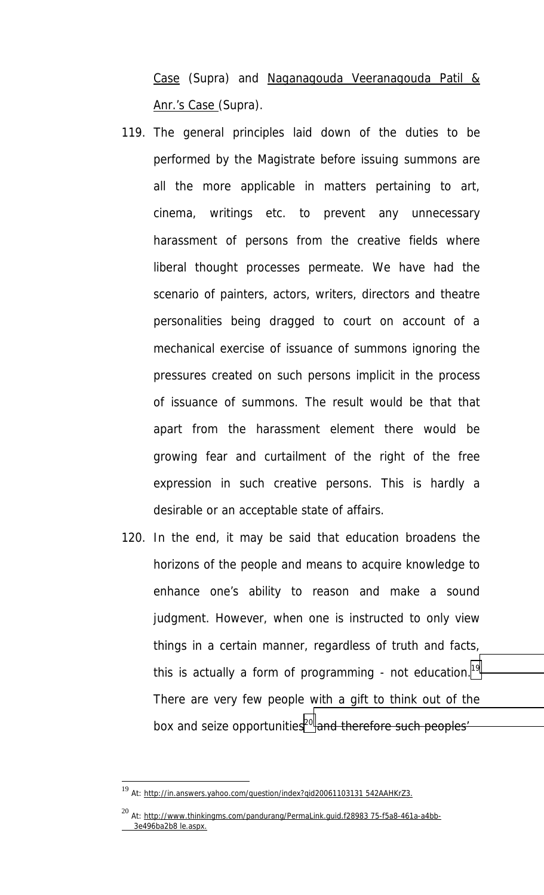Case (Supra) and Naganagouda Veeranagouda Patil & Anr.'s Case (Supra).

119. The general principles laid down of the duties to be performed by the Magistrate before issuing summons are all the more applicable in matters pertaining to art, cinema, writings etc. to prevent any unnecessary harassment of persons from the creative fields where liberal thought processes permeate. We have had the scenario of painters, actors, writers, directors and theatre personalities being dragged to court on account of a mechanical exercise of issuance of summons ignoring the pressures created on such persons implicit in the process of issuance of summons. The result would be that that apart from the harassment element there would be growing fear and curtailment of the right of the free expression in such creative persons. This is hardly a desirable or an acceptable state of affairs.

120. In the end, it may be said that education broadens the horizons of the people and means to acquire knowledge to enhance one's ability to reason and make a sound judgment. However, when one is instructed to only view things in a certain manner, regardless of truth and facts, this is actually a form of programming - not education.[19] There are very few people with a gift to think out of the box and seize opportunities[20] and therefore such peoples'

---

[19] At: http://in.answers.yahoo.com/question/index?qid20061103131 542AAHKrZ3.

[20] At: http://www.thinkingms.com/pandurang/PermaLink.guid.f28983 75-f5a8-461a-a4bb-3e496ba2b8 le.aspx.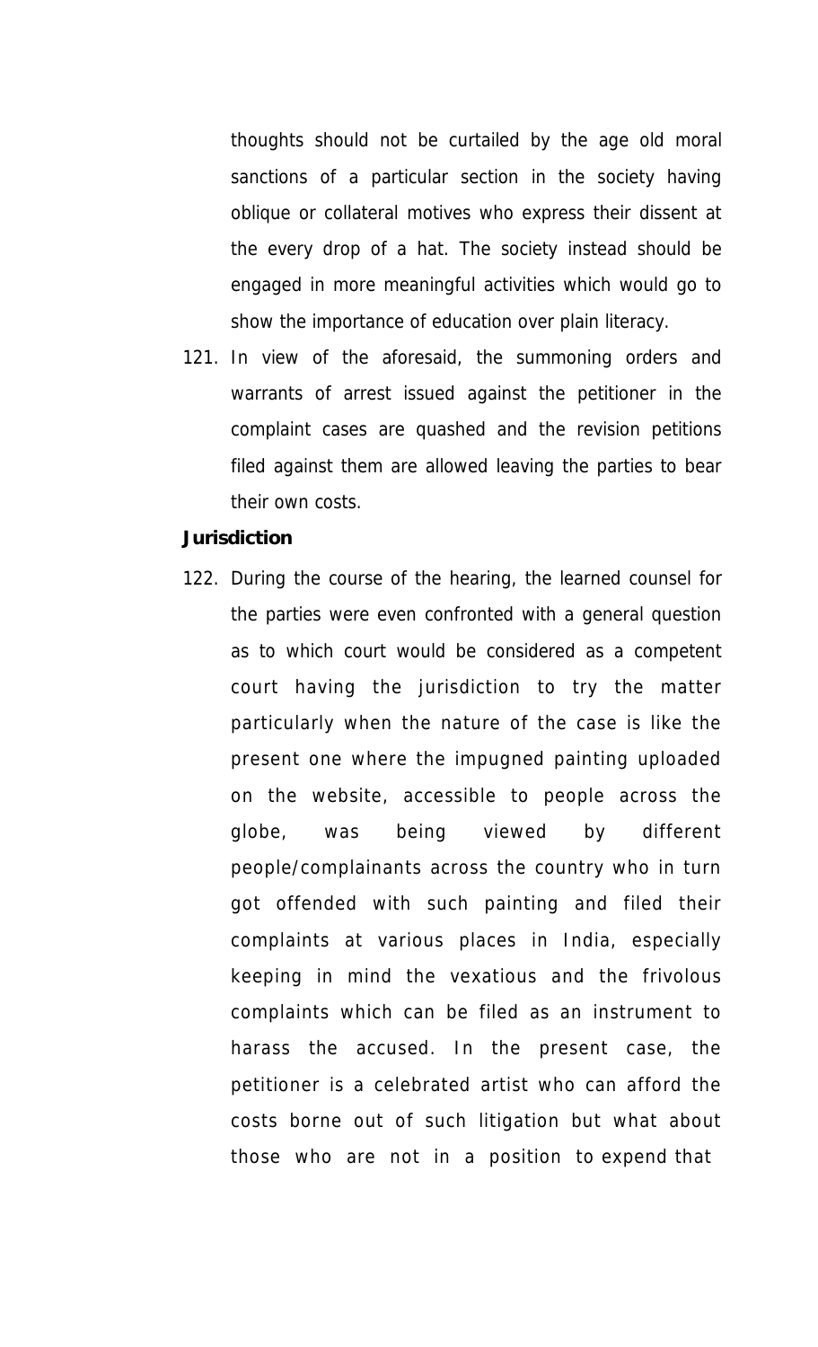thoughts should not be curtailed by the age old moral sanctions of a particular section in the society having oblique or collateral motives who express their dissent at the every drop of a hat. The society instead should be engaged in more meaningful activities which would go to show the importance of education over plain literacy.

121. In view of the aforesaid, the summoning orders and warrants of arrest issued against the petitioner in the complaint cases are quashed and the revision petitions filed against them are allowed leaving the parties to bear their own costs.

**Jurisdiction**

122. During the course of the hearing, the learned counsel for the parties were even confronted with a general question as to which court would be considered as a competent court having the jurisdiction to try the matter particularly when the nature of the case is like the present one where the impugned painting uploaded on the website, accessible to people across the globe, was being viewed by different people/complainants across the country who in turn got offended with such painting and filed their complaints at various places in India, especially keeping in mind the vexatious and the frivolous complaints which can be filed as an instrument to harass the accused. In the present case, the petitioner is a celebrated artist who can afford the costs borne out of such litigation but what about those who are not in a position to expend that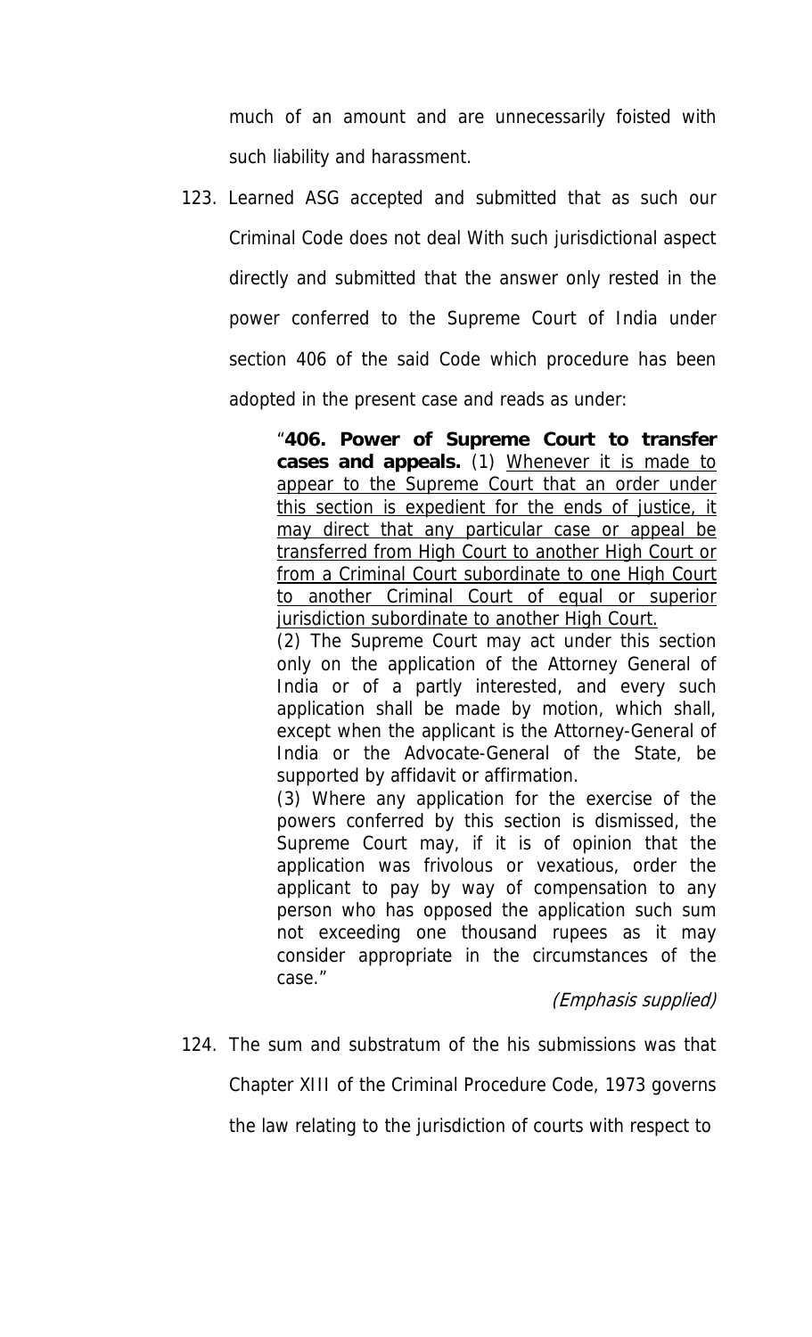much of an amount and are unnecessarily foisted with such liability and harassment.

123. Learned ASG accepted and submitted that as such our Criminal Code does not deal With such jurisdictional aspect directly and submitted that the answer only rested in the power conferred to the Supreme Court of India under section 406 of the said Code which procedure has been adopted in the present case and reads as under:

> "**406. Power of Supreme Court to transfer cases and appeals.** (1) <u>Whenever it is made to appear to the Supreme Court that an order under this section is expedient for the ends of justice, it may direct that any particular case or appeal be transferred from High Court to another High Court or from a Criminal Court subordinate to one High Court to another Criminal Court of equal or superior jurisdiction subordinate to another High Court.</u>
>
> (2) The Supreme Court may act under this section only on the application of the Attorney General of India or of a partly interested, and every such application shall be made by motion, which shall, except when the applicant is the Attorney-General of India or the Advocate-General of the State, be supported by affidavit or affirmation.
>
> (3) Where any application for the exercise of the powers conferred by this section is dismissed, the Supreme Court may, if it is of opinion that the application was frivolous or vexatious, order the applicant to pay by way of compensation to any person who has opposed the application such sum not exceeding one thousand rupees as it may consider appropriate in the circumstances of the case."
>
> *(Emphasis supplied)*

124. The sum and substratum of the his submissions was that Chapter XIII of the Criminal Procedure Code, 1973 governs the law relating to the jurisdiction of courts with respect to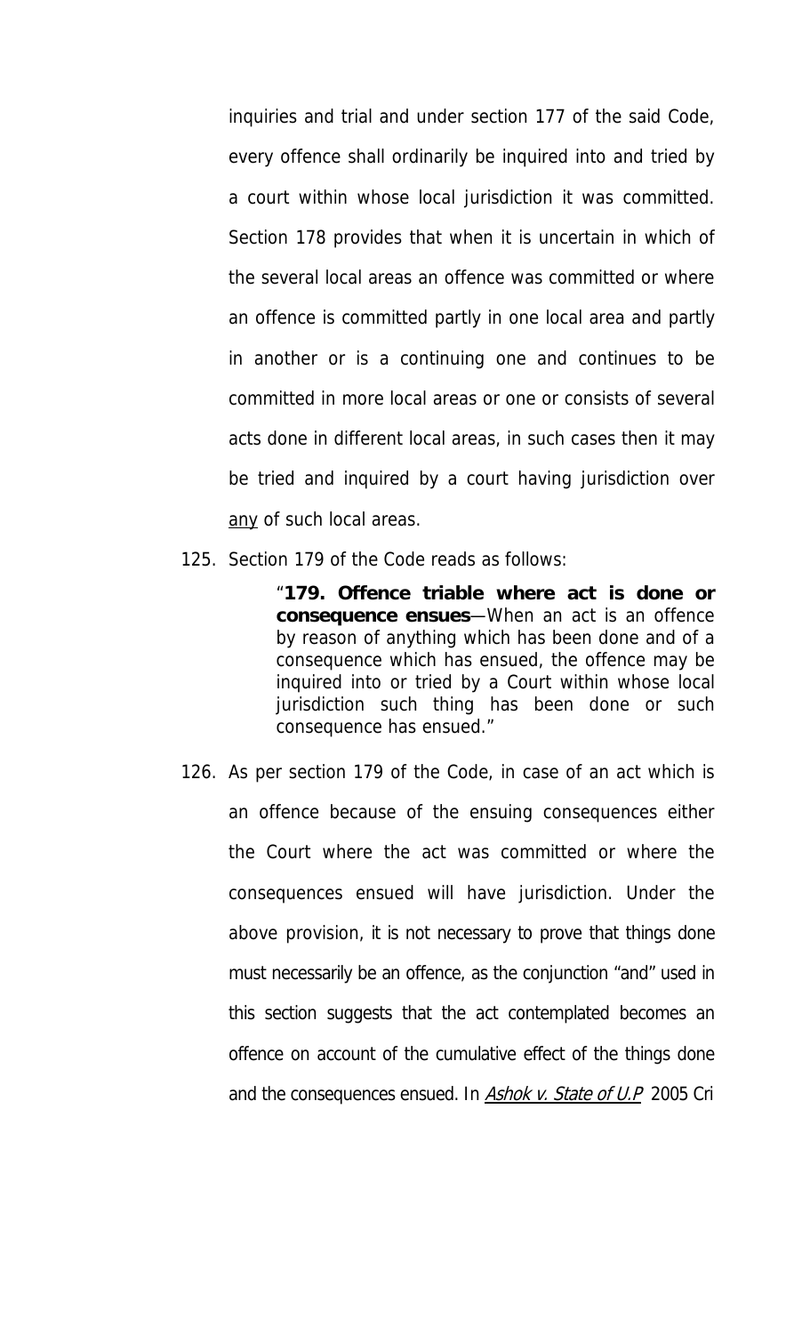inquiries and trial and under section 177 of the said Code, every offence shall ordinarily be inquired into and tried by a court within whose local jurisdiction it was committed. Section 178 provides that when it is uncertain in which of the several local areas an offence was committed or where an offence is committed partly in one local area and partly in another or is a continuing one and continues to be committed in more local areas or one or consists of several acts done in different local areas, in such cases then it may be tried and inquired by a court having jurisdiction over <u>any</u> of such local areas.

125. Section 179 of the Code reads as follows:

> "**179. Offence triable where act is done or consequence ensues**—When an act is an offence by reason of anything which has been done and of a consequence which has ensued, the offence may be inquired into or tried by a Court within whose local jurisdiction such thing has been done or such consequence has ensued."

126. As per section 179 of the Code, in case of an act which is an offence because of the ensuing consequences either the Court where the act was committed or where the consequences ensued will have jurisdiction. Under the above provision, it is not necessary to prove that things done must necessarily be an offence, as the conjunction "and" used in this section suggests that the act contemplated becomes an offence on account of the cumulative effect of the things done and the consequences ensued. In *<u>Ashok v. State of U.P</u>* 2005 Cri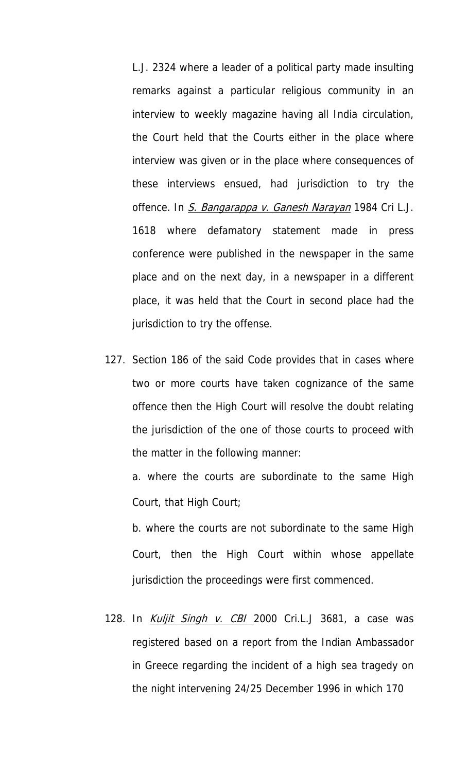L.J. 2324 where a leader of a political party made insulting remarks against a particular religious community in an interview to weekly magazine having all India circulation, the Court held that the Courts either in the place where interview was given or in the place where consequences of these interviews ensued, had jurisdiction to try the offence. In *S. Bangarappa v. Ganesh Narayan* 1984 Cri L.J. 1618 where defamatory statement made in press conference were published in the newspaper in the same place and on the next day, in a newspaper in a different place, it was held that the Court in second place had the jurisdiction to try the offense.

127. Section 186 of the said Code provides that in cases where two or more courts have taken cognizance of the same offence then the High Court will resolve the doubt relating the jurisdiction of the one of those courts to proceed with the matter in the following manner:

   a. where the courts are subordinate to the same High Court, that High Court;

   b. where the courts are not subordinate to the same High Court, then the High Court within whose appellate jurisdiction the proceedings were first commenced.

128. In *Kuljit Singh v. CBI* 2000 Cri.L.J 3681, a case was registered based on a report from the Indian Ambassador in Greece regarding the incident of a high sea tragedy on the night intervening 24/25 December 1996 in which 170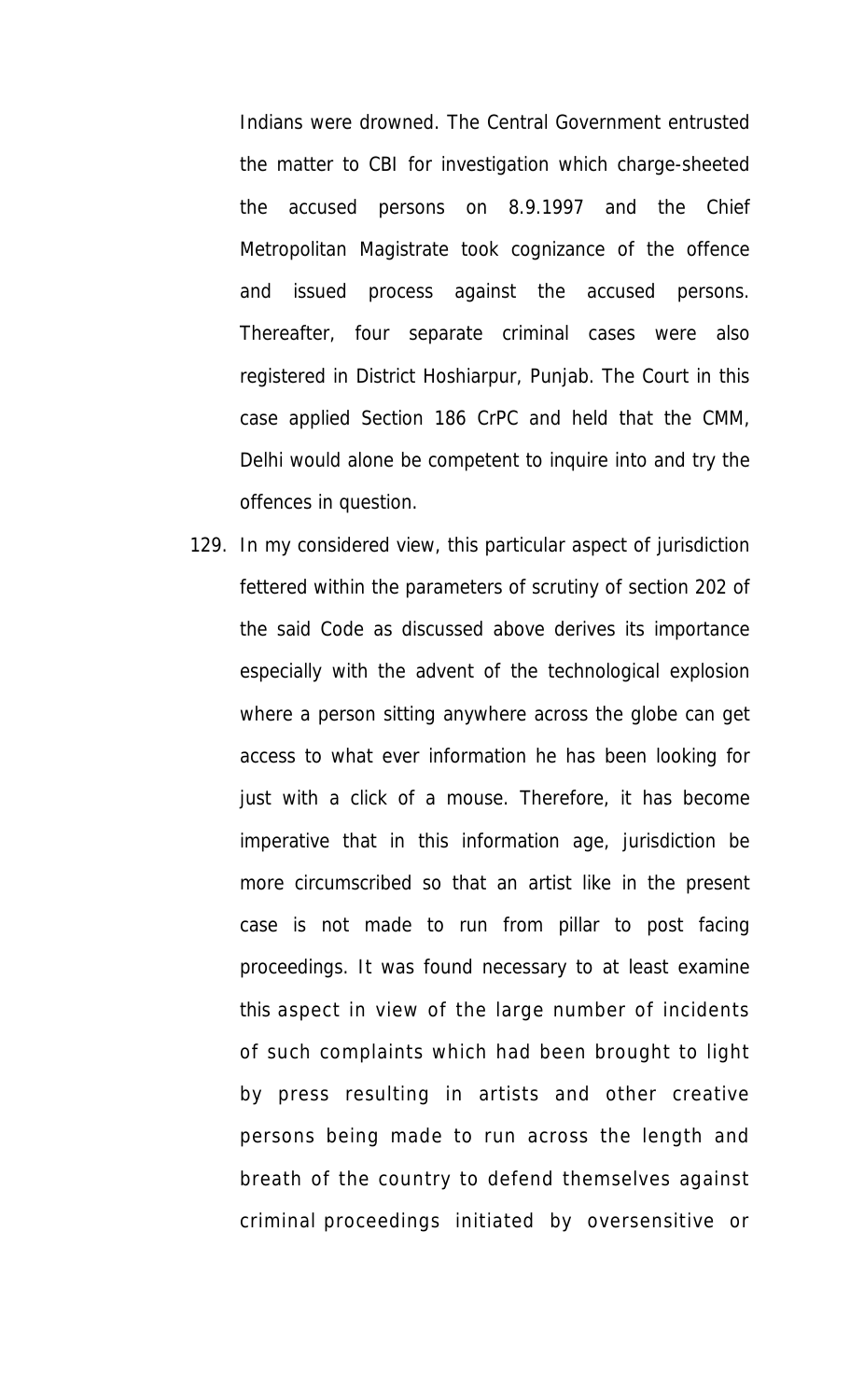Indians were drowned. The Central Government entrusted the matter to CBI for investigation which charge-sheeted the accused persons on 8.9.1997 and the Chief Metropolitan Magistrate took cognizance of the offence and issued process against the accused persons. Thereafter, four separate criminal cases were also registered in District Hoshiarpur, Punjab. The Court in this case applied Section 186 CrPC and held that the CMM, Delhi would alone be competent to inquire into and try the offences in question.

129. In my considered view, this particular aspect of jurisdiction fettered within the parameters of scrutiny of section 202 of the said Code as discussed above derives its importance especially with the advent of the technological explosion where a person sitting anywhere across the globe can get access to what ever information he has been looking for just with a click of a mouse. Therefore, it has become imperative that in this information age, jurisdiction be more circumscribed so that an artist like in the present case is not made to run from pillar to post facing proceedings. It was found necessary to at least examine this aspect in view of the large number of incidents of such complaints which had been brought to light by press resulting in artists and other creative persons being made to run across the length and breath of the country to defend themselves against criminal proceedings initiated by oversensitive or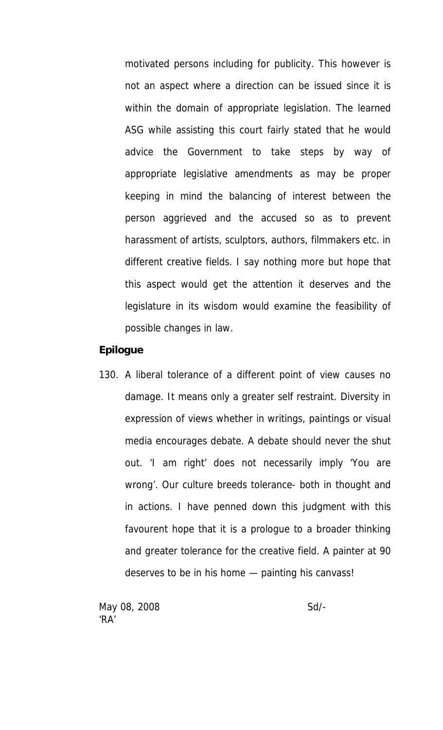motivated persons including for publicity. This however is not an aspect where a direction can be issued since it is within the domain of appropriate legislation. The learned ASG while assisting this court fairly stated that he would advice the Government to take steps by way of appropriate legislative amendments as may be proper keeping in mind the balancing of interest between the person aggrieved and the accused so as to prevent harassment of artists, sculptors, authors, filmmakers etc. in different creative fields. I say nothing more but hope that this aspect would get the attention it deserves and the legislature in its wisdom would examine the feasibility of possible changes in law.

**Epilogue**

130. A liberal tolerance of a different point of view causes no damage. It means only a greater self restraint. Diversity in expression of views whether in writings, paintings or visual media encourages debate. A debate should never the shut out. 'I am right' does not necessarily imply 'You are wrong'. Our culture breeds tolerance- both in thought and in actions. I have penned down this judgment with this favourent hope that it is a prologue to a broader thinking and greater tolerance for the creative field. A painter at 90 deserves to be in his home — painting his canvass!

May 08, 2008 Sd/-

'RA'